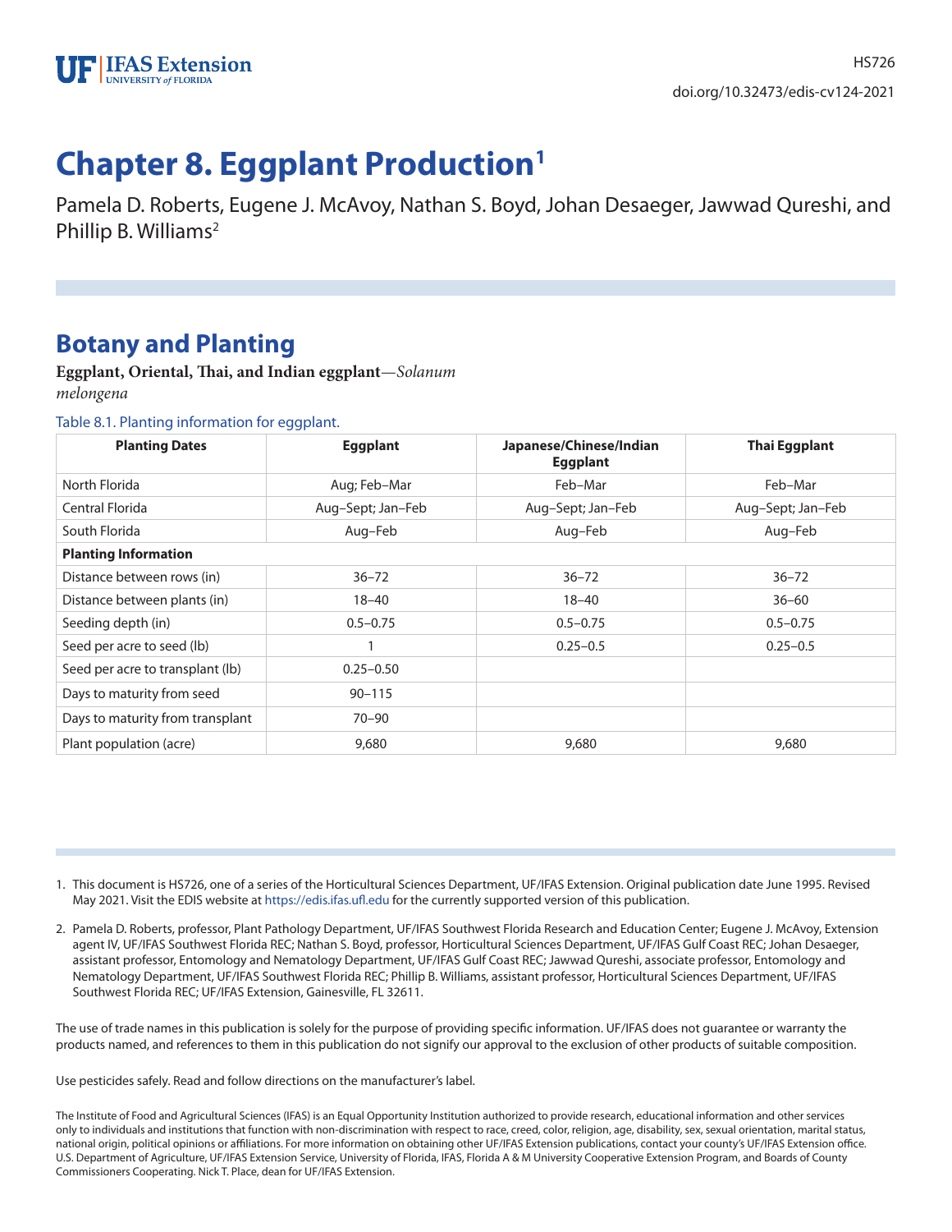HS726

doi.org/10.32473/edis-cv124-2021

# Chapter 8. Eggplant Production[1]

Pamela D. Roberts, Eugene J. McAvoy, Nathan S. Boyd, Johan Desaeger, Jawwad Qureshi, and Phillip B. Williams[2]

## Botany and Planting

**Eggplant, Oriental, Thai, and Indian eggplant**—*Solanum melongena*

Table 8.1. Planting information for eggplant.

| Planting Dates | Eggplant | Japanese/Chinese/Indian Eggplant | Thai Eggplant |
|---|---|---|---|
| North Florida | Aug; Feb–Mar | Feb–Mar | Feb–Mar |
| Central Florida | Aug–Sept; Jan–Feb | Aug–Sept; Jan–Feb | Aug–Sept; Jan–Feb |
| South Florida | Aug–Feb | Aug–Feb | Aug–Feb |
| **Planting Information** | | | |
| Distance between rows (in) | 36–72 | 36–72 | 36–72 |
| Distance between plants (in) | 18–40 | 18–40 | 36–60 |
| Seeding depth (in) | 0.5–0.75 | 0.5–0.75 | 0.5–0.75 |
| Seed per acre to seed (lb) | 1 | 0.25–0.5 | 0.25–0.5 |
| Seed per acre to transplant (lb) | 0.25–0.50 | | |
| Days to maturity from seed | 90–115 | | |
| Days to maturity from transplant | 70–90 | | |
| Plant population (acre) | 9,680 | 9,680 | 9,680 |

1. This document is HS726, one of a series of the Horticultural Sciences Department, UF/IFAS Extension. Original publication date June 1995. Revised May 2021. Visit the EDIS website at https://edis.ifas.ufl.edu for the currently supported version of this publication.

2. Pamela D. Roberts, professor, Plant Pathology Department, UF/IFAS Southwest Florida Research and Education Center; Eugene J. McAvoy, Extension agent IV, UF/IFAS Southwest Florida REC; Nathan S. Boyd, professor, Horticultural Sciences Department, UF/IFAS Gulf Coast REC; Johan Desaeger, assistant professor, Entomology and Nematology Department, UF/IFAS Gulf Coast REC; Jawwad Qureshi, associate professor, Entomology and Nematology Department, UF/IFAS Southwest Florida REC; Phillip B. Williams, assistant professor, Horticultural Sciences Department, UF/IFAS Southwest Florida REC; UF/IFAS Extension, Gainesville, FL 32611.

The use of trade names in this publication is solely for the purpose of providing specific information. UF/IFAS does not guarantee or warranty the products named, and references to them in this publication do not signify our approval to the exclusion of other products of suitable composition.

Use pesticides safely. Read and follow directions on the manufacturer's label.

The Institute of Food and Agricultural Sciences (IFAS) is an Equal Opportunity Institution authorized to provide research, educational information and other services only to individuals and institutions that function with non-discrimination with respect to race, creed, color, religion, age, disability, sex, sexual orientation, marital status, national origin, political opinions or affiliations. For more information on obtaining other UF/IFAS Extension publications, contact your county's UF/IFAS Extension office. U.S. Department of Agriculture, UF/IFAS Extension Service, University of Florida, IFAS, Florida A & M University Cooperative Extension Program, and Boards of County Commissioners Cooperating. Nick T. Place, dean for UF/IFAS Extension.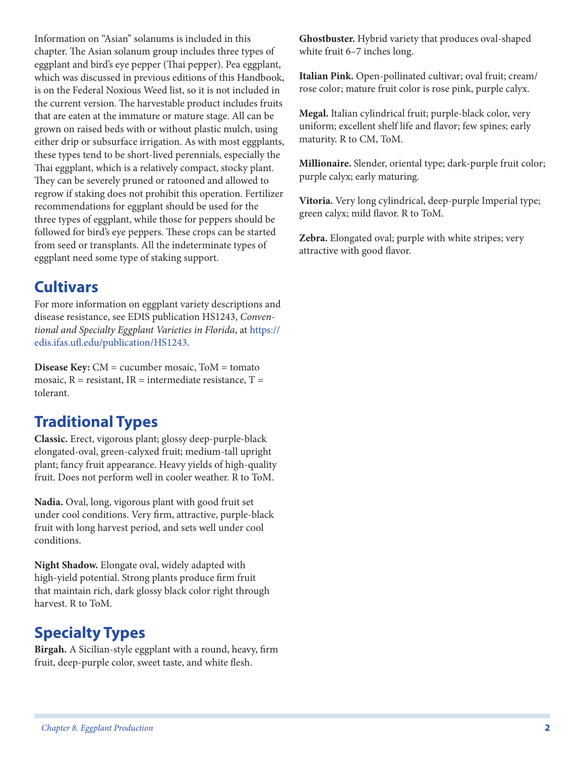Information on "Asian" solanums is included in this chapter. The Asian solanum group includes three types of eggplant and bird's eye pepper (Thai pepper). Pea eggplant, which was discussed in previous editions of this Handbook, is on the Federal Noxious Weed list, so it is not included in the current version. The harvestable product includes fruits that are eaten at the immature or mature stage. All can be grown on raised beds with or without plastic mulch, using either drip or subsurface irrigation. As with most eggplants, these types tend to be short-lived perennials, especially the Thai eggplant, which is a relatively compact, stocky plant. They can be severely pruned or ratooned and allowed to regrow if staking does not prohibit this operation. Fertilizer recommendations for eggplant should be used for the three types of eggplant, while those for peppers should be followed for bird's eye peppers. These crops can be started from seed or transplants. All the indeterminate types of eggplant need some type of staking support.

## Cultivars

For more information on eggplant variety descriptions and disease resistance, see EDIS publication HS1243, *Conventional and Specialty Eggplant Varieties in Florida*, at https://edis.ifas.ufl.edu/publication/HS1243.

**Disease Key:** CM = cucumber mosaic, ToM = tomato mosaic, R = resistant, IR = intermediate resistance, T = tolerant.

## Traditional Types

**Classic.** Erect, vigorous plant; glossy deep-purple-black elongated-oval, green-calyxed fruit; medium-tall upright plant; fancy fruit appearance. Heavy yields of high-quality fruit. Does not perform well in cooler weather. R to ToM.

**Nadia.** Oval, long, vigorous plant with good fruit set under cool conditions. Very firm, attractive, purple-black fruit with long harvest period, and sets well under cool conditions.

**Night Shadow.** Elongate oval, widely adapted with high-yield potential. Strong plants produce firm fruit that maintain rich, dark glossy black color right through harvest. R to ToM.

## Specialty Types

**Birgah.** A Sicilian-style eggplant with a round, heavy, firm fruit, deep-purple color, sweet taste, and white flesh.

**Ghostbuster.** Hybrid variety that produces oval-shaped white fruit 6–7 inches long.

**Italian Pink.** Open-pollinated cultivar; oval fruit; cream/rose color; mature fruit color is rose pink, purple calyx.

**Megal.** Italian cylindrical fruit; purple-black color, very uniform; excellent shelf life and flavor; few spines; early maturity. R to CM, ToM.

**Millionaire.** Slender, oriental type; dark-purple fruit color; purple calyx; early maturing.

**Vitoria.** Very long cylindrical, deep-purple Imperial type; green calyx; mild flavor. R to ToM.

**Zebra.** Elongated oval; purple with white stripes; very attractive with good flavor.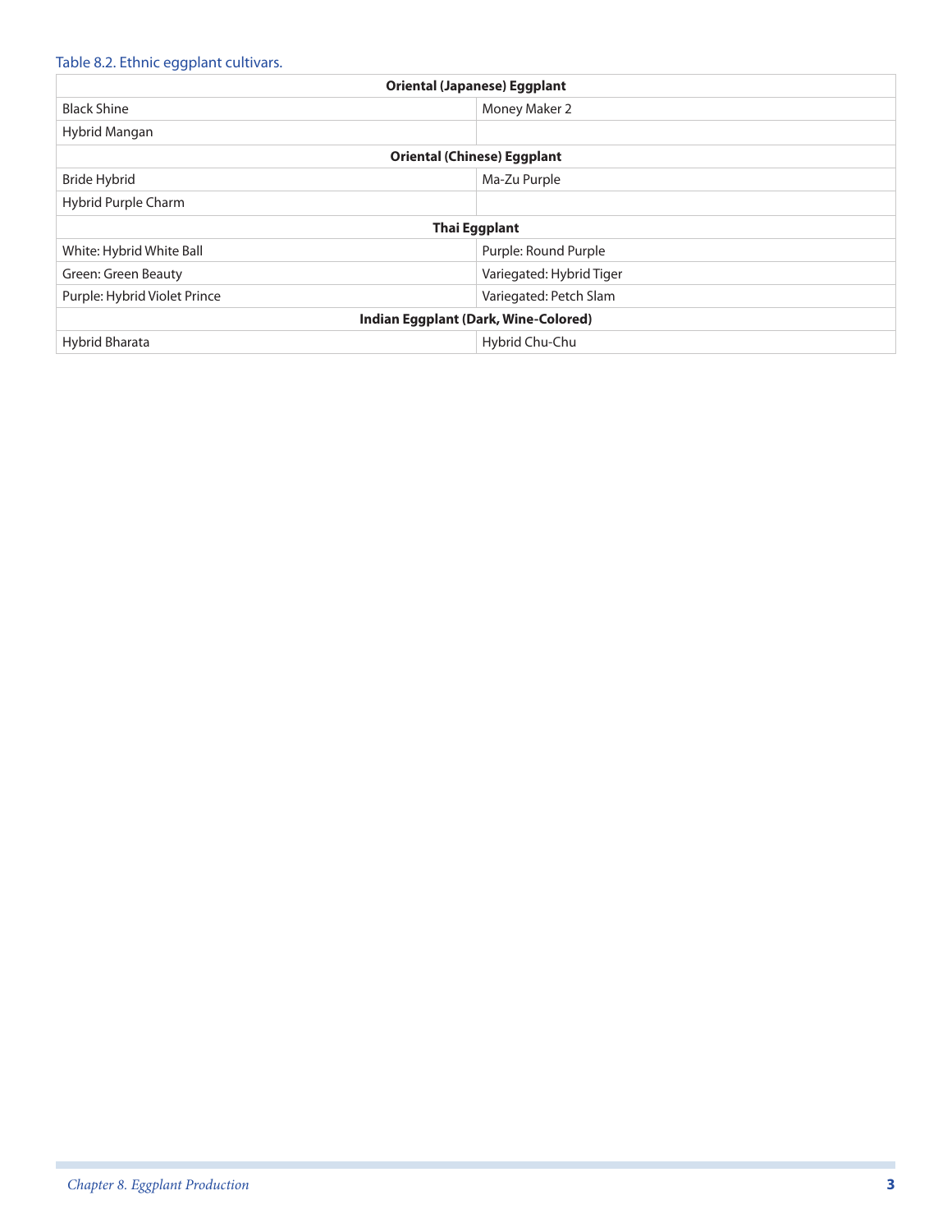Table 8.2. Ethnic eggplant cultivars.

| **Oriental (Japanese) Eggplant** | |
|---|---|
| Black Shine | Money Maker 2 |
| Hybrid Mangan | |
| **Oriental (Chinese) Eggplant** | |
| Bride Hybrid | Ma-Zu Purple |
| Hybrid Purple Charm | |
| **Thai Eggplant** | |
| White: Hybrid White Ball | Purple: Round Purple |
| Green: Green Beauty | Variegated: Hybrid Tiger |
| Purple: Hybrid Violet Prince | Variegated: Petch Slam |
| **Indian Eggplant (Dark, Wine-Colored)** | |
| Hybrid Bharata | Hybrid Chu-Chu |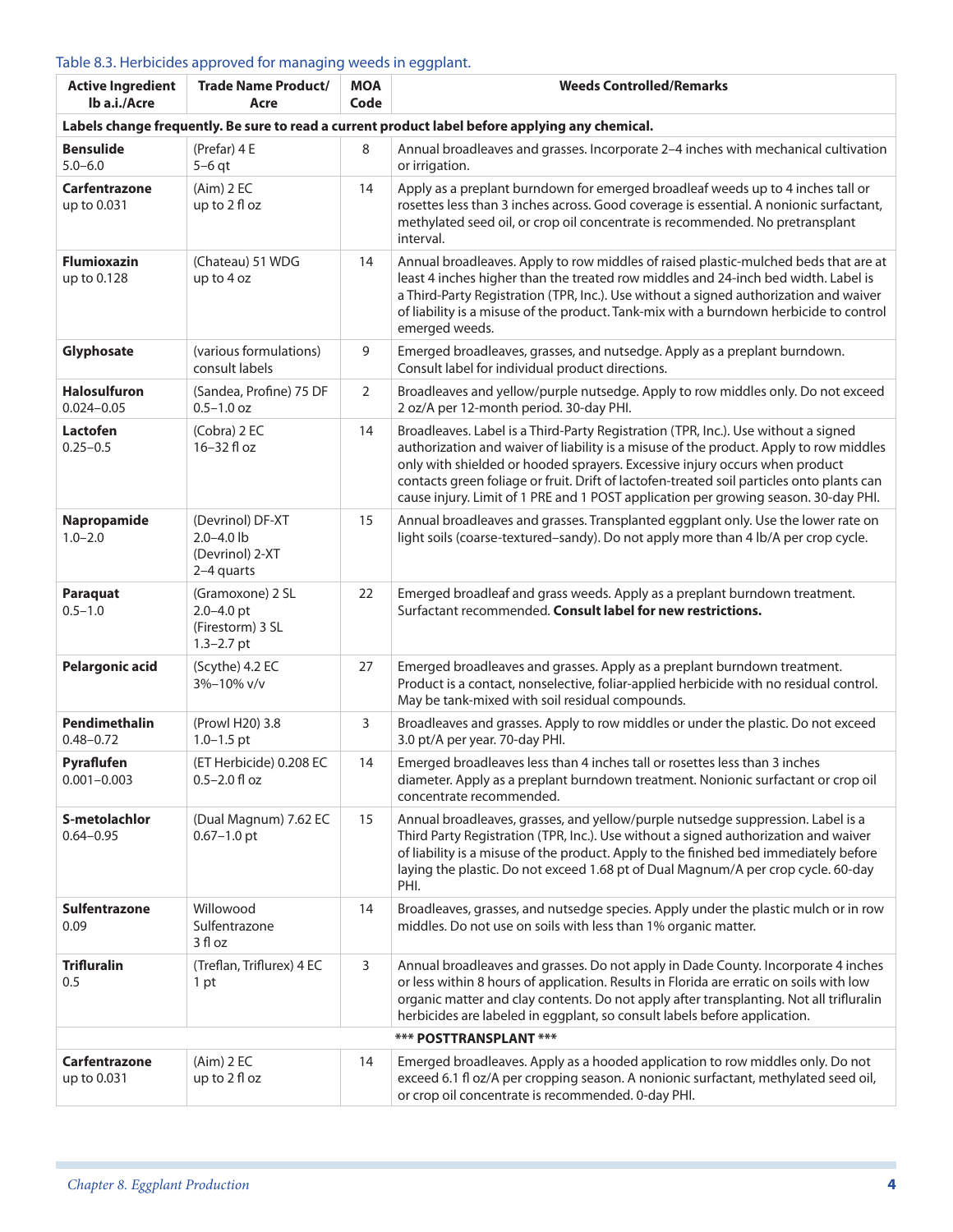Table 8.3. Herbicides approved for managing weeds in eggplant.

| Active Ingredient lb a.i./Acre | Trade Name Product/ Acre | MOA Code | Weeds Controlled/Remarks |
|---|---|---|---|
| **Labels change frequently. Be sure to read a current product label before applying any chemical.** | | | |
| **Bensulide** 5.0–6.0 | (Prefar) 4 E 5–6 qt | 8 | Annual broadleaves and grasses. Incorporate 2–4 inches with mechanical cultivation or irrigation. |
| **Carfentrazone** up to 0.031 | (Aim) 2 EC up to 2 fl oz | 14 | Apply as a preplant burndown for emerged broadleaf weeds up to 4 inches tall or rosettes less than 3 inches across. Good coverage is essential. A nonionic surfactant, methylated seed oil, or crop oil concentrate is recommended. No pretransplant interval. |
| **Flumioxazin** up to 0.128 | (Chateau) 51 WDG up to 4 oz | 14 | Annual broadleaves. Apply to row middles of raised plastic-mulched beds that are at least 4 inches higher than the treated row middles and 24-inch bed width. Label is a Third-Party Registration (TPR, Inc.). Use without a signed authorization and waiver of liability is a misuse of the product. Tank-mix with a burndown herbicide to control emerged weeds. |
| **Glyphosate** | (various formulations) consult labels | 9 | Emerged broadleaves, grasses, and nutsedge. Apply as a preplant burndown. Consult label for individual product directions. |
| **Halosulfuron** 0.024–0.05 | (Sandea, Profine) 75 DF 0.5–1.0 oz | 2 | Broadleaves and yellow/purple nutsedge. Apply to row middles only. Do not exceed 2 oz/A per 12-month period. 30-day PHI. |
| **Lactofen** 0.25–0.5 | (Cobra) 2 EC 16–32 fl oz | 14 | Broadleaves. Label is a Third-Party Registration (TPR, Inc.). Use without a signed authorization and waiver of liability is a misuse of the product. Apply to row middles only with shielded or hooded sprayers. Excessive injury occurs when product contacts green foliage or fruit. Drift of lactofen-treated soil particles onto plants can cause injury. Limit of 1 PRE and 1 POST application per growing season. 30-day PHI. |
| **Napropamide** 1.0–2.0 | (Devrinol) DF-XT 2.0–4.0 lb (Devrinol) 2-XT 2–4 quarts | 15 | Annual broadleaves and grasses. Transplanted eggplant only. Use the lower rate on light soils (coarse-textured–sandy). Do not apply more than 4 lb/A per crop cycle. |
| **Paraquat** 0.5–1.0 | (Gramoxone) 2 SL 2.0–4.0 pt (Firestorm) 3 SL 1.3–2.7 pt | 22 | Emerged broadleaf and grass weeds. Apply as a preplant burndown treatment. Surfactant recommended. **Consult label for new restrictions.** |
| **Pelargonic acid** | (Scythe) 4.2 EC 3%–10% v/v | 27 | Emerged broadleaves and grasses. Apply as a preplant burndown treatment. Product is a contact, nonselective, foliar-applied herbicide with no residual control. May be tank-mixed with soil residual compounds. |
| **Pendimethalin** 0.48–0.72 | (Prowl H20) 3.8 1.0–1.5 pt | 3 | Broadleaves and grasses. Apply to row middles or under the plastic. Do not exceed 3.0 pt/A per year. 70-day PHI. |
| **Pyraflufen** 0.001–0.003 | (ET Herbicide) 0.208 EC 0.5–2.0 fl oz | 14 | Emerged broadleaves less than 4 inches tall or rosettes less than 3 inches diameter. Apply as a preplant burndown treatment. Nonionic surfactant or crop oil concentrate recommended. |
| **S-metolachlor** 0.64–0.95 | (Dual Magnum) 7.62 EC 0.67–1.0 pt | 15 | Annual broadleaves, grasses, and yellow/purple nutsedge suppression. Label is a Third Party Registration (TPR, Inc.). Use without a signed authorization and waiver of liability is a misuse of the product. Apply to the finished bed immediately before laying the plastic. Do not exceed 1.68 pt of Dual Magnum/A per crop cycle. 60-day PHI. |
| **Sulfentrazone** 0.09 | Willowood Sulfentrazone 3 fl oz | 14 | Broadleaves, grasses, and nutsedge species. Apply under the plastic mulch or in row middles. Do not use on soils with less than 1% organic matter. |
| **Trifluralin** 0.5 | (Treflan, Triflurex) 4 EC 1 pt | 3 | Annual broadleaves and grasses. Do not apply in Dade County. Incorporate 4 inches or less within 8 hours of application. Results in Florida are erratic on soils with low organic matter and clay contents. Do not apply after transplanting. Not all trifluralin herbicides are labeled in eggplant, so consult labels before application. |
| **\*\*\* POSTTRANSPLANT \*\*\*** | | | |
| **Carfentrazone** up to 0.031 | (Aim) 2 EC up to 2 fl oz | 14 | Emerged broadleaves. Apply as a hooded application to row middles only. Do not exceed 6.1 fl oz/A per cropping season. A nonionic surfactant, methylated seed oil, or crop oil concentrate is recommended. 0-day PHI. |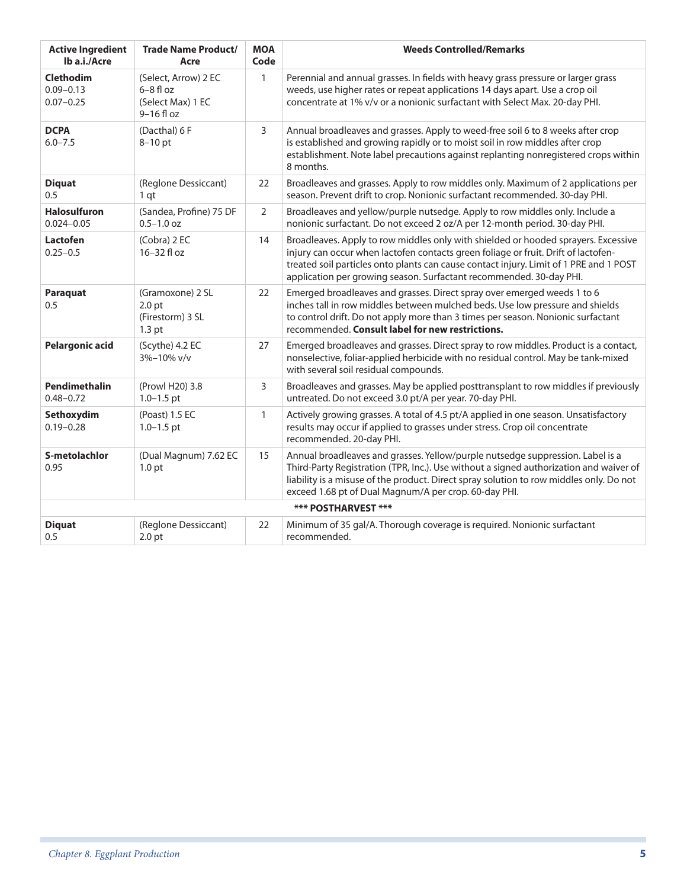| Active Ingredient lb a.i./Acre | Trade Name Product/ Acre | MOA Code | Weeds Controlled/Remarks |
|---|---|---|---|
| **Clethodim**<br>0.09–0.13<br>0.07–0.25 | (Select, Arrow) 2 EC<br>6–8 fl oz<br>(Select Max) 1 EC<br>9–16 fl oz | 1 | Perennial and annual grasses. In fields with heavy grass pressure or larger grass weeds, use higher rates or repeat applications 14 days apart. Use a crop oil concentrate at 1% v/v or a nonionic surfactant with Select Max. 20-day PHI. |
| **DCPA**<br>6.0–7.5 | (Dacthal) 6 F<br>8–10 pt | 3 | Annual broadleaves and grasses. Apply to weed-free soil 6 to 8 weeks after crop is established and growing rapidly or to moist soil in row middles after crop establishment. Note label precautions against replanting nonregistered crops within 8 months. |
| **Diquat**<br>0.5 | (Reglone Dessiccant)<br>1 qt | 22 | Broadleaves and grasses. Apply to row middles only. Maximum of 2 applications per season. Prevent drift to crop. Nonionic surfactant recommended. 30-day PHI. |
| **Halosulfuron**<br>0.024–0.05 | (Sandea, Profine) 75 DF<br>0.5–1.0 oz | 2 | Broadleaves and yellow/purple nutsedge. Apply to row middles only. Include a nonionic surfactant. Do not exceed 2 oz/A per 12-month period. 30-day PHI. |
| **Lactofen**<br>0.25–0.5 | (Cobra) 2 EC<br>16–32 fl oz | 14 | Broadleaves. Apply to row middles only with shielded or hooded sprayers. Excessive injury can occur when lactofen contacts green foliage or fruit. Drift of lactofen-treated soil particles onto plants can cause contact injury. Limit of 1 PRE and 1 POST application per growing season. Surfactant recommended. 30-day PHI. |
| **Paraquat**<br>0.5 | (Gramoxone) 2 SL<br>2.0 pt<br>(Firestorm) 3 SL<br>1.3 pt | 22 | Emerged broadleaves and grasses. Direct spray over emerged weeds 1 to 6 inches tall in row middles between mulched beds. Use low pressure and shields to control drift. Do not apply more than 3 times per season. Nonionic surfactant recommended. **Consult label for new restrictions.** |
| **Pelargonic acid** | (Scythe) 4.2 EC<br>3%–10% v/v | 27 | Emerged broadleaves and grasses. Direct spray to row middles. Product is a contact, nonselective, foliar-applied herbicide with no residual control. May be tank-mixed with several soil residual compounds. |
| **Pendimethalin**<br>0.48–0.72 | (Prowl H20) 3.8<br>1.0–1.5 pt | 3 | Broadleaves and grasses. May be applied posttransplant to row middles if previously untreated. Do not exceed 3.0 pt/A per year. 70-day PHI. |
| **Sethoxydim**<br>0.19–0.28 | (Poast) 1.5 EC<br>1.0–1.5 pt | 1 | Actively growing grasses. A total of 4.5 pt/A applied in one season. Unsatisfactory results may occur if applied to grasses under stress. Crop oil concentrate recommended. 20-day PHI. |
| **S-metolachlor**<br>0.95 | (Dual Magnum) 7.62 EC<br>1.0 pt | 15 | Annual broadleaves and grasses. Yellow/purple nutsedge suppression. Label is a Third-Party Registration (TPR, Inc.). Use without a signed authorization and waiver of liability is a misuse of the product. Direct spray solution to row middles only. Do not exceed 1.68 pt of Dual Magnum/A per crop. 60-day PHI. |
| | | | **\*\*\* POSTHARVEST \*\*\*** |
| **Diquat**<br>0.5 | (Reglone Dessiccant)<br>2.0 pt | 22 | Minimum of 35 gal/A. Thorough coverage is required. Nonionic surfactant recommended. |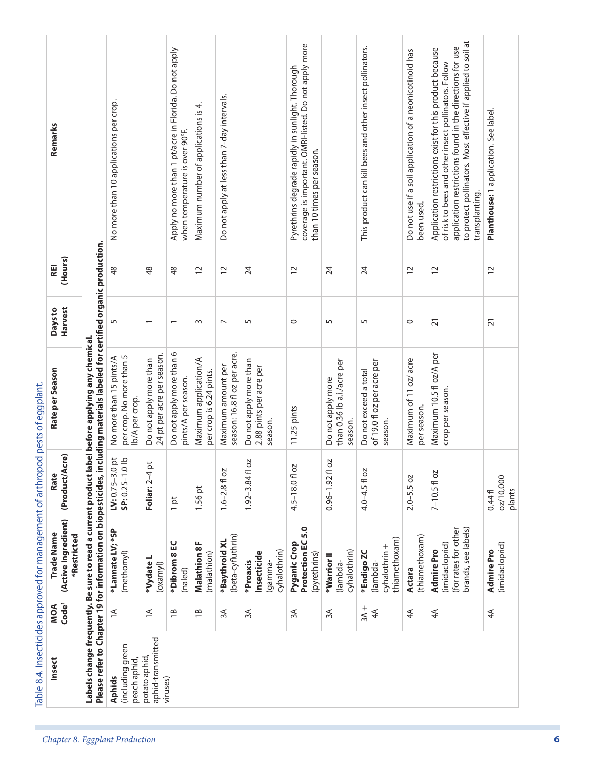Table 8.4. Insecticides approved for management of arthropod pests of eggplant.

| Insect | MOA Code[1] | Trade Name (Active Ingredient) *Restricted | Rate (Product/Acre) | Rate per Season | Days to Harvest | REI (Hours) | Remarks |
|---|---|---|---|---|---|---|---|
| **Labels change frequently. Be sure to read a current product label before applying any chemical. Please refer to Chapter 19 for information on biopesticides, including materials labeled for certified organic production.** | | | | | | | |
| **Aphids** (including green peach aphid, potato aphid, aphid-transmitted viruses) | 1A | ***Lannate LV; *SP** (methomyl) | **LV:** 0.75–3.0 pt **SP:** 0.25–1.0 lb | No more than 15 pints/A per crop. No more than 5 lb/A per crop. | 5 | 48 | No more than 10 applications per crop. |
| | 1A | ***Vydate L** (oxamyl) | **Foliar:** 2–4 pt | Do not apply more than 24 pt per acre per season. | 1 | 48 | |
| | 1B | ***Dibrom 8 EC** (naled) | 1 pt | Do not apply more than 6 pints/A per season. | 1 | 48 | Apply no more than 1 pt/acre in Florida. Do not apply when temperature is over 90°F. |
| | 1B | **Malathion 8F** (malathion) | 1.56 pt | Maximum application/A per crop is 6.24 pints. | 3 | 12 | Maximum number of applications is 4. |
| | 3A | ***Baythroid XL** (beta-cyfluthrin) | 1.6–2.8 fl oz | Maximum amount per season: 16.8 fl oz per acre. | 7 | 12 | Do not apply at less than 7-day intervals. |
| | 3A | ***Proaxis Insecticide** (gamma-cyhalothrin) | 1.92–3.84 fl oz | Do not apply more than 2.88 pints per acre per season. | 5 | 24 | |
| | 3A | **Pyganic Crop Protection EC 5.0** (pyrethrins) | 4.5–18.0 fl oz | 11.25 pints | 0 | 12 | Pyrethrins degrade rapidly in sunlight. Thorough coverage is important. OMRI-listed. Do not apply more than 10 times per season. |
| | 3A | ***Warrior II** (lambda-cyhalothrin) | 0.96–1.92 fl oz | Do not apply more than 0.36 lb a.i./acre per season. | 5 | 24 | |
| | 3A + 4A | ***Endigo ZC** (lambda-cyhalothrin + thiamethoxam) | 4.0–4.5 fl oz | Do not exceed a total of 19.0 fl oz per acre per season. | 5 | 24 | This product can kill bees and other insect pollinators. |
| | 4A | **Actara** (thiamethoxam) | 2.0–5.5 oz | Maximum of 11 oz/ acre per season. | 0 | 12 | Do not use if a soil application of a neonicotinoid has been used. |
| | 4A | **Admire Pro** (imidacloprid) (for rates for other brands, see labels) | 7–10.5 fl oz | Maximum 10.5 fl oz/A per crop per season. | 21 | 12 | Application restrictions exist for this product because of risk to bees and other insect pollinators. Follow application restrictions found in the directions for use to protect pollinators. Most effective if applied to soil at transplanting. |
| | 4A | **Admire Pro** (imidacloprid) | 0.44 fl oz/10,000 plants | | 21 | 12 | **Planthouse:** 1 application. See label. |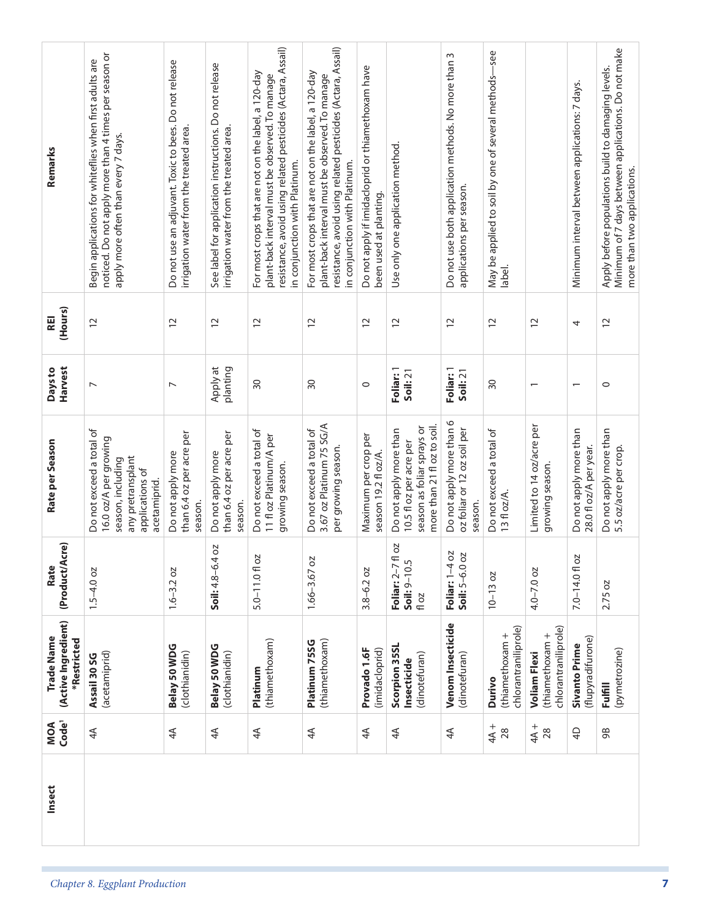| Insect | MOA Code[1] | Trade Name (Active Ingredient) *Restricted | Rate (Product/Acre) | Rate per Season | Days to Harvest | REI (Hours) | Remarks |
|---|---|---|---|---|---|---|---|
| | 4A | **Assail 30 SG** (acetamiprid) | 1.5–4.0 oz | Do not exceed a total of 16.0 oz/A per growing season, including any pretransplant applications of acetamiprid. | 7 | 12 | Begin applications for whiteflies when first adults are noticed. Do not apply more than 4 times per season or apply more often than every 7 days. |
| | 4A | **Belay 50 WDG** (clothianidin) | 1.6–3.2 oz | Do not apply more than 6.4 oz per acre per season. | 7 | 12 | Do not use an adjuvant. Toxic to bees. Do not release irrigation water from the treated area. |
| | 4A | **Belay 50 WDG** (clothianidin) | **Soil:** 4.8–6.4 oz | Do not apply more than 6.4 oz per acre per season. | Apply at planting | 12 | See label for application instructions. Do not release irrigation water from the treated area. |
| | 4A | **Platinum** (thiamethoxam) | 5.0–11.0 fl oz | Do not exceed a total of 11 fl oz Platinum/A per growing season. | 30 | 12 | For most crops that are not on the label, a 120-day plant-back interval must be observed. To manage resistance, avoid using related pesticides (Actara, Assail) in conjunction with Platinum. |
| | 4A | **Platinum 75SG** (thiamethoxam) | 1.66–3.67 oz | Do not exceed a total of 3.67 oz Platinum 75 SG/A per growing season. | 30 | 12 | For most crops that are not on the label, a 120-day plant-back interval must be observed. To manage resistance, avoid using related pesticides (Actara, Assail) in conjunction with Platinum. |
| | 4A | **Provado 1.6F** (imidacloprid) | 3.8–6.2 oz | Maximum per crop per season 19.2 fl oz/A. | 0 | 12 | Do not apply if imidacloprid or thiamethoxam have been used at planting. |
| | 4A | **Scorpion 35SL Insecticide** (dinotefuran) | **Foliar:** 2–7 fl oz **Soil:** 9–10.5 fl oz | Do not apply more than 10.5 fl oz per acre per season as foliar sprays or more than 21 fl oz to soil. | **Foliar:** 1 **Soil:** 21 | 12 | Use only one application method. |
| | 4A | **Venom Insecticide** (dinotefuran) | **Foliar:** 1–4 oz **Soil:** 5–6.0 oz | Do not apply more than 6 oz foliar or 12 oz soil per season. | **Foliar:** 1 **Soil:** 21 | 12 | Do not use both application methods. No more than 3 applications per season. |
| | 4A + 28 | **Durivo** (thiamethoxam + chlorantraniliprole) | 10–13 oz | Do not exceed a total of 13 fl oz/A. | 30 | 12 | May be applied to soil by one of several methods—see label. |
| | 4A + 28 | **Voliam Flexi** (thiamethoxam + chlorantraniliprole) | 4.0–7.0 oz | Limited to 14 oz/acre per growing season. | 1 | 12 | |
| | 4D | **Sivanto Prime** (flupyradifurone) | 7.0–14.0 fl oz | Do not apply more than 28.0 fl oz/A per year. | 1 | 4 | Minimum interval between applications: 7 days. |
| | 9B | **Fulfill** (pymetrozine) | 2.75 oz | Do not apply more than 5.5 oz/acre per crop. | 0 | 12 | Apply before populations build to damaging levels. Minimum of 7 days between applications. Do not make more than two applications. |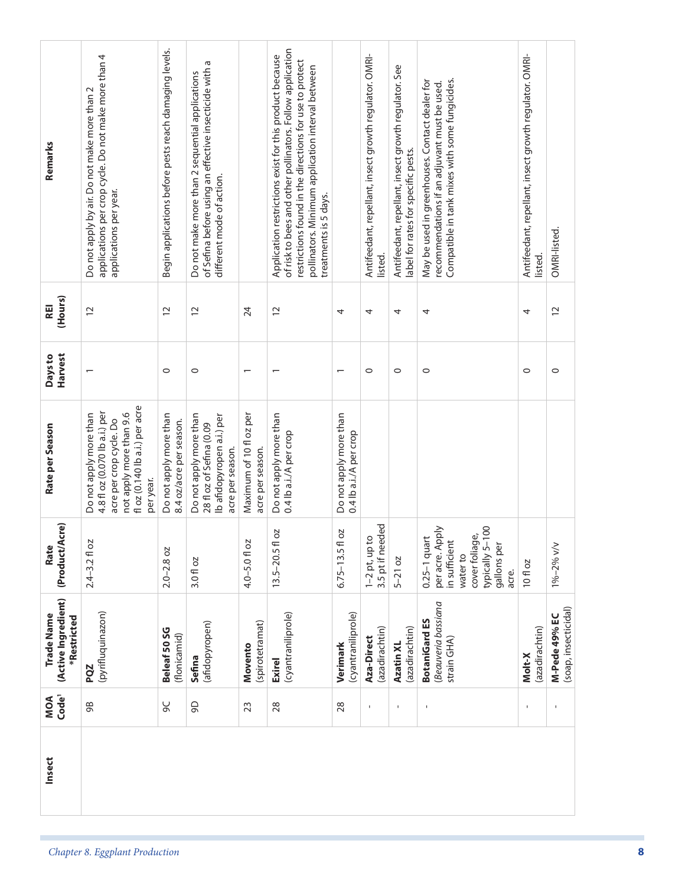| Insect | MOA Code[1] | Trade Name (Active Ingredient) *Restricted | Rate (Product/Acre) | Rate per Season | Days to Harvest | REI (Hours) | Remarks |
|---|---|---|---|---|---|---|---|
| | 9B | **PQZ** (pyrifluquinazon) | 2.4–3.2 fl oz | Do not apply more than 4.8 fl oz (0.070 lb a.i.) per acre per crop cycle. Do not apply more than 9.6 fl oz (0.140 lb a.i.) per acre per year. | 1 | 12 | Do not apply by air. Do not make more than 2 applications per crop cycle. Do not make more than 4 applications per year. |
| | 9C | **Beleaf 50 SG** (flonicamid) | 2.0–2.8 oz | Do not apply more than 8.4 oz/acre per season. | 0 | 12 | Begin applications before pests reach damaging levels. |
| | 9D | **Sefina** (afidopyropen) | 3.0 fl oz | Do not apply more than 28 fl oz of Sefina (0.09 lb afidopyropen a.i.) per acre per season. | 0 | 12 | Do not make more than 2 sequential applications of Sefina before using an effective insecticide with a different mode of action. |
| | 23 | **Movento** (spirotetramat) | 4.0–5.0 fl oz | Maximum of 10 fl oz per acre per season. | 1 | 24 | |
| | 28 | **Exirel** (cyantraniliprole) | 13.5–20.5 fl oz | Do not apply more than 0.4 lb a.i./A per crop | 1 | 12 | Application restrictions exist for this product because of risk to bees and other pollinators. Follow application restrictions found in the directions for use to protect pollinators. Minimum application interval between treatments is 5 days. |
| | 28 | **Verimark** (cyantraniliprole) | 6.75–13.5 fl oz | Do not apply more than 0.4 lb a.i./A per crop | 1 | 4 | |
| | - | **Aza-Direct** (azadirachtin) | 1–2 pt, up to 3.5 pt if needed | | 0 | 4 | Antifeedant, repellant, insect growth regulator. OMRI-listed. |
| | - | **Azatin XL** (azadirachtin) | 5–21 oz | | 0 | 4 | Antifeedant, repellant, insect growth regulator. See label for rates for specific pests. |
| | - | **BotaniGard ES** (*Beauveria bassiana* strain GHA) | 0.25–1 quart per acre. Apply in sufficient water to cover foliage, typically 5–100 gallons per acre. | | 0 | 4 | May be used in greenhouses. Contact dealer for recommendations if an adjuvant must be used. Compatible in tank mixes with some fungicides. |
| | - | **Molt-X** (azadirachtin) | 10 fl oz | | 0 | 4 | Antifeedant, repellant, insect growth regulator. OMRI-listed. |
| | - | **M-Pede 49% EC** (soap, insecticidal) | 1%–2% v/v | | 0 | 12 | OMRI-listed. |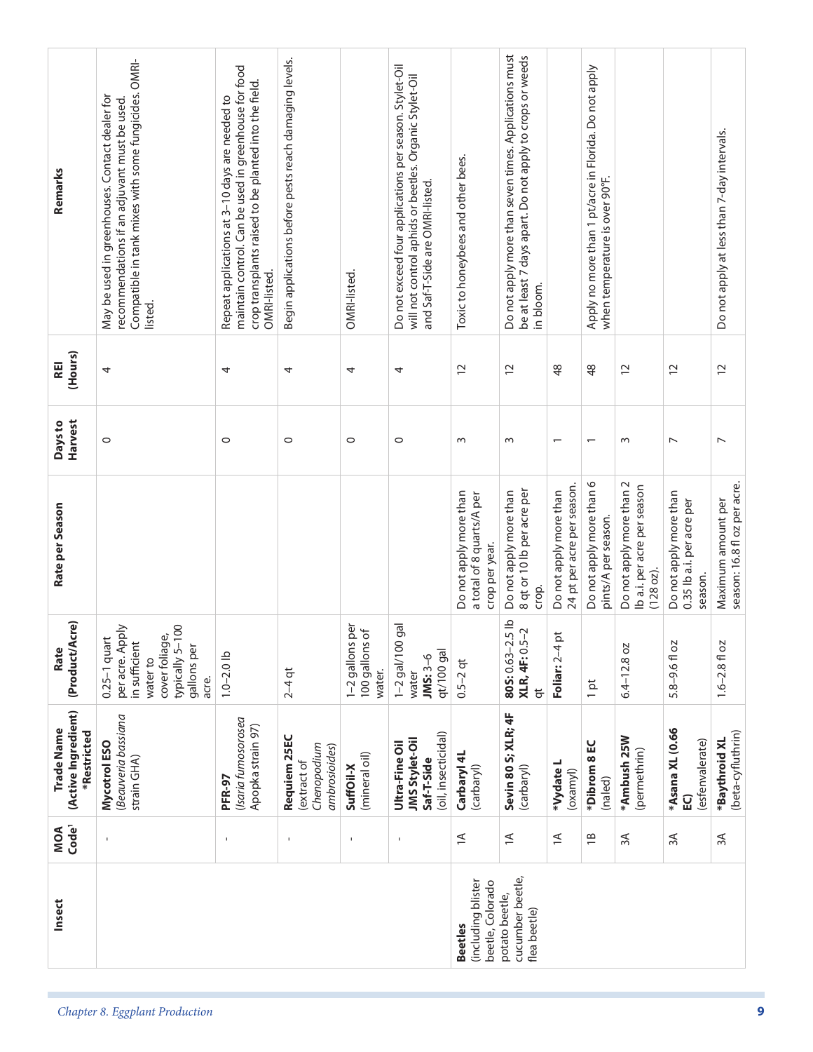| Insect | MOA Code[1] | Trade Name (Active Ingredient) *Restricted | Rate (Product/Acre) | Rate per Season | Days to Harvest | REI (Hours) | Remarks |
|---|---|---|---|---|---|---|---|
| | - | **Mycotrol ESO** (*Beauveria bassiana* strain GHA) | 0.25–1 quart per acre. Apply in sufficient water to cover foliage, typically 5–100 gallons per acre. | | 0 | 4 | May be used in greenhouses. Contact dealer for recommendations if an adjuvant must be used. Compatible in tank mixes with some fungicides. OMRI-listed. |
| | - | **PFR-97** (*Isaria fumosorosea* Apopka strain 97) | 1.0–2.0 lb | | 0 | 4 | Repeat applications at 3–10 days are needed to maintain control. Can be used in greenhouse for food crop transplants raised to be planted into the field. OMRI-listed. |
| | - | **Requiem 25EC** (extract of *Chenopodium ambrosioides*) | 2–4 qt | | 0 | 4 | Begin applications before pests reach damaging levels. |
| | - | **SuffOil-X** (mineral oil) | 1–2 gallons per 100 gallons of water. | | 0 | 4 | OMRI-listed. |
| | - | **Ultra-Fine Oil JMS Stylet-Oil Saf-T-Side** (oil, insecticidal) | 1–2 gal/100 gal water **JMS:** 3–6 qt/100 gal | | 0 | 4 | Do not exceed four applications per season. Stylet-Oil will not control aphids or beetles. Organic Stylet-Oil and Saf-T-Side are OMRI-listed. |
| **Beetles** (including blister beetle, Colorado potato beetle, cucumber beetle, flea beetle) | 1A | **Carbaryl 4L** (carbaryl) | 0.5–2 qt | Do not apply more than a total of 8 quarts/A per crop per year. | 3 | 12 | Toxic to honeybees and other bees. |
| | 1A | **Sevin 80 S; XLR; 4F** (carbaryl) | **80S:** 0.63–2.5 lb **XLR, 4F:** 0.5–2 qt | Do not apply more than 8 qt or 10 lb per acre per crop. | 3 | 12 | Do not apply more than seven times. Applications must be at least 7 days apart. Do not apply to crops or weeds in bloom. |
| | 1A | ***Vydate L** (oxamyl) | **Foliar:** 2–4 pt | Do not apply more than 24 pt per acre per season. | 1 | 48 | |
| | 1B | ***Dibrom 8 EC** (naled) | 1 pt | Do not apply more than 6 pints/A per season. | 1 | 48 | Apply no more than 1 pt/acre in Florida. Do not apply when temperature is over 90°F. |
| | 3A | ***Ambush 25W** (permethrin) | 6.4–12.8 oz | Do not apply more than 2 lb a.i. per acre per season (128 oz). | 3 | 12 | |
| | 3A | ***Asana XL (0.66 EC)** (esfenvalerate) | 5.8–9.6 fl oz | Do not apply more than 0.35 lb a.i. per acre per season. | 7 | 12 | |
| | 3A | ***Baythroid XL** (beta-cyfluthrin) | 1.6–2.8 fl oz | Maximum amount per season: 16.8 fl oz per acre. | 7 | 12 | Do not apply at less than 7-day intervals. |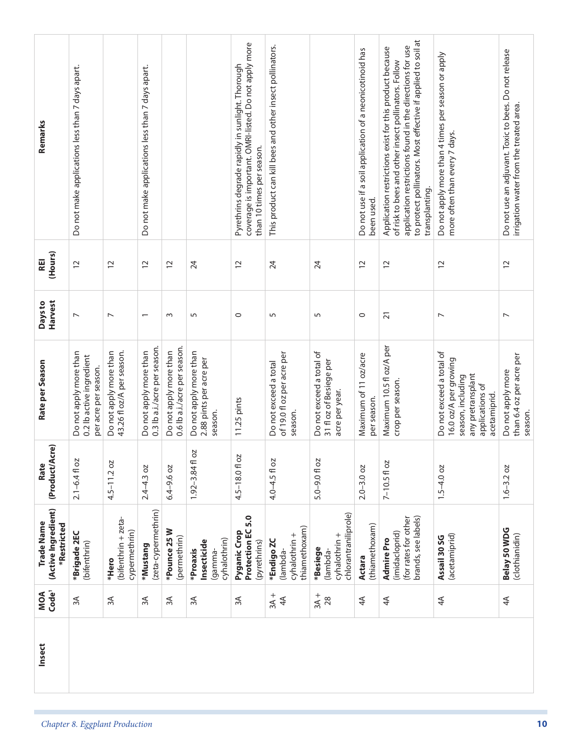| Insect | MOA Code[1] | Trade Name (Active Ingredient) *Restricted | Rate (Product/Acre) | Rate per Season | Days to Harvest | REI (Hours) | Remarks |
|---|---|---|---|---|---|---|---|
| | 3A | ***Brigade 2EC** (bifenthrin) | 2.1–6.4 fl oz | Do not apply more than 0.2 lb active ingredient per acre per season. | 7 | 12 | Do not make applications less than 7 days apart. |
| | 3A | ***Hero** (bifenthrin + zeta-cypermethrin) | 4.5–11.2 oz | Do not apply more than 43.26 fl oz/A per season. | 7 | 12 | |
| | 3A | ***Mustang** (zeta-cypermethrin) | 2.4–4.3 oz | Do not apply more than 0.3 lb a.i./acre per season. | 1 | 12 | Do not make applications less than 7 days apart. |
| | 3A | ***Pounce 25 W** (permethrin) | 6.4–9.6 oz | Do not apply more than 0.6 lb a.i./acre per season. | 3 | 12 | |
| | 3A | ***Proaxis Insecticide** (gamma-cyhalothrin) | 1.92–3.84 fl oz | Do not apply more than 2.88 pints per acre per season. | 5 | 24 | |
| | 3A | **Pyganic Crop Protection EC 5.0** (pyrethrins) | 4.5–18.0 fl oz | 11.25 pints | 0 | 12 | Pyrethrins degrade rapidly in sunlight. Thorough coverage is important. OMRI-listed. Do not apply more than 10 times per season. |
| | 3A + 4A | ***Endigo ZC** (lambda-cyhalothrin + thiamethoxam) | 4.0–4.5 fl oz | Do not exceed a total of 19.0 fl oz per acre per season. | 5 | 24 | This product can kill bees and other insect pollinators. |
| | 3A + 28 | ***Besiege** (lambda-cyhalothrin + chlorantraniliprole) | 5.0–9.0 fl oz | Do not exceed a total of 31 fl oz of Besiege per acre per year. | 5 | 24 | |
| | 4A | **Actara** (thiamethoxam) | 2.0–3.0 oz | Maximum of 11 oz/acre per season. | 0 | 12 | Do not use if a soil application of a neonicotinoid has been used. |
| | 4A | **Admire Pro** (imidacloprid) (for rates for other brands, see labels) | 7–10.5 fl oz | Maximum 10.5 fl oz/A per crop per season. | 21 | 12 | Application restrictions exist for this product because of risk to bees and other insect pollinators. Follow application restrictions found in the directions for use to protect pollinators. Most effective if applied to soil at transplanting. |
| | 4A | **Assail 30 SG** (acetamiprid) | 1.5–4.0 oz | Do not exceed a total of 16.0 oz/A per growing season, including any pretransplant applications of acetamiprid. | 7 | 12 | Do not apply more than 4 times per season or apply more often than every 7 days. |
| | 4A | **Belay 50 WDG** (clothianidin) | 1.6–3.2 oz | Do not apply more than 6.4 oz per acre per season. | 7 | 12 | Do not use an adjuvant. Toxic to bees. Do not release irrigation water from the treated area. |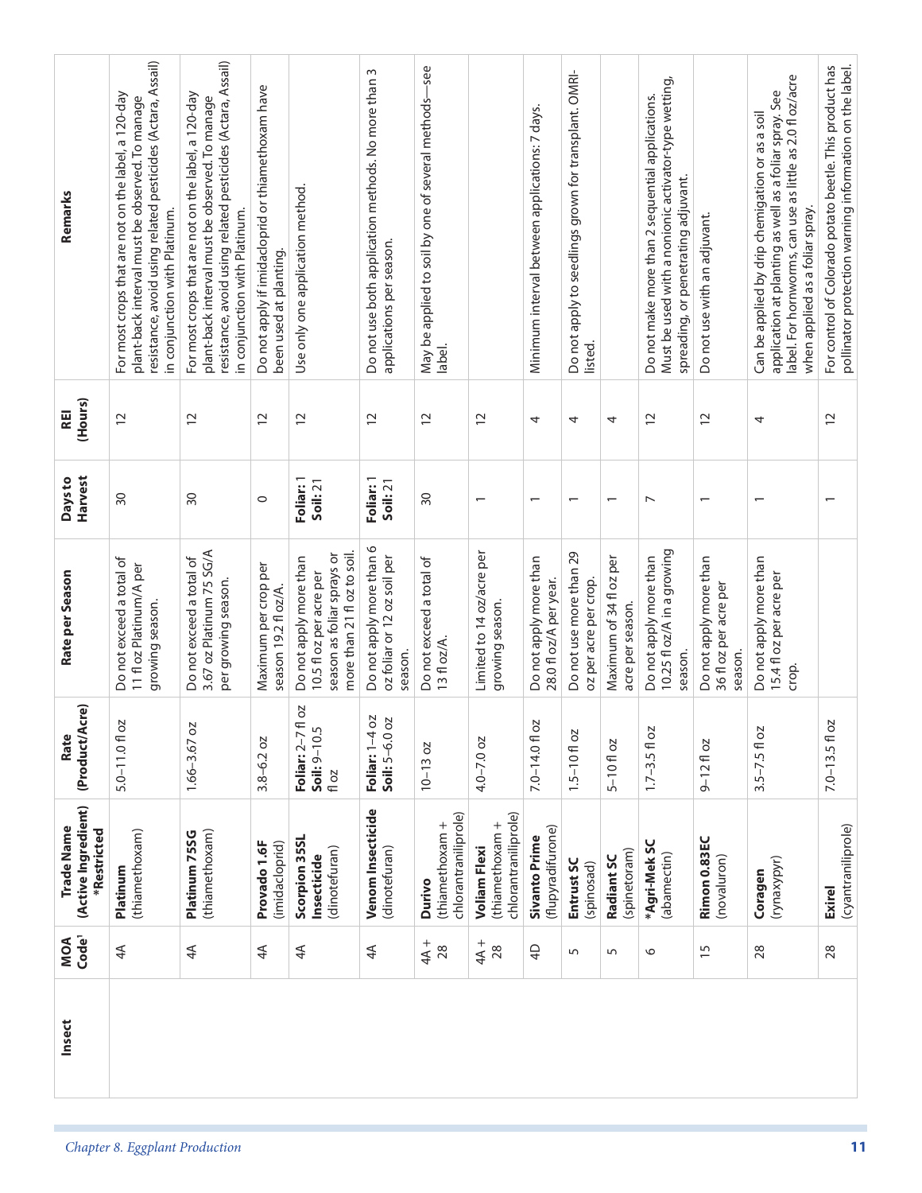| Insect | MOA Code[1] | Trade Name (Active Ingredient) *Restricted | Rate (Product/Acre) | Rate per Season | Days to Harvest | REI (Hours) | Remarks |
|---|---|---|---|---|---|---|---|
| | 4A | **Platinum** (thiamethoxam) | 5.0–11.0 fl oz | Do not exceed a total of 11 fl oz Platinum/A per growing season. | 30 | 12 | For most crops that are not on the label, a 120-day plant-back interval must be observed. To manage resistance, avoid using related pesticides (Actara, Assail) in conjunction with Platinum. |
| | 4A | **Platinum 75SG** (thiamethoxam) | 1.66–3.67 oz | Do not exceed a total of 3.67 oz Platinum 75 SG/A per growing season. | 30 | 12 | For most crops that are not on the label, a 120-day plant-back interval must be observed. To manage resistance, avoid using related pesticides (Actara, Assail) in conjunction with Platinum. |
| | 4A | **Provado 1.6F** (imidacloprid) | 3.8–6.2 oz | Maximum per crop per season 19.2 fl oz/A. | 0 | 12 | Do not apply if imidacloprid or thiamethoxam have been used at planting. |
| | 4A | **Scorpion 35SL Insecticide** (dinotefuran) | **Foliar:** 2–7 fl oz **Soil:** 9–10.5 fl oz | Do not apply more than 10.5 fl oz per acre per season as foliar sprays or more than 21 fl oz to soil. | **Foliar:** 1 **Soil:** 21 | 12 | Use only one application method. |
| | 4A | **Venom Insecticide** (dinotefuran) | **Foliar:** 1–4 oz **Soil:** 5–6.0 oz | Do not apply more than 6 oz foliar or 12 oz soil per season. | **Foliar:** 1 **Soil:** 21 | 12 | Do not use both application methods. No more than 3 applications per season. |
| | 4A + 28 | **Durivo** (thiamethoxam + chlorantraniliprole) | 10–13 oz | Do not exceed a total of 13 fl oz/A. | 30 | 12 | May be applied to soil by one of several methods—see label. |
| | 4A + 28 | **Voliam Flexi** (thiamethoxam + chlorantraniliprole) | 4.0–7.0 oz | Limited to 14 oz/acre per growing season. | 1 | 12 | |
| | 4D | **Sivanto Prime** (flupyradifurone) | 7.0–14.0 fl oz | Do not apply more than 28.0 fl oz/A per year. | 1 | 4 | Minimum interval between applications: 7 days. |
| | 5 | **Entrust SC** (spinosad) | 1.5–10 fl oz | Do not use more than 29 oz per acre per crop. | 1 | 4 | Do not apply to seedlings grown for transplant. OMRI-listed. |
| | 5 | **Radiant SC** (spinetoram) | 5–10 fl oz | Maximum of 34 fl oz per acre per season. | 1 | 4 | |
| | 6 | ***Agri-Mek SC** (abamectin) | 1.7–3.5 fl oz | Do not apply more than 10.25 fl oz/A in a growing season. | 7 | 12 | Do not make more than 2 sequential applications. Must be used with a nonionic activator-type wetting, spreading, or penetrating adjuvant. |
| | 15 | **Rimon 0.83EC** (novaluron) | 9–12 fl oz | Do not apply more than 36 fl oz per acre per season. | 1 | 12 | Do not use with an adjuvant. |
| | 28 | **Coragen** (rynaxypyr) | 3.5–7.5 fl oz | Do not apply more than 15.4 fl oz per acre per crop. | 1 | 4 | Can be applied by drip chemigation or as a soil application at planting as well as a foliar spray. See label. For hornworms, can use as little as 2.0 fl oz/acre when applied as a foliar spray. |
| | 28 | **Exirel** (cyantraniliprole) | 7.0–13.5 fl oz | | 1 | 12 | For control of Colorado potato beetle. This product has pollinator protection warning information on the label. |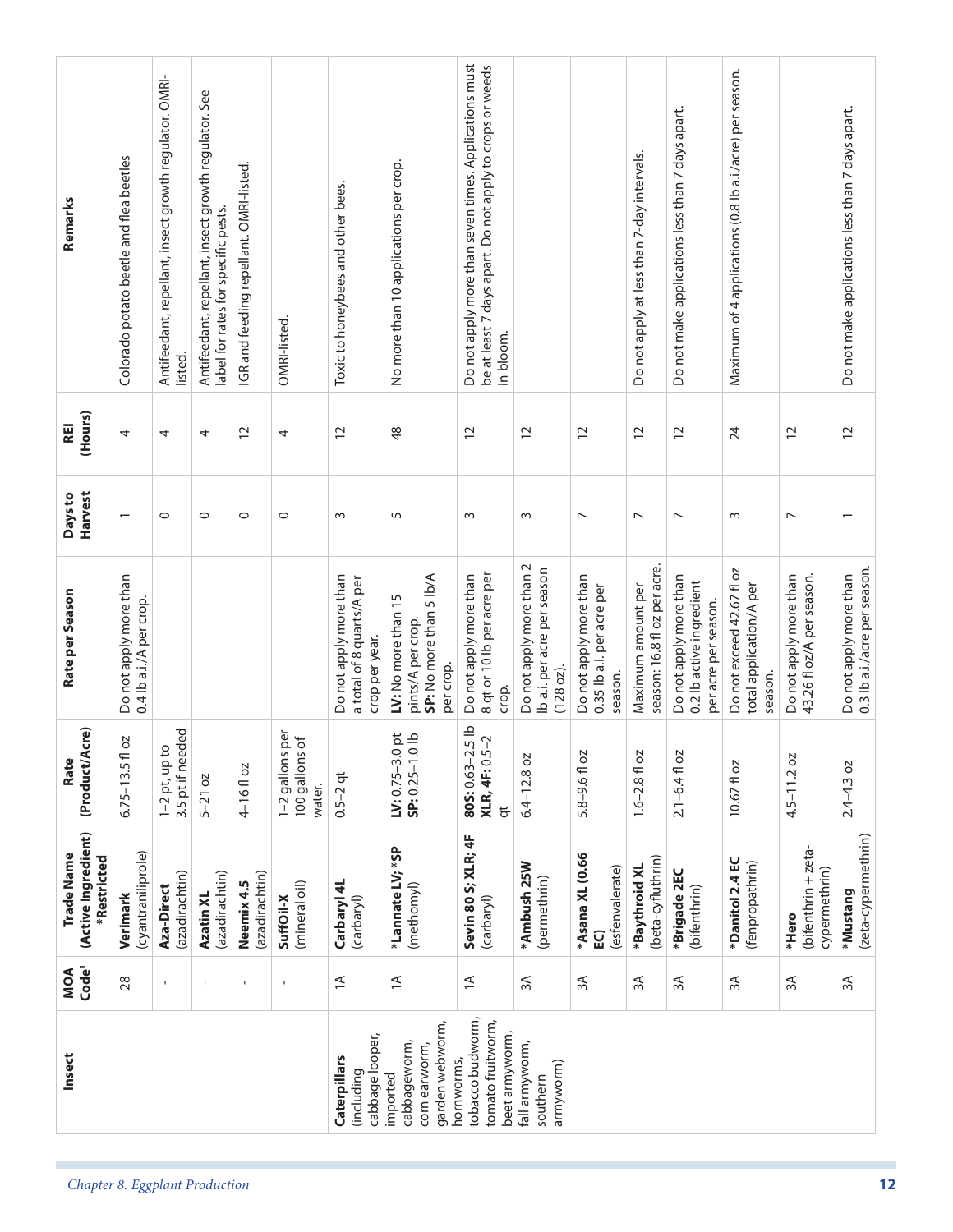| Insect | MOA Code[1] | Trade Name (Active Ingredient) *Restricted | Rate (Product/Acre) | Rate per Season | Days to Harvest | REI (Hours) | Remarks |
|---|---|---|---|---|---|---|---|
| | 28 | **Verimark** (cyantraniliprole) | 6.75–13.5 fl oz | Do not apply more than 0.4 lb a.i./A per crop. | 1 | 4 | Colorado potato beetle and flea beetles |
| | - | **Aza-Direct** (azadirachtin) | 1–2 pt, up to 3.5 pt if needed | | 0 | 4 | Antifeedant, repellant, insect growth regulator. OMRI-listed. |
| | - | **Azatin XL** (azadirachtin) | 5–21 oz | | 0 | 4 | Antifeedant, repellant, insect growth regulator. See label for rates for specific pests. |
| | - | **Neemix 4.5** (azadirachtin) | 4–16 fl oz | | 0 | 12 | IGR and feeding repellant. OMRI-listed. |
| | - | **SuffOil-X** (mineral oil) | 1–2 gallons per 100 gallons of water. | | 0 | 4 | OMRI-listed. |
| **Caterpillars** (including cabbage looper, imported cabbageworm, corn earworm, garden webworm, hornworms, tobacco budworm, tomato fruitworm, beet armyworm, fall armyworm, southern armyworm) | 1A | **Carbaryl 4L** (carbaryl) | 0.5–2 qt | Do not apply more than a total of 8 quarts/A per crop per year. | 3 | 12 | Toxic to honeybees and other bees. |
| | 1A | ***Lannate LV; *SP** (methomyl) | **LV:** 0.75–3.0 pt **SP:** 0.25–1.0 lb | **LV:** No more than 15 pints/A per crop. **SP:** No more than 5 lb/A per crop. | 5 | 48 | No more than 10 applications per crop. |
| | 1A | **Sevin 80 S; XLR; 4F** (carbaryl) | **80S:** 0.63–2.5 lb **XLR, 4F:** 0.5–2 qt | Do not apply more than 8 qt or 10 lb per acre per crop. | 3 | 12 | Do not apply more than seven times. Applications must be at least 7 days apart. Do not apply to crops or weeds in bloom. |
| | 3A | ***Ambush 25W** (permethrin) | 6.4–12.8 oz | Do not apply more than 2 lb a.i. per acre per season (128 oz). | 3 | 12 | |
| | 3A | ***Asana XL (0.66 EC)** (esfenvalerate) | 5.8–9.6 fl oz | Do not apply more than 0.35 lb a.i. per acre per season. | 7 | 12 | |
| | 3A | ***Baythroid XL** (beta-cyfluthrin) | 1.6–2.8 fl oz | Maximum amount per season: 16.8 fl oz per acre. | 7 | 12 | Do not apply at less than 7-day intervals. |
| | 3A | ***Brigade 2EC** (bifenthrin) | 2.1–6.4 fl oz | Do not apply more than 0.2 lb active ingredient per acre per season. | 7 | 12 | Do not make applications less than 7 days apart. |
| | 3A | ***Danitol 2.4 EC** (fenpropathrin) | 10.67 fl oz | Do not exceed 42.67 fl oz total application/A per season. | 3 | 24 | Maximum of 4 applications (0.8 lb a.i./acre) per season. |
| | 3A | ***Hero** (bifenthrin + zeta-cypermethrin) | 4.5–11.2 oz | Do not apply more than 43.26 fl oz/A per season. | 7 | 12 | |
| | 3A | ***Mustang** (zeta-cypermethrin) | 2.4–4.3 oz | Do not apply more than 0.3 lb a.i./acre per season. | 1 | 12 | Do not make applications less than 7 days apart. |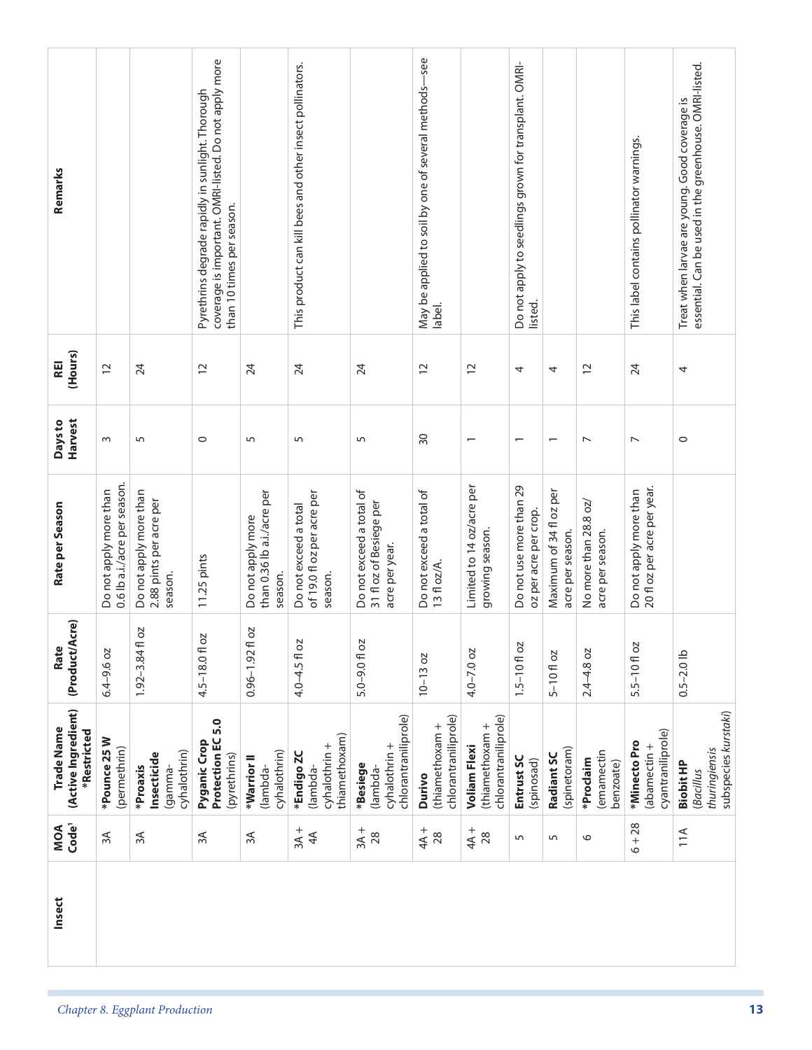| Insect | MOA Code[1] | Trade Name (Active Ingredient) *Restricted | Rate (Product/Acre) | Rate per Season | Days to Harvest | REI (Hours) | Remarks |
|---|---|---|---|---|---|---|---|
| | 3A | ***Pounce 25 W** (permethrin) | 6.4–9.6 oz | Do not apply more than 0.6 lb a.i./acre per season. | 3 | 12 | |
| | 3A | ***Proaxis Insecticide** (gamma-cyhalothrin) | 1.92–3.84 fl oz | Do not apply more than 2.88 pints per acre per season. | 5 | 24 | |
| | 3A | **Pyganic Crop Protection EC 5.0** (pyrethrins) | 4.5–18.0 fl oz | 11.25 pints | 0 | 12 | Pyrethrins degrade rapidly in sunlight. Thorough coverage is important. OMRI-listed. Do not apply more than 10 times per season. |
| | 3A | ***Warrior II** (lambda-cyhalothrin) | 0.96–1.92 fl oz | Do not apply more than 0.36 lb a.i./acre per season. | 5 | 24 | |
| | 3A + 4A | ***Endigo ZC** (lambda-cyhalothrin + thiamethoxam) | 4.0–4.5 fl oz | Do not exceed a total of 19.0 fl oz per acre per season. | 5 | 24 | This product can kill bees and other insect pollinators. |
| | 3A + 28 | ***Besiege** (lambda-cyhalothrin + chlorantraniliprole) | 5.0–9.0 fl oz | Do not exceed a total of 31 fl oz of Besiege per acre per year. | 5 | 24 | |
| | 4A + 28 | **Durivo** (thiamethoxam + chlorantraniliprole) | 10–13 oz | Do not exceed a total of 13 fl oz/A. | 30 | 12 | May be applied to soil by one of several methods—see label. |
| | 4A + 28 | **Voliam Flexi** (thiamethoxam + chlorantraniliprole) | 4.0–7.0 oz | Limited to 14 oz/acre per growing season. | 1 | 12 | |
| | 5 | **Entrust SC** (spinosad) | 1.5–10 fl oz | Do not use more than 29 oz per acre per crop. | 1 | 4 | Do not apply to seedlings grown for transplant. OMRI-listed. |
| | 5 | **Radiant SC** (spinetoram) | 5–10 fl oz | Maximum of 34 fl oz per acre per season. | 1 | 4 | |
| | 6 | ***Proclaim** (emamectin benzoate) | 2.4–4.8 oz | No more than 28.8 oz/acre per season. | 7 | 12 | |
| | 6 + 28 | ***Minecto Pro** (abamectin + cyantraniliprole) | 5.5–10 fl oz | Do not apply more than 20 fl oz per acre per year. | 7 | 24 | This label contains pollinator warnings. |
| | 11A | **Biobit HP** (*Bacillus thuringiensis* subspecies *kurstaki*) | 0.5–2.0 lb | | 0 | 4 | Treat when larvae are young. Good coverage is essential. Can be used in the greenhouse. OMRI-listed. |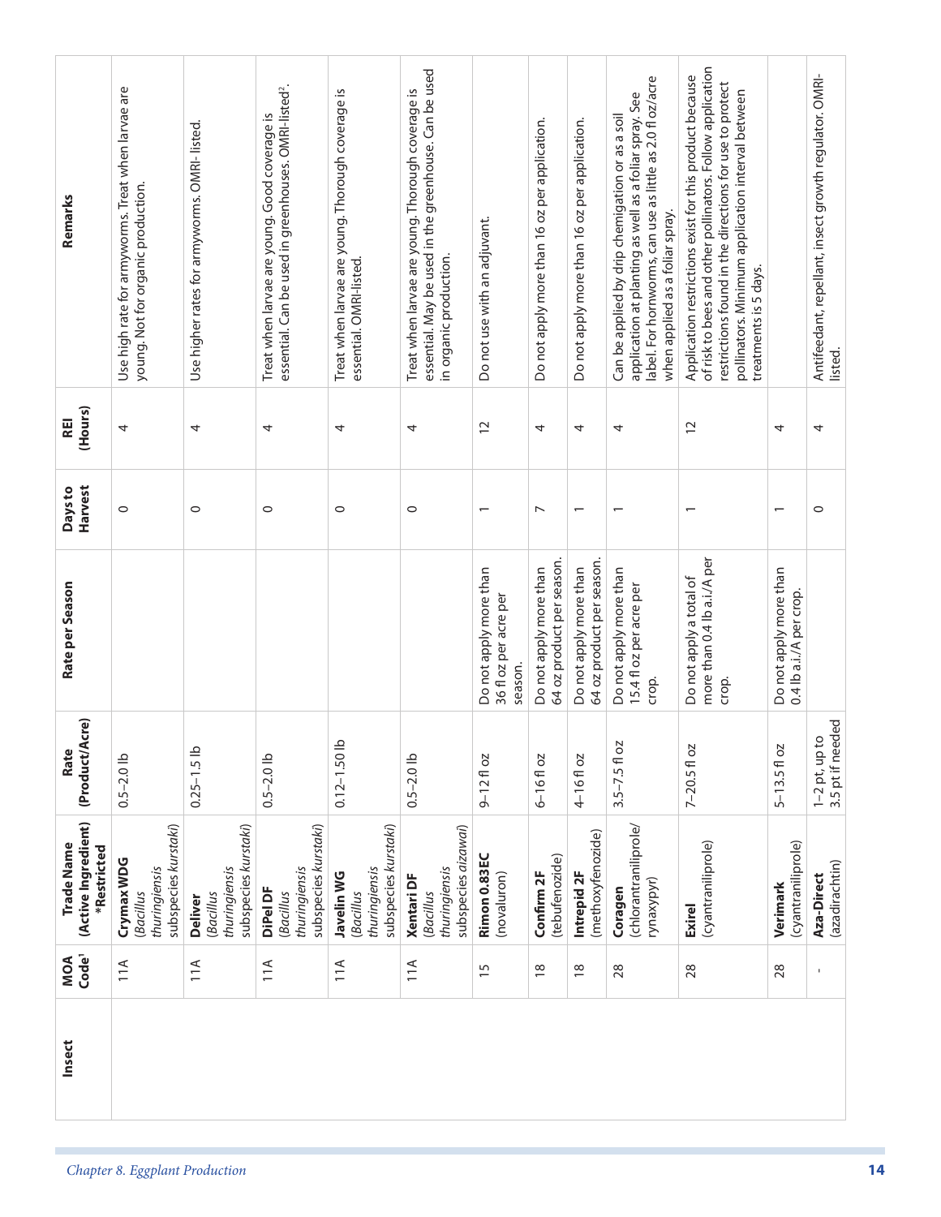| Insect | MOA Code[1] | Trade Name (Active Ingredient) *Restricted | Rate (Product/Acre) | Rate per Season | Days to Harvest | REI (Hours) | Remarks |
|---|---|---|---|---|---|---|---|
| | 11A | **Crymax WDG** (*Bacillus thuringiensis* subspecies *kurstaki*) | 0.5–2.0 lb | | 0 | 4 | Use high rate for armyworms. Treat when larvae are young. Not for organic production. |
| | 11A | **Deliver** (*Bacillus thuringiensis* subspecies *kurstaki*) | 0.25–1.5 lb | | 0 | 4 | Use higher rates for armyworms. OMRI- listed. |
| | 11A | **DiPel DF** (*Bacillus thuringiensis* subspecies *kurstaki*) | 0.5–2.0 lb | | 0 | 4 | Treat when larvae are young. Good coverage is essential. Can be used in greenhouses. OMRI-listed[2]. |
| | 11A | **Javelin WG** (*Bacillus thuringiensis* subspecies *kurstaki*) | 0.12–1.50 lb | | 0 | 4 | Treat when larvae are young. Thorough coverage is essential. OMRI-listed. |
| | 11A | **Xentari DF** (*Bacillus thuringiensis* subspecies *aizawai*) | 0.5–2.0 lb | | 0 | 4 | Treat when larvae are young. Thorough coverage is essential. May be used in the greenhouse. Can be used in organic production. |
| | 15 | **Rimon 0.83EC** (novaluron) | 9–12 fl oz | Do not apply more than 36 fl oz per acre per season. | 1 | 12 | Do not use with an adjuvant. |
| | 18 | **Confirm 2F** (tebufenozide) | 6–16 fl oz | Do not apply more than 64 oz product per season. | 7 | 4 | Do not apply more than 16 oz per application. |
| | 18 | **Intrepid 2F** (methoxyfenozide) | 4–16 fl oz | Do not apply more than 64 oz product per season. | 1 | 4 | Do not apply more than 16 oz per application. |
| | 28 | **Coragen** (chlorantraniliprole/ rynaxypyr) | 3.5–7.5 fl oz | Do not apply more than 15.4 fl oz per acre per crop. | 1 | 4 | Can be applied by drip chemigation or as a soil application at planting as well as a foliar spray. See label. For hornworms, can use as little as 2.0 fl oz/acre when applied as a foliar spray. |
| | 28 | **Exirel** (cyantraniliprole) | 7–20.5 fl oz | Do not apply a total of more than 0.4 lb a.i./A per crop. | 1 | 12 | Application restrictions exist for this product because of risk to bees and other pollinators. Follow application restrictions found in the directions for use to protect pollinators. Minimum application interval between treatments is 5 days. |
| | 28 | **Verimark** (cyantraniliprole) | 5–13.5 fl oz | Do not apply more than 0.4 lb a.i./A per crop. | 1 | 4 | |
| | - | **Aza-Direct** (azadirachtin) | 1–2 pt, up to 3.5 pt if needed | | 0 | 4 | Antifeedant, repellant, insect growth regulator. OMRI-listed. |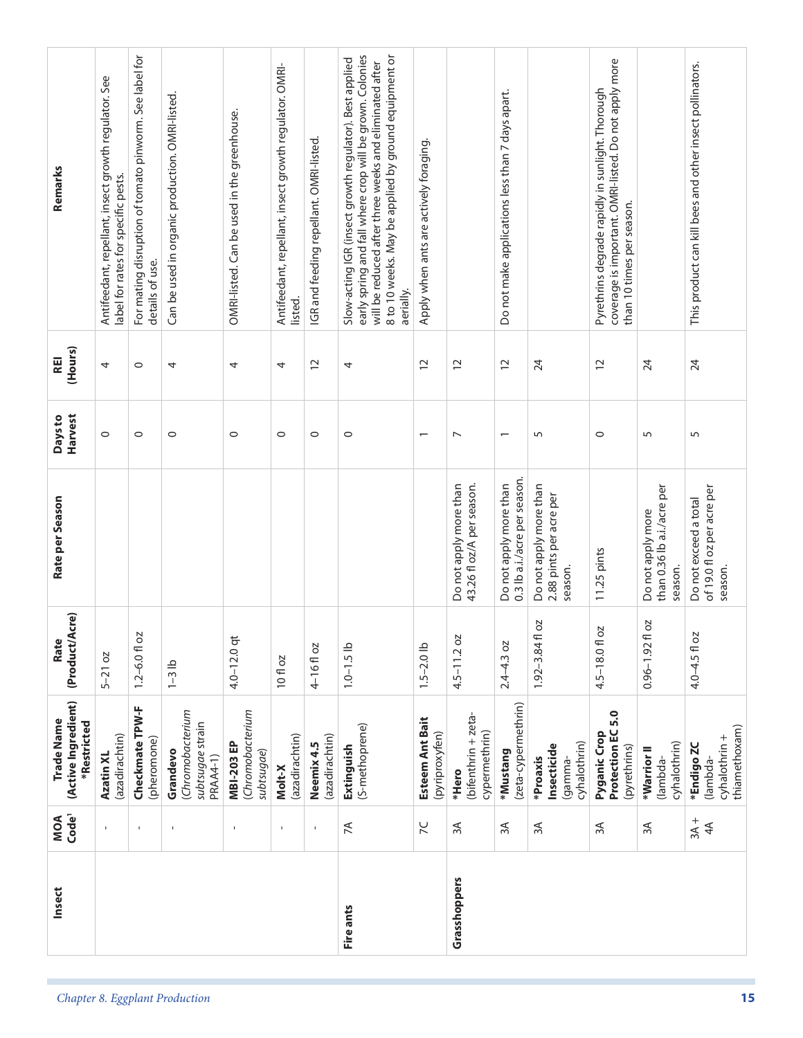| Insect | MOA Code[1] | Trade Name (Active Ingredient) *Restricted | Rate (Product/Acre) | Rate per Season | Days to Harvest | REI (Hours) | Remarks |
|---|---|---|---|---|---|---|---|
| | - | **Azatin XL** (azadirachtin) | 5–21 oz | | 0 | 4 | Antifeedant, repellant, insect growth regulator. See label for rates for specific pests. |
| | - | **Checkmate TPW-F** (pheromone) | 1.2–6.0 fl oz | | 0 | 0 | For mating disruption of tomato pinworm. See label for details of use. |
| | - | **Grandevo** (*Chromobacterium subtsugae* strain PRAA4-1) | 1–3 lb | | 0 | 4 | Can be used in organic production. OMRI-listed. |
| | - | **MBI-203 EP** (*Chromobacterium subtsugae*) | 4.0–12.0 qt | | 0 | 4 | OMRI-listed. Can be used in the greenhouse. |
| | - | **Molt-X** (azadirachtin) | 10 fl oz | | 0 | 4 | Antifeedant, repellant, insect growth regulator. OMRI-listed. |
| | - | **Neemix 4.5** (azadirachtin) | 4–16 fl oz | | 0 | 12 | IGR and feeding repellant. OMRI-listed. |
| **Fire ants** | 7A | **Extinguish** (S-methoprene) | 1.0–1.5 lb | | 0 | 4 | Slow-acting IGR (insect growth regulator). Best applied early spring and fall where crop will be grown. Colonies will be reduced after three weeks and eliminated after 8 to 10 weeks. May be applied by ground equipment or aerially. |
| | 7C | **Esteem Ant Bait** (pyriproxyfen) | 1.5–2.0 lb | | 1 | 12 | Apply when ants are actively foraging. |
| **Grasshoppers** | 3A | ***Hero** (bifenthrin + zeta-cypermethrin) | 4.5–11.2 oz | Do not apply more than 43.26 fl oz/A per season. | 7 | 12 | |
| | 3A | ***Mustang** (zeta-cypermethrin) | 2.4–4.3 oz | Do not apply more than 0.3 lb a.i./acre per season. | 1 | 12 | Do not make applications less than 7 days apart. |
| | 3A | ***Proaxis Insecticide** (gamma-cyhalothrin) | 1.92–3.84 fl oz | Do not apply more than 2.88 pints per acre per season. | 5 | 24 | |
| | 3A | **Pyganic Crop Protection EC 5.0** (pyrethrins) | 4.5–18.0 fl oz | 11.25 pints | 0 | 12 | Pyrethrins degrade rapidly in sunlight. Thorough coverage is important. OMRI-listed. Do not apply more than 10 times per season. |
| | 3A | ***Warrior II** (lambda-cyhalothrin) | 0.96–1.92 fl oz | Do not apply more than 0.36 lb a.i./acre per season. | 5 | 24 | |
| | 3A + 4A | ***Endigo ZC** (lambda-cyhalothrin + thiamethoxam) | 4.0–4.5 fl oz | Do not exceed a total of 19.0 fl oz per acre per season. | 5 | 24 | This product can kill bees and other insect pollinators. |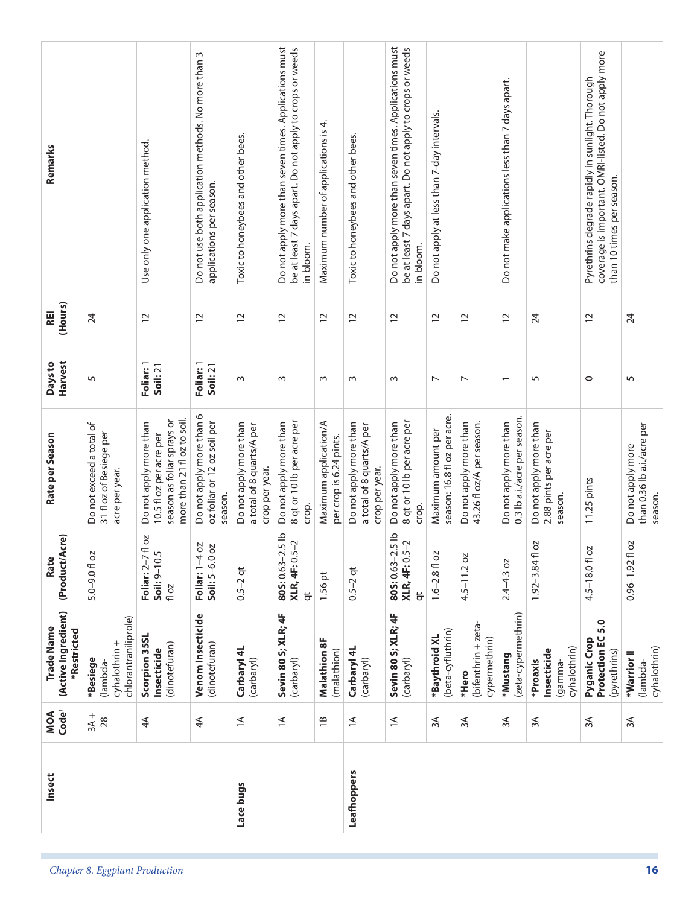| Insect | MOA Code[1] | Trade Name (Active Ingredient) *Restricted | Rate (Product/Acre) | Rate per Season | Days to Harvest | REI (Hours) | Remarks |
|---|---|---|---|---|---|---|---|
| | 3A + 28 | ***Besiege** (lambda-cyhalothrin + chlorantraniliprole) | 5.0–9.0 fl oz | Do not exceed a total of 31 fl oz of Besiege per acre per year. | 5 | 24 | |
| | 4A | **Scorpion 35SL Insecticide** (dinotefuran) | **Foliar:** 2–7 fl oz **Soil:** 9–10.5 fl oz | Do not apply more than 10.5 fl oz per acre per season as foliar sprays or more than 21 fl oz to soil. | **Foliar:** 1 **Soil:** 21 | 12 | Use only one application method. |
| | 4A | **Venom Insecticide** (dinotefuran) | **Foliar:** 1–4 oz **Soil:** 5–6.0 oz | Do not apply more than 6 oz foliar or 12 oz soil per season. | **Foliar:** 1 **Soil:** 21 | 12 | Do not use both application methods. No more than 3 applications per season. |
| **Lace bugs** | 1A | **Carbaryl 4L** (carbaryl) | 0.5–2 qt | Do not apply more than a total of 8 quarts/A per crop per year. | 3 | 12 | Toxic to honeybees and other bees. |
| | 1A | **Sevin 80 S; XLR; 4F** (carbaryl) | **80S:** 0.63–2.5 lb **XLR, 4F:** 0.5–2 qt | Do not apply more than 8 qt or 10 lb per acre per crop. | 3 | 12 | Do not apply more than seven times. Applications must be at least 7 days apart. Do not apply to crops or weeds in bloom. |
| | 1B | **Malathion 8F** (malathion) | 1.56 pt | Maximum application/A per crop is 6.24 pints. | 3 | 12 | Maximum number of applications is 4. |
| **Leafhoppers** | 1A | **Carbaryl 4L** (carbaryl) | 0.5–2 qt | Do not apply more than a total of 8 quarts/A per crop per year. | 3 | 12 | Toxic to honeybees and other bees. |
| | 1A | **Sevin 80 S; XLR; 4F** (carbaryl) | **80S:** 0.63–2.5 lb **XLR, 4F:** 0.5–2 qt | Do not apply more than 8 qt or 10 lb per acre per crop. | 3 | 12 | Do not apply more than seven times. Applications must be at least 7 days apart. Do not apply to crops or weeds in bloom. |
| | 3A | ***Baythroid XL** (beta-cyfluthrin) | 1.6–2.8 fl oz | Maximum amount per season: 16.8 fl oz per acre. | 7 | 12 | Do not apply at less than 7-day intervals. |
| | 3A | ***Hero** (bifenthrin + zeta-cypermethrin) | 4.5–11.2 oz | Do not apply more than 43.26 fl oz/A per season. | 7 | 12 | |
| | 3A | ***Mustang** (zeta-cypermethrin) | 2.4–4.3 oz | Do not apply more than 0.3 lb a.i./acre per season. | 1 | 12 | Do not make applications less than 7 days apart. |
| | 3A | ***Proaxis Insecticide** (gamma-cyhalothrin) | 1.92–3.84 fl oz | Do not apply more than 2.88 pints per acre per season. | 5 | 24 | |
| | 3A | **Pyganic Crop Protection EC 5.0** (pyrethrins) | 4.5–18.0 fl oz | 11.25 pints | 0 | 12 | Pyrethrins degrade rapidly in sunlight. Thorough coverage is important. OMRI-listed. Do not apply more than 10 times per season. |
| | 3A | ***Warrior II** (lambda-cyhalothrin) | 0.96–1.92 fl oz | Do not apply more than 0.36 lb a.i./acre per season. | 5 | 24 | |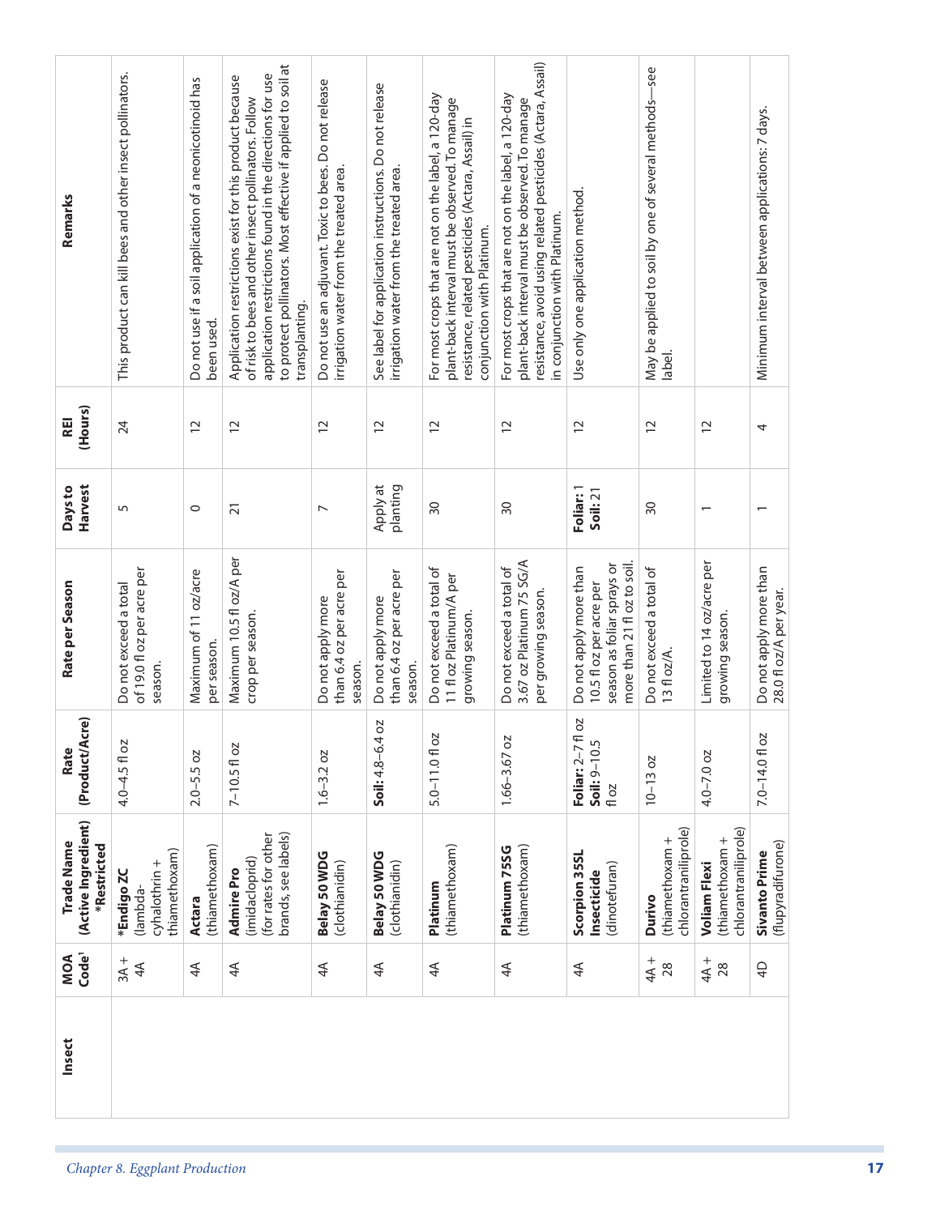| Insect | MOA Code[1] | Trade Name (Active Ingredient) *Restricted | Rate (Product/Acre) | Rate per Season | Days to Harvest | REI (Hours) | Remarks |
|---|---|---|---|---|---|---|---|
| | 3A + 4A | ***Endigo ZC** (lambda-cyhalothrin + thiamethoxam) | 4.0–4.5 fl oz | Do not exceed a total of 19.0 fl oz per acre per season. | 5 | 24 | This product can kill bees and other insect pollinators. |
| | 4A | **Actara** (thiamethoxam) | 2.0–5.5 oz | Maximum of 11 oz/acre per season. | 0 | 12 | Do not use if a soil application of a neonicotinoid has been used. |
| | 4A | **Admire Pro** (imidacloprid) (for rates for other brands, see labels) | 7–10.5 fl oz | Maximum 10.5 fl oz/A per crop per season. | 21 | 12 | Application restrictions exist for this product because of risk to bees and other insect pollinators. Follow application restrictions found in the directions for use to protect pollinators. Most effective if applied to soil at transplanting. |
| | 4A | **Belay 50 WDG** (clothianidin) | 1.6–3.2 oz | Do not apply more than 6.4 oz per acre per season. | 7 | 12 | Do not use an adjuvant. Toxic to bees. Do not release irrigation water from the treated area. |
| | 4A | **Belay 50 WDG** (clothianidin) | **Soil:** 4.8–6.4 oz | Do not apply more than 6.4 oz per acre per season. | Apply at planting | 12 | See label for application instructions. Do not release irrigation water from the treated area. |
| | 4A | **Platinum** (thiamethoxam) | 5.0–11.0 fl oz | Do not exceed a total of 11 fl oz Platinum/A per growing season. | 30 | 12 | For most crops that are not on the label, a 120-day plant-back interval must be observed. To manage resistance, related pesticides (Actara, Assail) in conjunction with Platinum. |
| | 4A | **Platinum 75SG** (thiamethoxam) | 1.66–3.67 oz | Do not exceed a total of 3.67 oz Platinum 75 SG/A per growing season. | 30 | 12 | For most crops that are not on the label, a 120-day plant-back interval must be observed. To manage resistance, avoid using related pesticides (Actara, Assail) in conjunction with Platinum. |
| | 4A | **Scorpion 35SL Insecticide** (dinotefuran) | **Foliar:** 2–7 fl oz **Soil:** 9–10.5 fl oz | Do not apply more than 10.5 fl oz per acre per season as foliar sprays or more than 21 fl oz to soil. | **Foliar:** 1 **Soil:** 21 | 12 | Use only one application method. |
| | 4A + 28 | **Durivo** (thiamethoxam + chlorantraniliprole) | 10–13 oz | Do not exceed a total of 13 fl oz/A. | 30 | 12 | May be applied to soil by one of several methods—see label. |
| | 4A + 28 | **Voliam Flexi** (thiamethoxam + chlorantraniliprole) | 4.0–7.0 oz | Limited to 14 oz/acre per growing season. | 1 | 12 | |
| | 4D | **Sivanto Prime** (flupyradifurone) | 7.0–14.0 fl oz | Do not apply more than 28.0 fl oz/A per year. | 1 | 4 | Minimum interval between applications: 7 days. |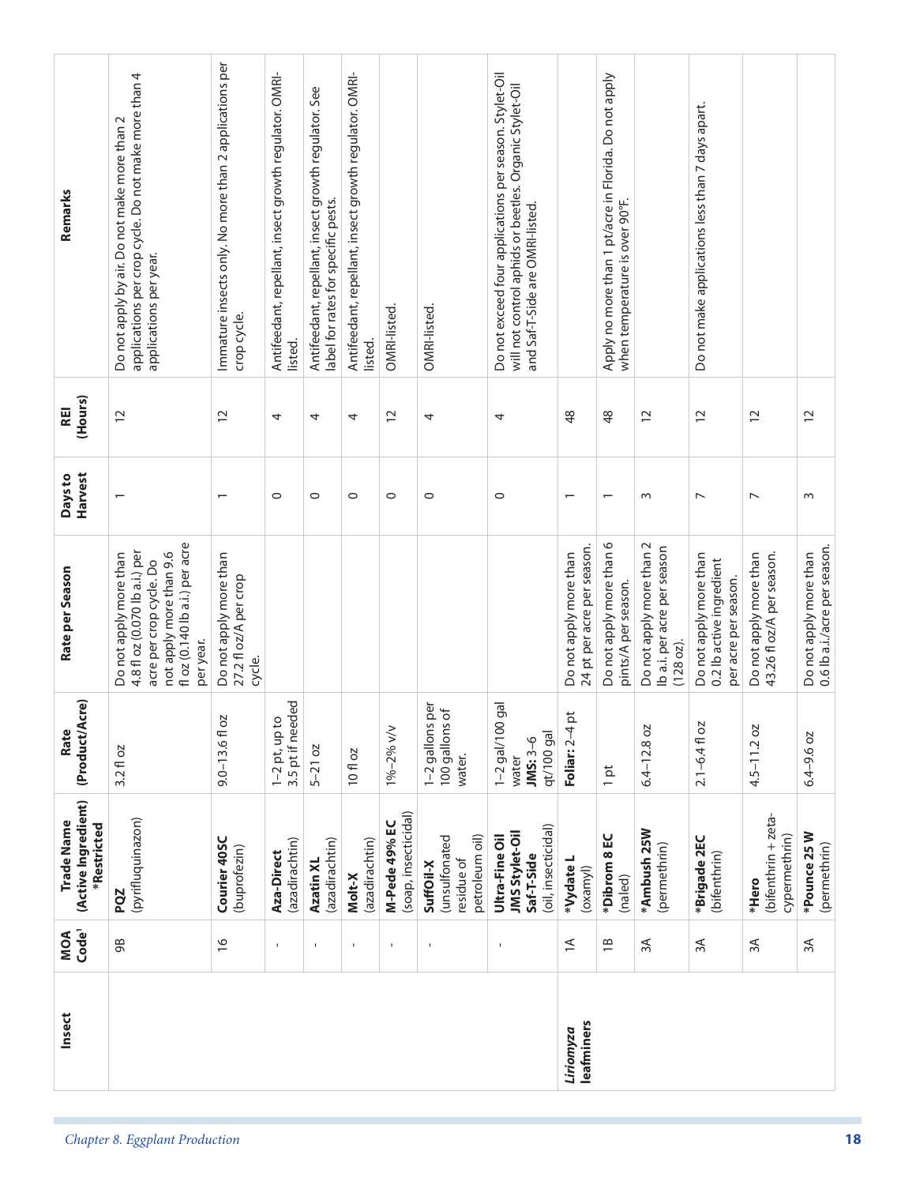| Insect | MOA Code[1] | Trade Name (Active Ingredient) *Restricted | Rate (Product/Acre) | Rate per Season | Days to Harvest | REI (Hours) | Remarks |
|---|---|---|---|---|---|---|---|
| | 9B | **PQZ** (pyrifluquinazon) | 3.2 fl oz | Do not apply more than 4.8 fl oz (0.070 lb a.i.) per acre per crop cycle. Do not apply more than 9.6 fl oz (0.140 lb a.i.) per acre per year. | 1 | 12 | Do not apply by air. Do not make more than 2 applications per crop cycle. Do not make more than 4 applications per year. |
| | 16 | **Courier 40SC** (buprofezin) | 9.0–13.6 fl oz | Do not apply more than 27.2 fl oz/A per crop cycle. | 1 | 12 | Immature insects only. No more than 2 applications per crop cycle. |
| | - | **Aza-Direct** (azadirachtin) | 1–2 pt, up to 3.5 pt if needed | | 0 | 4 | Antifeedant, repellant, insect growth regulator. OMRI-listed. |
| | - | **Azatin XL** (azadirachtin) | 5–21 oz | | 0 | 4 | Antifeedant, repellant, insect growth regulator. See label for rates for specific pests. |
| | - | **Molt-X** (azadirachtin) | 10 fl oz | | 0 | 4 | Antifeedant, repellant, insect growth regulator. OMRI-listed. |
| | - | **M-Pede 49% EC** (soap, insecticidal) | 1%–2% v/v | | 0 | 12 | OMRI-listed. |
| | - | **SuffOil-X** (unsulfonated residue of petroleum oil) | 1–2 gallons per 100 gallons of water. | | 0 | 4 | OMRI-listed. |
| | - | **Ultra-Fine Oil JMS Stylet-Oil Saf-T-Side** (oil, insecticidal) | 1–2 gal/100 gal water **JMS:** 3–6 qt/100 gal | | 0 | 4 | Do not exceed four applications per season. Stylet-Oil will not control aphids or beetles. Organic Stylet-Oil and Saf-T-Side are OMRI-listed. |
| *Liriomyza* **leafminers** | 1A | ***Vydate L** (oxamyl) | **Foliar:** 2–4 pt | Do not apply more than 24 pt per acre per season. | 1 | 48 | |
| | 1B | ***Dibrom 8 EC** (naled) | 1 pt | Do not apply more than 6 pints/A per season. | 1 | 48 | Apply no more than 1 pt/acre in Florida. Do not apply when temperature is over 90°F. |
| | 3A | ***Ambush 25W** (permethrin) | 6.4–12.8 oz | Do not apply more than 2 lb a.i. per acre per season (128 oz). | 3 | 12 | |
| | 3A | ***Brigade 2EC** (bifenthrin) | 2.1–6.4 fl oz | Do not apply more than 0.2 lb active ingredient per acre per season. | 7 | 12 | Do not make applications less than 7 days apart. |
| | 3A | ***Hero** (bifenthrin + zeta-cypermethrin) | 4.5–11.2 oz | Do not apply more than 43.26 fl oz/A per season. | 7 | 12 | |
| | 3A | ***Pounce 25 W** (permethrin) | 6.4–9.6 oz | Do not apply more than 0.6 lb a.i./acre per season. | 3 | 12 | |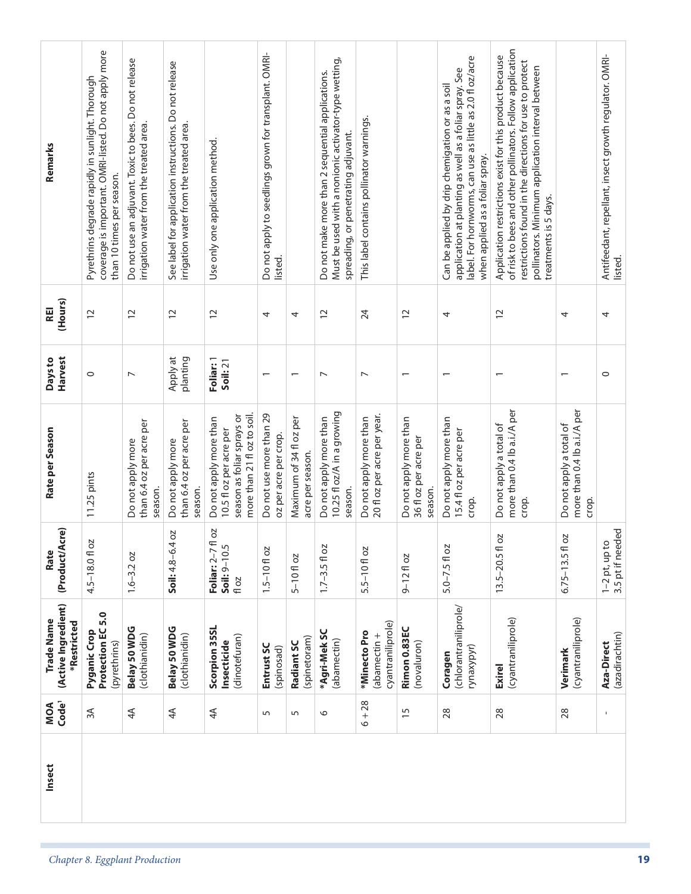| Insect | MOA Code[1] | Trade Name (Active Ingredient) *Restricted | Rate (Product/Acre) | Rate per Season | Days to Harvest | REI (Hours) | Remarks |
|---|---|---|---|---|---|---|---|
| | 3A | **Pyganic Crop Protection EC 5.0** (pyrethrins) | 4.5–18.0 fl oz | 11.25 pints | 0 | 12 | Pyrethrins degrade rapidly in sunlight. Thorough coverage is important. OMRI-listed. Do not apply more than 10 times per season. |
| | 4A | **Belay 50 WDG** (clothianidin) | 1.6–3.2 oz | Do not apply more than 6.4 oz per acre per season. | 7 | 12 | Do not use an adjuvant. Toxic to bees. Do not release irrigation water from the treated area. |
| | 4A | **Belay 50 WDG** (clothianidin) | **Soil:** 4.8–6.4 oz | Do not apply more than 6.4 oz per acre per season. | Apply at planting | 12 | See label for application instructions. Do not release irrigation water from the treated area. |
| | 4A | **Scorpion 35SL Insecticide** (dinotefuran) | **Foliar:** 2–7 fl oz **Soil:** 9–10.5 fl oz | Do not apply more than 10.5 fl oz per acre per season as foliar sprays or more than 21 fl oz to soil. | **Foliar:** 1 **Soil:** 21 | 12 | Use only one application method. |
| | 5 | **Entrust SC** (spinosad) | 1.5–10 fl oz | Do not use more than 29 oz per acre per crop. | 1 | 4 | Do not apply to seedlings grown for transplant. OMRI-listed. |
| | 5 | **Radiant SC** (spinetoram) | 5–10 fl oz | Maximum of 34 fl oz per acre per season. | 1 | 4 | |
| | 6 | ***Agri-Mek SC** (abamectin) | 1.7–3.5 fl oz | Do not apply more than 10.25 fl oz/A in a growing season. | 7 | 12 | Do not make more than 2 sequential applications. Must be used with a nonionic activator-type wetting, spreading, or penetrating adjuvant. |
| | 6 + 28 | ***Minecto Pro** (abamectin + cyantraniliprole) | 5.5–10 fl oz | Do not apply more than 20 fl oz per acre per year. | 7 | 24 | This label contains pollinator warnings. |
| | 15 | **Rimon 0.83EC** (novaluron) | 9–12 fl oz | Do not apply more than 36 fl oz per acre per season. | 1 | 12 | |
| | 28 | **Coragen** (chlorantraniliprole/ rynaxypyr) | 5.0–7.5 fl oz | Do not apply more than 15.4 fl oz per acre per crop. | 1 | 4 | Can be applied by drip chemigation or as a soil application at planting as well as a foliar spray. See label. For hornworms, can use as little as 2.0 fl oz/acre when applied as a foliar spray. |
| | 28 | **Exirel** (cyantraniliprole) | 13.5–20.5 fl oz | Do not apply a total of more than 0.4 lb a.i./A per crop. | 1 | 12 | Application restrictions exist for this product because of risk to bees and other pollinators. Follow application restrictions found in the directions for use to protect pollinators. Minimum application interval between treatments is 5 days. |
| | 28 | **Verimark** (cyantraniliprole) | 6.75–13.5 fl oz | Do not apply a total of more than 0.4 lb a.i./A per crop. | 1 | 4 | |
| | - | **Aza-Direct** (azadirachtin) | 1–2 pt, up to 3.5 pt if needed | | 0 | 4 | Antifeedant, repellant, insect growth regulator. OMRI-listed. |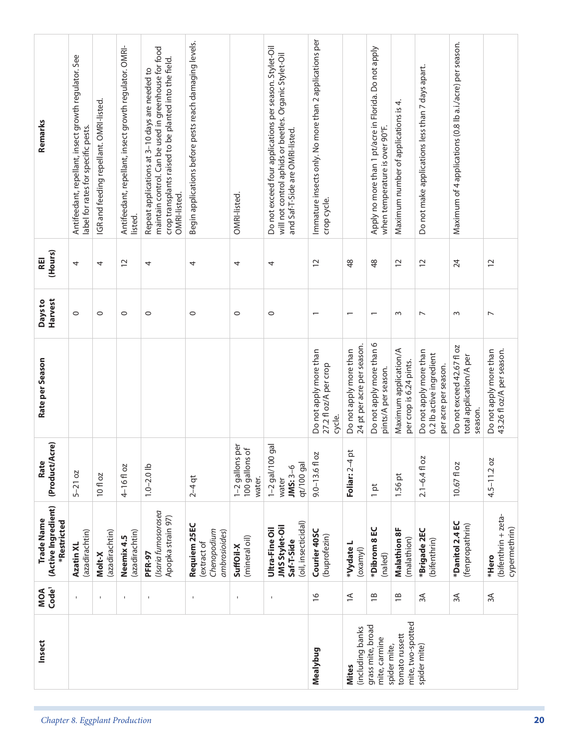| Insect | MOA Code[1] | Trade Name (Active Ingredient) *Restricted | Rate (Product/Acre) | Rate per Season | Days to Harvest | REI (Hours) | Remarks |
|---|---|---|---|---|---|---|---|
| | - | **Azatin XL** (azadirachtin) | 5–21 oz | | 0 | 4 | Antifeedant, repellant, insect growth regulator. See label for rates for specific pests. |
| | - | **Molt-X** (azadirachtin) | 10 fl oz | | 0 | 4 | IGR and feeding repellant. OMRI-listed. |
| | - | **Neemix 4.5** (azadirachtin) | 4–16 fl oz | | 0 | 12 | Antifeedant, repellant, insect growth regulator. OMRI-listed. |
| | - | **PFR-97** (*Isaria fumosorosea* Apopka strain 97) | 1.0–2.0 lb | | 0 | 4 | Repeat applications at 3–10 days are needed to maintain control. Can be used in greenhouse for food crop transplants raised to be planted into the field. OMRI-listed. |
| | - | **Requiem 25EC** (extract of *Chenopodium ambrosioides*) | 2–4 qt | | 0 | 4 | Begin applications before pests reach damaging levels. |
| | - | **SuffOil-X** (mineral oil) | 1–2 gallons per 100 gallons of water. | | 0 | 4 | OMRI-listed. |
| | - | **Ultra-Fine Oil JMS Stylet-Oil Saf-T-Side** (oil, insecticidal) | 1–2 gal/100 gal water **JMS:** 3–6 qt/100 gal | | 0 | 4 | Do not exceed four applications per season. Stylet-Oil will not control aphids or beetles. Organic Stylet-Oil and Saf-T-Side are OMRI-listed. |
| **Mealybug** | 16 | **Courier 40SC** (buprofezin) | 9.0–13.6 fl oz | Do not apply more than 27.2 fl oz/A per crop cycle. | 1 | 12 | Immature insects only. No more than 2 applications per crop cycle. |
| **Mites** (including banks grass mite, broad mite, carmine spider mite, tomato russett mite, two-spotted spider mite) | 1A | ***Vydate L** (oxamyl) | **Foliar:** 2–4 pt | Do not apply more than 24 pt per acre per season. | 1 | 48 | |
| | 1B | ***Dibrom 8 EC** (naled) | 1 pt | Do not apply more than 6 pints/A per season. | 1 | 48 | Apply no more than 1 pt/acre in Florida. Do not apply when temperature is over 90°F. |
| | 1B | **Malathion 8F** (malathion) | 1.56 pt | Maximum application/A per crop is 6.24 pints. | 3 | 12 | Maximum number of applications is 4. |
| | 3A | ***Brigade 2EC** (bifenthrin) | 2.1–6.4 fl oz | Do not apply more than 0.2 lb active ingredient per acre per season. | 7 | 12 | Do not make applications less than 7 days apart. |
| | 3A | ***Danitol 2.4 EC** (fenpropathrin) | 10.67 fl oz | Do not exceed 42.67 fl oz total application/A per season. | 3 | 24 | Maximum of 4 applications (0.8 lb a.i./acre) per season. |
| | 3A | ***Hero** (bifenthrin + zeta-cypermethrin) | 4.5–11.2 oz | Do not apply more than 43.26 fl oz/A per season. | 7 | 12 | |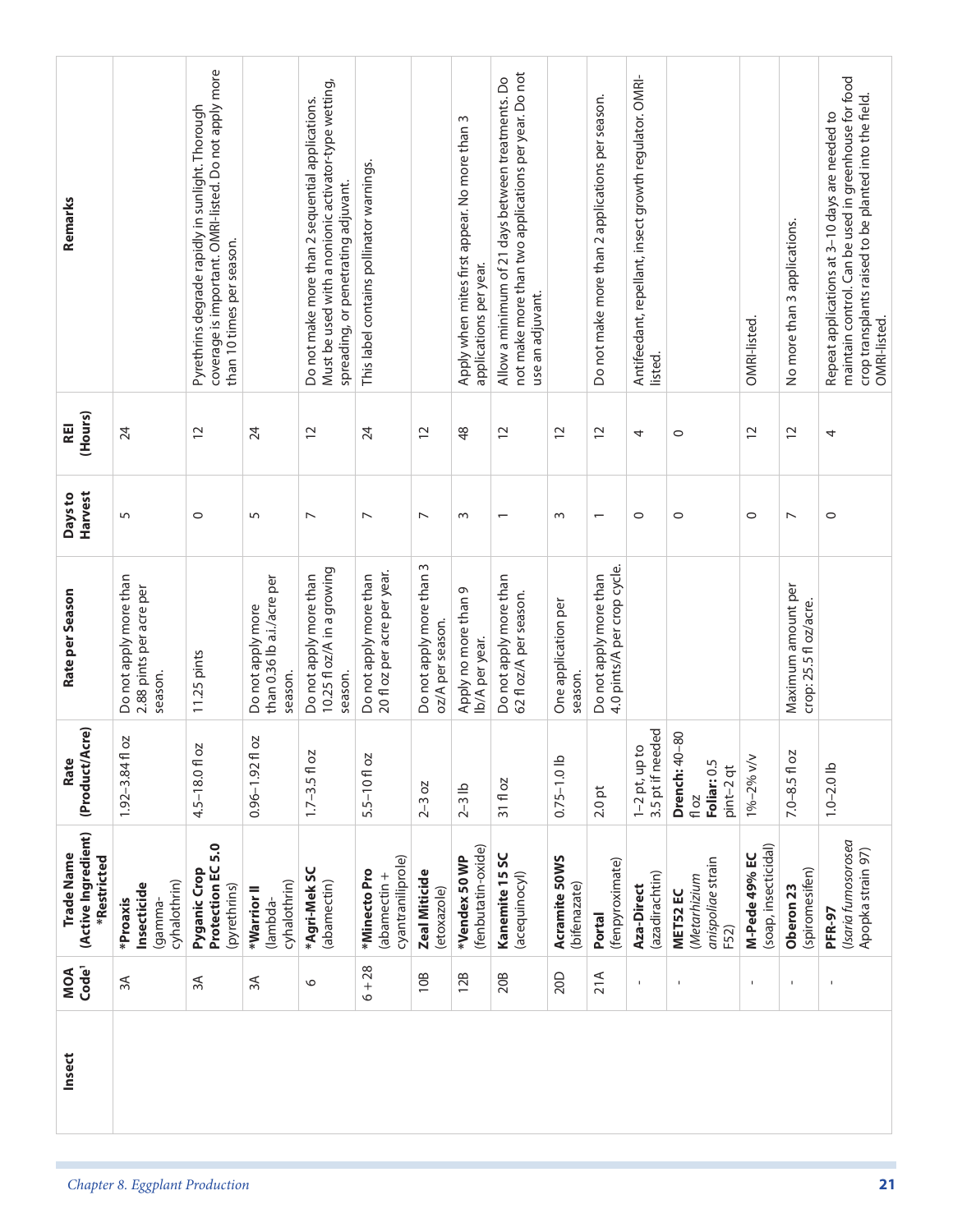| Insect | MOA Code[1] | Trade Name (Active Ingredient) *Restricted | Rate (Product/Acre) | Rate per Season | Days to Harvest | REI (Hours) | Remarks |
|---|---|---|---|---|---|---|---|
| | 3A | ***Proaxis Insecticide** (gamma-cyhalothrin) | 1.92–3.84 fl oz | Do not apply more than 2.88 pints per acre per season. | 5 | 24 | |
| | 3A | **Pyganic Crop Protection EC 5.0** (pyrethrins) | 4.5–18.0 fl oz | 11.25 pints | 0 | 12 | Pyrethrins degrade rapidly in sunlight. Thorough coverage is important. OMRI-listed. Do not apply more than 10 times per season. |
| | 3A | ***Warrior II** (lambda-cyhalothrin) | 0.96–1.92 fl oz | Do not apply more than 0.36 lb a.i./acre per season. | 5 | 24 | |
| | 6 | ***Agri-Mek SC** (abamectin) | 1.7–3.5 fl oz | Do not apply more than 10.25 fl oz/A in a growing season. | 7 | 12 | Do not make more than 2 sequential applications. Must be used with a nonionic activator-type wetting, spreading, or penetrating adjuvant. |
| | 6 + 28 | ***Minecto Pro** (abamectin + cyantraniliprole) | 5.5–10 fl oz | Do not apply more than 20 fl oz per acre per year. | 7 | 24 | This label contains pollinator warnings. |
| | 10B | **Zeal Miticide** (etoxazole) | 2–3 oz | Do not apply more than 3 oz/A per season. | 7 | 12 | |
| | 12B | ***Vendex 50 WP** (fenbutatin-oxide) | 2–3 lb | Apply no more than 9 lb/A per year. | 3 | 48 | Apply when mites first appear. No more than 3 applications per year. |
| | 20B | **Kanemite 15 SC** (acequinocyl) | 31 fl oz | Do not apply more than 62 fl oz/A per season. | 1 | 12 | Allow a minimum of 21 days between treatments. Do not make more than two applications per year. Do not use an adjuvant. |
| | 20D | **Acramite 50WS** (bifenazate) | 0.75–1.0 lb | One application per season. | 3 | 12 | |
| | 21A | **Portal** (fenpyroximate) | 2.0 pt | Do not apply more than 4.0 pints/A per crop cycle. | 1 | 12 | Do not make more than 2 applications per season. |
| | - | **Aza-Direct** (azadirachtin) | 1–2 pt, up to 3.5 pt if needed | | 0 | 4 | Antifeedant, repellant, insect growth regulator. OMRI-listed. |
| | - | **MET52 EC** (*Metarhizium anisopliae* strain F52) | **Drench:** 40–80 fl oz **Foliar:** 0.5 pint–2 qt | | 0 | 0 | |
| | - | **M-Pede 49% EC** (soap, insecticidal) | 1%–2% v/v | | 0 | 12 | OMRI-listed. |
| | - | **Oberon 2 3** (spiromesifen) | 7.0–8.5 fl oz | Maximum amount per crop: 25.5 fl oz/acre. | 7 | 12 | No more than 3 applications. |
| | - | **PFR-97** (*Isaria fumosorosea* Apopka strain 97) | 1.0–2.0 lb | | 0 | 4 | Repeat applications at 3–10 days are needed to maintain control. Can be used in greenhouse for food crop transplants raised to be planted into the field. OMRI-listed. |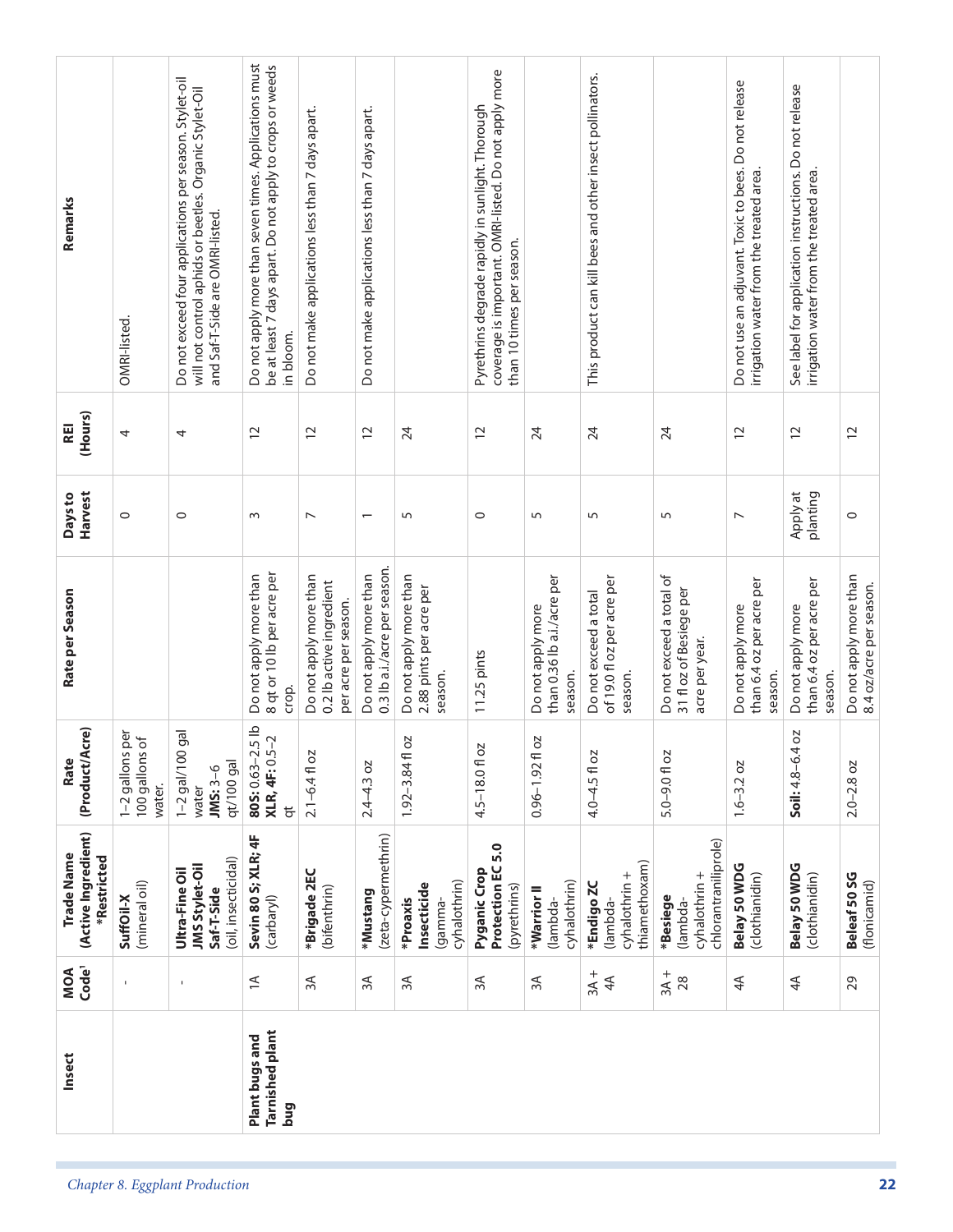| Insect | MOA Code[1] | Trade Name (Active Ingredient) *Restricted | Rate (Product/Acre) | Rate per Season | Days to Harvest | REI (Hours) | Remarks |
|---|---|---|---|---|---|---|---|
| | - | **SuffOil-X** (mineral oil) | 1–2 gallons per 100 gallons of water. | | 0 | 4 | OMRI-listed. |
| | - | **Ultra-Fine Oil JMS Stylet-Oil Saf-T-Side** (oil, insecticidal) | 1–2 gal/100 gal water **JMS:** 3–6 qt/100 gal | | 0 | 4 | Do not exceed four applications per season. Stylet-oil will not control aphids or beetles. Organic Stylet-Oil and Saf-T-Side are OMRI-listed. |
| **Plant bugs and Tarnished plant bug** | 1A | **Sevin 80 S; XLR; 4F** (carbaryl) | **80S:** 0.63–2.5 lb **XLR, 4F:** 0.5–2 qt | Do not apply more than 8 qt or 10 lb per acre per crop. | 3 | 12 | Do not apply more than seven times. Applications must be at least 7 days apart. Do not apply to crops or weeds in bloom. |
| | 3A | ***Brigade 2EC** (bifenthrin) | 2.1–6.4 fl oz | Do not apply more than 0.2 lb active ingredient per acre per season. | 7 | 12 | Do not make applications less than 7 days apart. |
| | 3A | ***Mustang** (zeta-cypermethrin) | 2.4–4.3 oz | Do not apply more than 0.3 lb a.i./acre per season. | 1 | 12 | Do not make applications less than 7 days apart. |
| | 3A | ***Proaxis Insecticide** (gamma-cyhalothrin) | 1.92–3.84 fl oz | Do not apply more than 2.88 pints per acre per season. | 5 | 24 | |
| | 3A | **Pyganic Crop Protection EC 5.0** (pyrethrins) | 4.5–18.0 fl oz | 11.25 pints | 0 | 12 | Pyrethrins degrade rapidly in sunlight. Thorough coverage is important. OMRI-listed. Do not apply more than 10 times per season. |
| | 3A | ***Warrior II** (lambda-cyhalothrin) | 0.96–1.92 fl oz | Do not apply more than 0.36 lb a.i./acre per season. | 5 | 24 | |
| | 3A + 4A | ***Endigo ZC** (lambda-cyhalothrin + thiamethoxam) | 4.0–4.5 fl oz | Do not exceed a total of 19.0 fl oz per acre per season. | 5 | 24 | This product can kill bees and other insect pollinators. |
| | 3A + 28 | ***Besiege** (lambda-cyhalothrin + chlorantraniliprole) | 5.0–9.0 fl oz | Do not exceed a total of 31 fl oz of Besiege per acre per year. | 5 | 24 | |
| | 4A | **Belay 50 WDG** (clothianidin) | 1.6–3.2 oz | Do not apply more than 6.4 oz per acre per season. | 7 | 12 | Do not use an adjuvant. Toxic to bees. Do not release irrigation water from the treated area. |
| | 4A | **Belay 50 WDG** (clothianidin) | **Soil:** 4.8–6.4 oz | Do not apply more than 6.4 oz per acre per season. | Apply at planting | 12 | See label for application instructions. Do not release irrigation water from the treated area. |
| | 29 | **Beleaf 50 SG** (flonicamid) | 2.0–2.8 oz | Do not apply more than 8.4 oz/acre per season. | 0 | 12 | |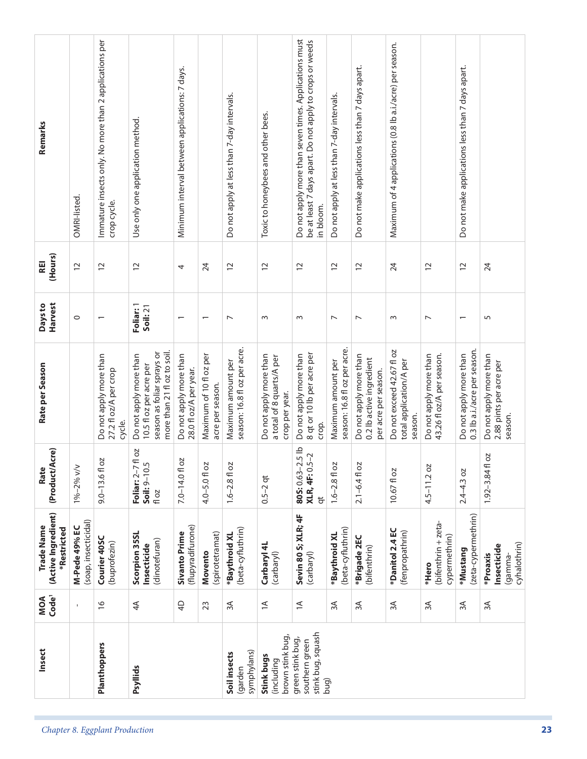| Insect | MOA Code[1] | Trade Name (Active Ingredient) *Restricted | Rate (Product/Acre) | Rate per Season | Days to Harvest | REI (Hours) | Remarks |
|---|---|---|---|---|---|---|---|
| | - | **M-Pede 49% EC** (soap, insecticidal) | 1%–2% v/v | | 0 | 12 | OMRI-listed. |
| **Planthoppers** | 16 | **Courier 40SC** (buprofezin) | 9.0–13.6 fl oz | Do not apply more than 27.2 fl oz/A per crop cycle. | 1 | 12 | Immature insects only. No more than 2 applications per crop cycle. |
| **Psyllids** | 4A | **Scorpion 35SL Insecticide** (dinotefuran) | **Foliar:** 2–7 fl oz **Soil:** 9–10.5 fl oz | Do not apply more than 10.5 fl oz per acre per season as foliar sprays or more than 21 fl oz to soil. | **Foliar:** 1 **Soil:** 21 | 12 | Use only one application method. |
| | 4D | **Sivanto Prime** (flupyradifurone) | 7.0–14.0 fl oz | Do not apply more than 28.0 fl oz/A per year. | 1 | 4 | Minimum interval between applications: 7 days. |
| | 23 | **Movento** (spirotetramat) | 4.0–5.0 fl oz | Maximum of 10 fl oz per acre per season. | 1 | 24 | |
| **Soil insects** (garden symphylans) | 3A | ***Baythroid XL** (beta-cyfluthrin) | 1.6–2.8 fl oz | Maximum amount per season: 16.8 fl oz per acre. | 7 | 12 | Do not apply at less than 7-day intervals. |
| **Stink bugs** (including brown stink bug, green stink bug, southern green stink bug, squash bug) | 1A | **Carbaryl 4L** (carbaryl) | 0.5–2 qt | Do not apply more than a total of 8 quarts/A per crop per year. | 3 | 12 | Toxic to honeybees and other bees. |
| | 1A | **Sevin 80 S; XLR; 4F** (carbaryl) | **80S:** 0.63–2.5 lb **XLR, 4F:** 0.5–2 qt | Do not apply more than 8 qt or 10 lb per acre per crop. | 3 | 12 | Do not apply more than seven times. Applications must be at least 7 days apart. Do not apply to crops or weeds in bloom. |
| | 3A | ***Baythroid XL** (beta-cyfluthrin) | 1.6–2.8 fl oz | Maximum amount per season: 16.8 fl oz per acre. | 7 | 12 | Do not apply at less than 7-day intervals. |
| | 3A | ***Brigade 2EC** (bifenthrin) | 2.1–6.4 fl oz | Do not apply more than 0.2 lb active ingredient per acre per season. | 7 | 12 | Do not make applications less than 7 days apart. |
| | 3A | ***Danitol 2.4 EC** (fenpropathrin) | 10.67 fl oz | Do not exceed 42.67 fl oz total application/A per season. | 3 | 24 | Maximum of 4 applications (0.8 lb a.i./acre) per season. |
| | 3A | ***Hero** (bifenthrin + zeta-cypermethrin) | 4.5–11.2 oz | Do not apply more than 43.26 fl oz/A per season. | 7 | 12 | |
| | 3A | ***Mustang** (zeta-cypermethrin) | 2.4–4.3 oz | Do not apply more than 0.3 lb a.i./acre per season. | 1 | 12 | Do not make applications less than 7 days apart. |
| | 3A | ***Proaxis Insecticide** (gamma-cyhalothrin) | 1.92–3.84 fl oz | Do not apply more than 2.88 pints per acre per season. | 5 | 24 | |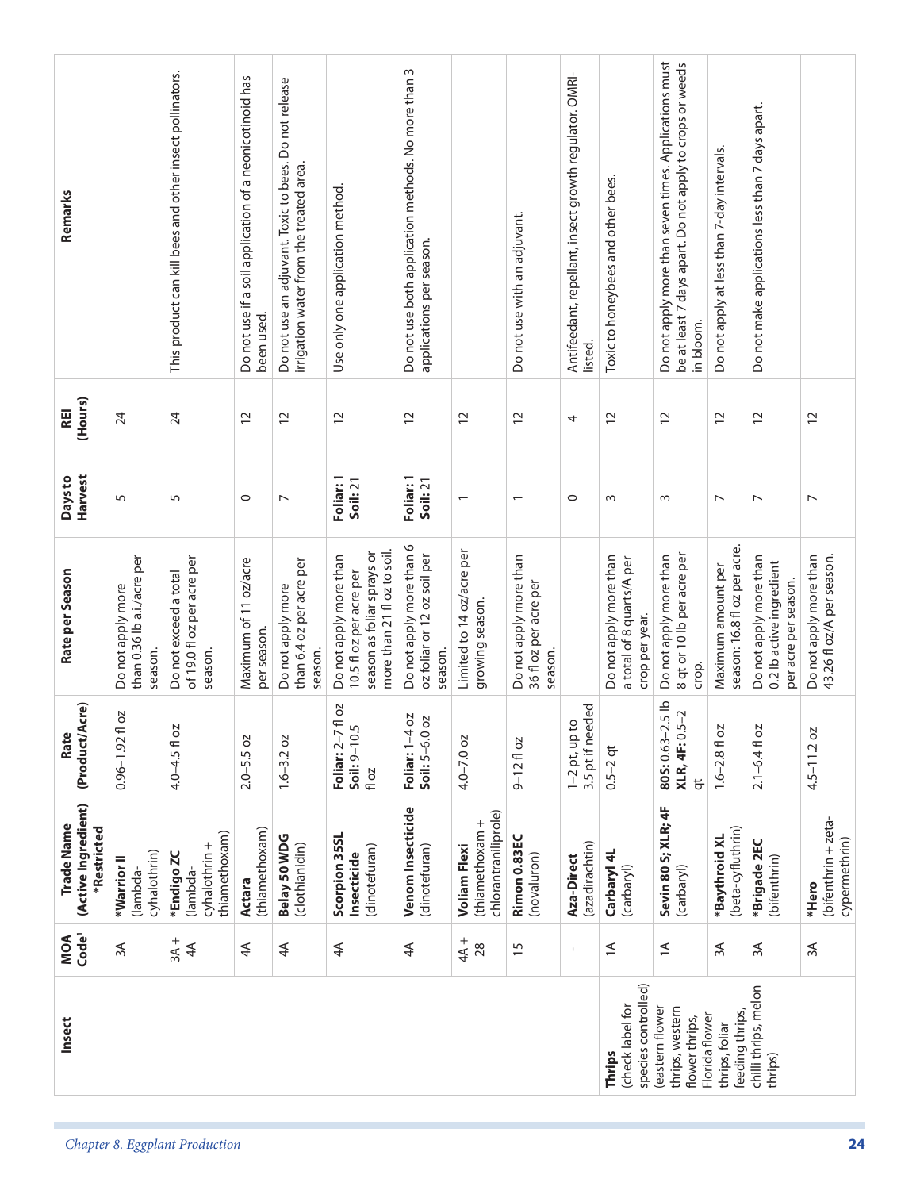| Insect | MOA Code[1] | Trade Name (Active Ingredient) *Restricted | Rate (Product/Acre) | Rate per Season | Days to Harvest | REI (Hours) | Remarks |
|---|---|---|---|---|---|---|---|
| | 3A | ***Warrior II** (lambda-cyhalothrin) | 0.96–1.92 fl oz | Do not apply more than 0.36 lb a.i./acre per season. | 5 | 24 | |
| | 3A + 4A | ***Endigo ZC** (lambda-cyhalothrin + thiamethoxam) | 4.0–4.5 fl oz | Do not exceed a total of 19.0 fl oz per acre per season. | 5 | 24 | This product can kill bees and other insect pollinators. |
| | 4A | **Actara** (thiamethoxam) | 2.0–5.5 oz | Maximum of 11 oz/acre per season. | 0 | 12 | Do not use if a soil application of a neonicotinoid has been used. |
| | 4A | **Belay 50 WDG** (clothianidin) | 1.6–3.2 oz | Do not apply more than 6.4 oz per acre per season. | 7 | 12 | Do not use an adjuvant. Toxic to bees. Do not release irrigation water from the treated area. |
| | 4A | **Scorpion 35SL Insecticide** (dinotefuran) | **Foliar:** 2–7 fl oz **Soil:** 9–10.5 fl oz | Do not apply more than 10.5 fl oz per acre per season as foliar sprays or more than 21 fl oz to soil. | **Foliar:** 1 **Soil:** 21 | 12 | Use only one application method. |
| | 4A | **Venom Insecticide** (dinotefuran) | **Foliar:** 1–4 oz **Soil:** 5–6.0 oz | Do not apply more than 6 oz foliar or 12 oz soil per season. | **Foliar:** 1 **Soil:** 21 | 12 | Do not use both application methods. No more than 3 applications per season. |
| | 4A + 28 | **Voliam Flexi** (thiamethoxam + chlorantraniliprole) | 4.0–7.0 oz | Limited to 14 oz/acre per growing season. | 1 | 12 | |
| | 15 | **Rimon 0.83EC** (novaluron) | 9–12 fl oz | Do not apply more than 36 fl oz per acre per season. | 1 | 12 | Do not use with an adjuvant. |
| | - | **Aza-Direct** (azadirachtin) | 1–2 pt, up to 3.5 pt if needed | | 0 | 4 | Antifeedant, repellant, insect growth regulator. OMRI-listed. |
| **Thrips** (check label for species controlled) (eastern flower thrips, western flower thrips, Florida flower thrips, foliar feeding thrips, chilli thrips, melon thrips) | 1A | **Carbaryl 4L** (carbaryl) | 0.5–2 qt | Do not apply more than a total of 8 quarts/A per crop per year. | 3 | 12 | Toxic to honeybees and other bees. |
| | 1A | **Sevin 80 S; XLR; 4F** (carbaryl) | **80S:** 0.63–2.5 lb **XLR, 4F:** 0.5–2 qt | Do not apply more than 8 qt or 10 lb per acre per crop. | 3 | 12 | Do not apply more than seven times. Applications must be at least 7 days apart. Do not apply to crops or weeds in bloom. |
| | 3A | ***Baythroid XL** (beta-cyfluthrin) | 1.6–2.8 fl oz | Maximum amount per season: 16.8 fl oz per acre. | 7 | 12 | Do not apply at less than 7-day intervals. |
| | 3A | ***Brigade 2EC** (bifenthrin) | 2.1–6.4 fl oz | Do not apply more than 0.2 lb active ingredient per acre per season. | 7 | 12 | Do not make applications less than 7 days apart. |
| | 3A | ***Hero** (bifenthrin + zeta-cypermethrin) | 4.5–11.2 oz | Do not apply more than 43.26 fl oz/A per season. | 7 | 12 | |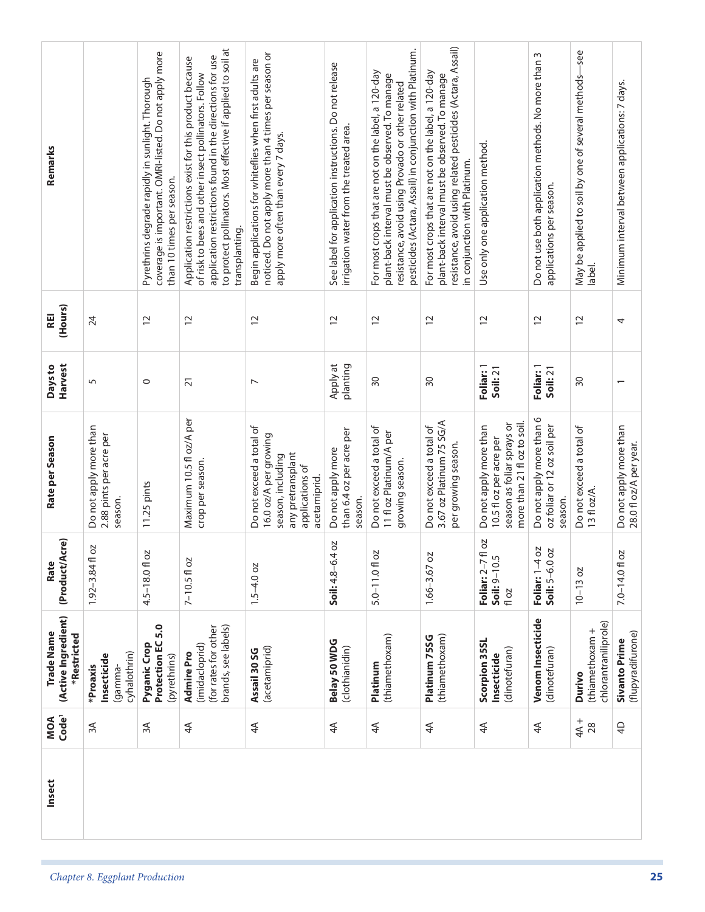| Insect | MOA Code[1] | Trade Name (Active Ingredient) *Restricted | Rate (Product/Acre) | Rate per Season | Days to Harvest | REI (Hours) | Remarks |
|---|---|---|---|---|---|---|---|
| | 3A | ***Proaxis Insecticide** (gamma-cyhalothrin) | 1.92–3.84 fl oz | Do not apply more than 2.88 pints per acre per season. | 5 | 24 | |
| | 3A | **Pyganic Crop Protection EC 5.0** (pyrethrins) | 4.5–18.0 fl oz | 11.25 pints | 0 | 12 | Pyrethrins degrade rapidly in sunlight. Thorough coverage is important. OMRI-listed. Do not apply more than 10 times per season. |
| | 4A | **Admire Pro** (imidacloprid) (for rates for other brands, see labels) | 7–10.5 fl oz | Maximum 10.5 fl oz/A per crop per season. | 21 | 12 | Application restrictions exist for this product because of risk to bees and other insect pollinators. Follow application restrictions found in the directions for use to protect pollinators. Most effective if applied to soil at transplanting. |
| | 4A | **Assail 30 SG** (acetamiprid) | 1.5–4.0 oz | Do not exceed a total of 16.0 oz/A per growing season, including any pretransplant applications of acetamiprid. | 7 | 12 | Begin applications for whiteflies when first adults are noticed. Do not apply more than 4 times per season or apply more often than every 7 days. |
| | 4A | **Belay 50 WDG** (clothianidin) | **Soil:** 4.8–6.4 oz | Do not apply more than 6.4 oz per acre per season. | Apply at planting | 12 | See label for application instructions. Do not release irrigation water from the treated area. |
| | 4A | **Platinum** (thiamethoxam) | 5.0–11.0 fl oz | Do not exceed a total of 11 fl oz Platinum/A per growing season. | 30 | 12 | For most crops that are not on the label, a 120-day plant-back interval must be observed. To manage resistance, avoid using Provado or other related pesticides (Actara, Assail) in conjunction with Platinum. |
| | 4A | **Platinum 75SG** (thiamethoxam) | 1.66–3.67 oz | Do not exceed a total of 3.67 oz Platinum 75 SG/A per growing season. | 30 | 12 | For most crops that are not on the label, a 120-day plant-back interval must be observed. To manage resistance, avoid using related pesticides (Actara, Assail) in conjunction with Platinum. |
| | 4A | **Scorpion 35SL Insecticide** (dinotefuran) | **Foliar:** 2–7 fl oz **Soil:** 9–10.5 fl oz | Do not apply more than 10.5 fl oz per acre per season as foliar sprays or more than 21 fl oz to soil. | **Foliar:** 1 **Soil:** 21 | 12 | Use only one application method. |
| | 4A | **Venom Insecticide** (dinotefuran) | **Foliar:** 1–4 oz **Soil:** 5–6.0 oz | Do not apply more than 6 oz foliar or 12 oz soil per season. | **Foliar:** 1 **Soil:** 21 | 12 | Do not use both application methods. No more than 3 applications per season. |
| | 4A + 28 | **Durivo** (thiamethoxam + chlorantraniliprole) | 10–13 oz | Do not exceed a total of 13 fl oz/A. | 30 | 12 | May be applied to soil by one of several methods—see label. |
| | 4D | **Sivanto Prime** (flupyradifurone) | 7.0–14.0 fl oz | Do not apply more than 28.0 fl oz/A per year. | 1 | 4 | Minimum interval between applications: 7 days. |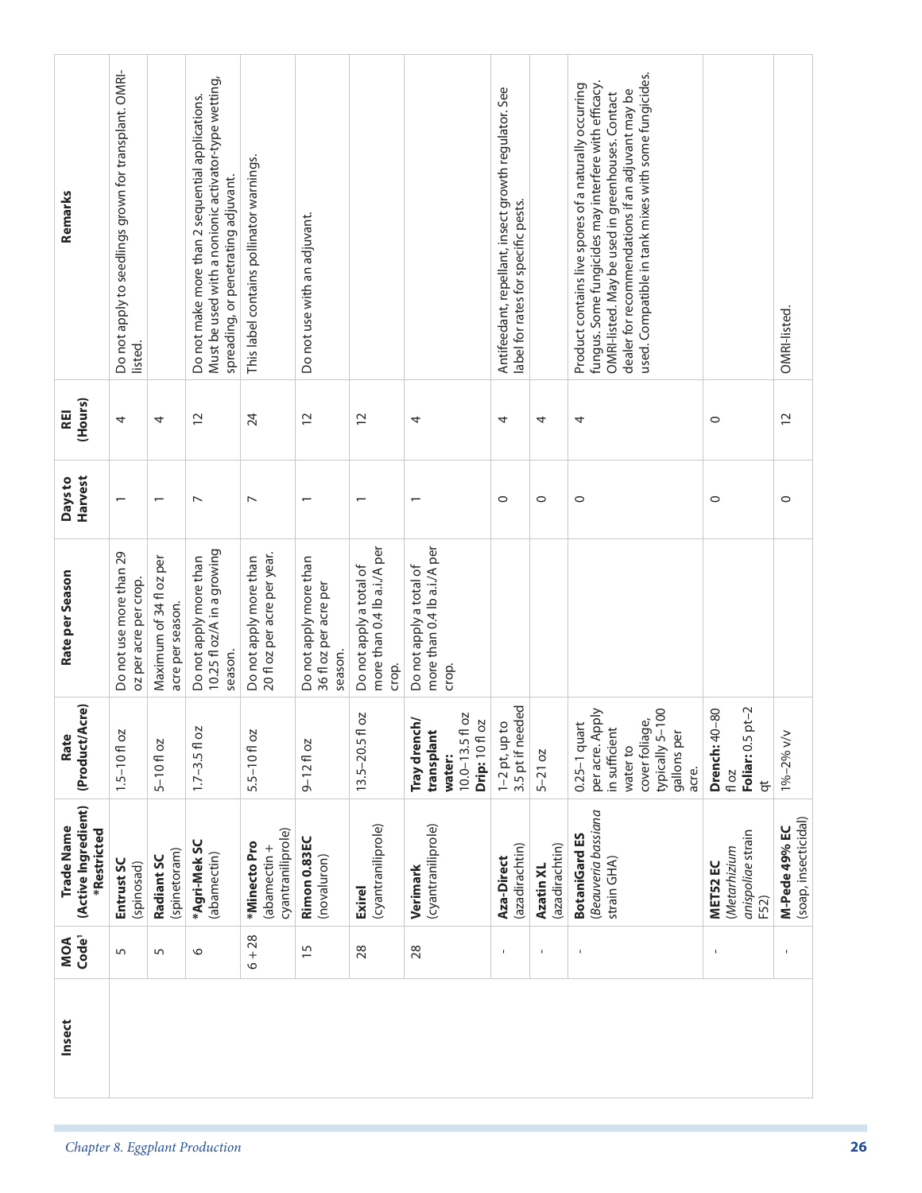| Insect | MOA Code[1] | Trade Name (Active Ingredient) *Restricted | Rate (Product/Acre) | Rate per Season | Days to Harvest | REI (Hours) | Remarks |
|---|---|---|---|---|---|---|---|
| | 5 | **Entrust SC** (spinosad) | 1.5–10 fl oz | Do not use more than 29 oz per acre per crop. | 1 | 4 | Do not apply to seedlings grown for transplant. OMRI-listed. |
| | 5 | **Radiant SC** (spinetoram) | 5–10 fl oz | Maximum of 34 fl oz per acre per season. | 1 | 4 | |
| | 6 | ***Agri-Mek SC** (abamectin) | 1.7–3.5 fl oz | Do not apply more than 10.25 fl oz/A in a growing season. | 7 | 12 | Do not make more than 2 sequential applications. Must be used with a nonionic activator-type wetting, spreading, or penetrating adjuvant. |
| | 6 + 28 | ***Minecto Pro** (abamectin + cyantraniliprole) | 5.5–10 fl oz | Do not apply more than 20 fl oz per acre per year. | 7 | 24 | This label contains pollinator warnings. |
| | 15 | **Rimon 0.83EC** (novaluron) | 9–12 fl oz | Do not apply more than 36 fl oz per acre per season. | 1 | 12 | Do not use with an adjuvant. |
| | 28 | **Exirel** (cyantraniliprole) | 13.5–20.5 fl oz | Do not apply a total of more than 0.4 lb a.i./A per crop. | 1 | 12 | |
| | 28 | **Verimark** (cyantraniliprole) | **Tray drench/ transplant water:** 10.0–13.5 fl oz **Drip:** 10 fl oz | Do not apply a total of more than 0.4 lb a.i./A per crop. | 1 | 4 | |
| | - | **Aza-Direct** (azadirachtin) | 1–2 pt, up to 3.5 pt if needed | | 0 | 4 | Antifeedant, repellant, insect growth regulator. See label for rates for specific pests. |
| | - | **Azatin XL** (azadirachtin) | 5–21 oz | | 0 | 4 | |
| | - | **BotaniGard ES** (*Beauveria bassiana* strain GHA) | 0.25–1 quart per acre. Apply in sufficient water to cover foliage, typically 5–100 gallons per acre. | | 0 | 4 | Product contains live spores of a naturally occurring fungus. Some fungicides may interfere with efficacy. OMRI-listed. May be used in greenhouses. Contact dealer for recommendations if an adjuvant may be used. Compatible in tank mixes with some fungicides. |
| | - | **MET52 EC** (*Metarhizium anisopliae* strain F52) | **Drench:** 40–80 fl oz **Foliar:** 0.5 pt–2 qt | | 0 | 0 | |
| | - | **M-Pede 49% EC** (soap, insecticidal) | 1%–2% v/v | | 0 | 12 | OMRI-listed. |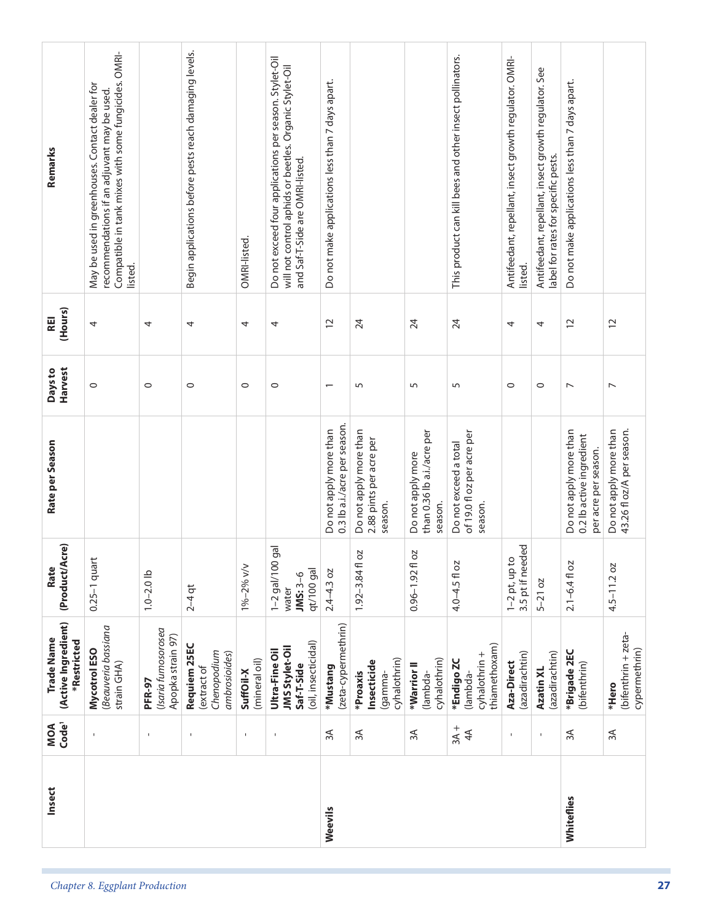| Insect | MOA Code[1] | Trade Name (Active Ingredient) *Restricted | Rate (Product/Acre) | Rate per Season | Days to Harvest | REI (Hours) | Remarks |
|---|---|---|---|---|---|---|---|
| | - | **Mycotrol ESO** (*Beauveria bassiana* strain GHA) | 0.25–1 quart | | 0 | 4 | May be used in greenhouses. Contact dealer for recommendations if an adjuvant may be used. Compatible in tank mixes with some fungicides. OMRI-listed. |
| | - | **PFR-97** (*Isaria fumosorosea* Apopka strain 97) | 1.0–2.0 lb | | 0 | 4 | |
| | - | **Requiem 25EC** (extract of *Chenopodium ambrosioides*) | 2–4 qt | | 0 | 4 | Begin applications before pests reach damaging levels. |
| | - | **SuffOil-X** (mineral oil) | 1%–2% v/v | | 0 | 4 | OMRI-listed. |
| | - | **Ultra-Fine Oil JMS Stylet-Oil Saf-T-Side** (oil, insecticidal) | 1–2 gal/100 gal water **JMS:** 3–6 qt/100 gal | | 0 | 4 | Do not exceed four applications per season. Stylet-Oil will not control aphids or beetles. Organic Stylet-Oil and Saf-T-Side are OMRI-listed. |
| **Weevils** | 3A | ***Mustang** (zeta-cypermethrin) | 2.4–4.3 oz | Do not apply more than 0.3 lb a.i./acre per season. | 1 | 12 | Do not make applications less than 7 days apart. |
| | 3A | ***Proaxis Insecticide** (gamma-cyhalothrin) | 1.92–3.84 fl oz | Do not apply more than 2.88 pints per acre per season. | 5 | 24 | |
| | 3A | ***Warrior II** (lambda-cyhalothrin) | 0.96–1.92 fl oz | Do not apply more than 0.36 lb a.i./acre per season. | 5 | 24 | |
| | 3A + 4A | ***Endigo ZC** (lambda-cyhalothrin + thiamethoxam) | 4.0–4.5 fl oz | Do not exceed a total of 19.0 fl oz per acre per season. | 5 | 24 | This product can kill bees and other insect pollinators. |
| | - | **Aza-Direct** (azadirachtin) | 1–2 pt, up to 3.5 pt if needed | | 0 | 4 | Antifeedant, repellant, insect growth regulator. OMRI-listed. |
| | - | **Azatin XL** (azadirachtin) | 5–21 oz | | 0 | 4 | Antifeedant, repellant, insect growth regulator. See label for rates for specific pests. |
| **Whiteflies** | 3A | ***Brigade 2EC** (bifenthrin) | 2.1–6.4 fl oz | Do not apply more than 0.2 lb active ingredient per acre per season. | 7 | 12 | Do not make applications less than 7 days apart. |
| | 3A | ***Hero** (bifenthrin + zeta-cypermethrin) | 4.5–11.2 oz | Do not apply more than 43.26 fl oz/A per season. | 7 | 12 | |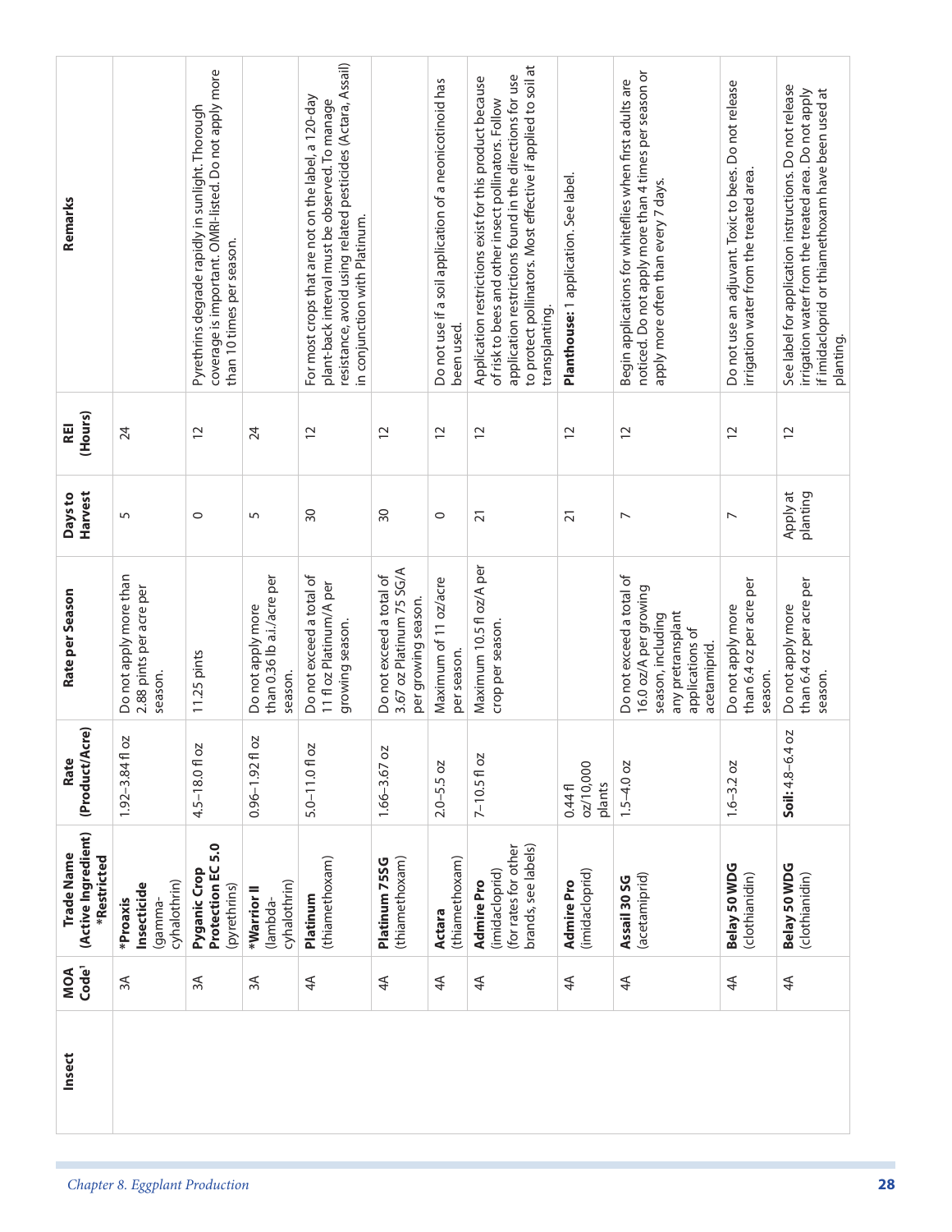| Insect | MOA Code[1] | Trade Name (Active Ingredient) *Restricted | Rate (Product/Acre) | Rate per Season | Days to Harvest | REI (Hours) | Remarks |
|---|---|---|---|---|---|---|---|
| | 3A | ***Proxaxis Insecticide** (gamma-cyhalothrin) | 1.92–3.84 fl oz | Do not apply more than 2.88 pints per acre per season. | 5 | 24 | |
| | 3A | **Pyganic Crop Protection EC 5.0** (pyrethrins) | 4.5–18.0 fl oz | 11.25 pints | 0 | 12 | Pyrethrins degrade rapidly in sunlight. Thorough coverage is important. OMRI-listed. Do not apply more than 10 times per season. |
| | 3A | ***Warrior II** (lambda-cyhalothrin) | 0.96–1.92 fl oz | Do not apply more than 0.36 lb a.i./acre per season. | 5 | 24 | |
| | 4A | **Platinum** (thiamethoxam) | 5.0–11.0 fl oz | Do not exceed a total of 11 fl oz Platinum/A per growing season. | 30 | 12 | For most crops that are not on the label, a 120-day plant-back interval must be observed. To manage resistance, avoid using related pesticides (Actara, Assail) in conjunction with Platinum. |
| | 4A | **Platinum 75SG** (thiamethoxam) | 1.66–3.67 oz | Do not exceed a total of 3.67 oz Platinum 75 SG/A per growing season. | 30 | 12 | |
| | 4A | **Actara** (thiamethoxam) | 2.0–5.5 oz | Maximum of 11 oz/acre per season. | 0 | 12 | Do not use if a soil application of a neonicotinoid has been used. |
| | 4A | **Admire Pro** (imidacloprid) (for rates for other brands, see labels) | 7–10.5 fl oz | Maximum 10.5 fl oz/A per crop per season. | 21 | 12 | Application restrictions exist for this product because of risk to bees and other insect pollinators. Follow application restrictions found in the directions for use to protect pollinators. Most effective if applied to soil at transplanting. |
| | 4A | **Admire Pro** (imidacloprid) | 0.44 fl oz/10,000 plants | | 21 | 12 | **Planthouse:** 1 application. See label. |
| | 4A | **Assail 30 SG** (acetamiprid) | 1.5–4.0 oz | Do not exceed a total of 16.0 oz/A per growing season, including any pretransplant applications of acetamiprid. | 7 | 12 | Begin applications for whiteflies when first adults are noticed. Do not apply more than 4 times per season or apply more often than every 7 days. |
| | 4A | **Belay 50 WDG** (clothianidin) | 1.6–3.2 oz | Do not apply more than 6.4 oz per acre per season. | 7 | 12 | Do not use an adjuvant. Toxic to bees. Do not release irrigation water from the treated area. |
| | 4A | **Belay 50 WDG** (clothianidin) | **Soil:** 4.8–6.4 oz | Do not apply more than 6.4 oz per acre per season. | Apply at planting | 12 | See label for application instructions. Do not release irrigation water from the treated area. Do not apply if imidacloprid or thiamethoxam have been used at planting. |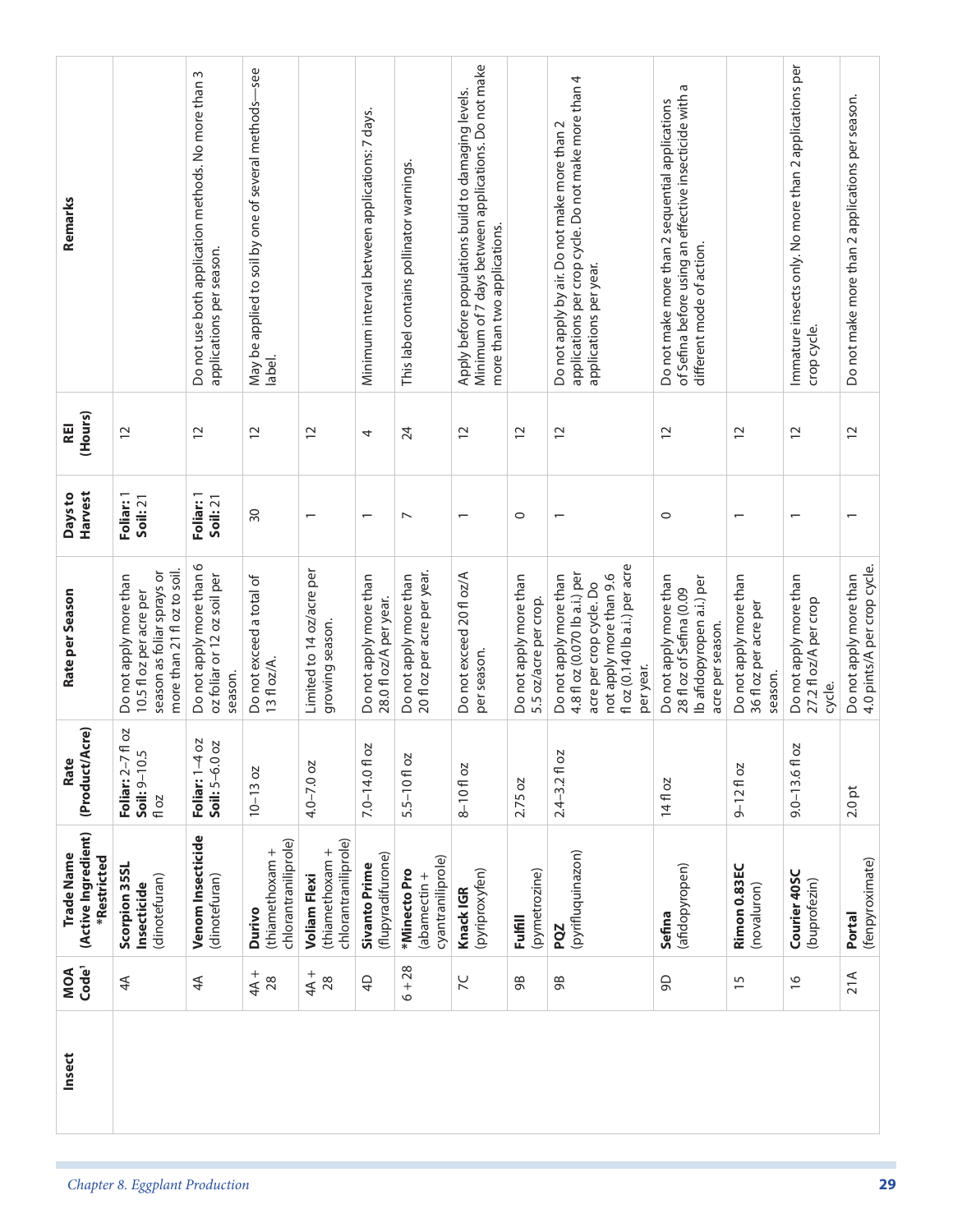| Insect | MOA Code[1] | Trade Name (Active Ingredient) *Restricted | Rate (Product/Acre) | Rate per Season | Days to Harvest | REI (Hours) | Remarks |
|---|---|---|---|---|---|---|---|
| | 4A | **Scorpion 35SL Insecticide** (dinotefuran) | **Foliar:** 2–7 fl oz **Soil:** 9–10.5 fl oz | Do not apply more than 10.5 fl oz per acre per season as foliar sprays or more than 21 fl oz to soil. | **Foliar:** 1 **Soil:** 21 | 12 | |
| | 4A | **Venom Insecticide** (dinotefuran) | **Foliar:** 1–4 oz **Soil:** 5–6.0 oz | Do not apply more than 6 oz foliar or 12 oz soil per season. | **Foliar:** 1 **Soil:** 21 | 12 | Do not use both application methods. No more than 3 applications per season. |
| | 4A + 28 | **Durivo** (thiamethoxam + chlorantraniliprole) | 10–13 oz | Do not exceed a total of 13 fl oz/A. | 30 | 12 | May be applied to soil by one of several methods—see label. |
| | 4A + 28 | **Voliam Flexi** (thiamethoxam + chlorantraniliprole) | 4.0–7.0 oz | Limited to 14 oz/acre per growing season. | 1 | 12 | |
| | 4D | **Sivanto Prime** (flupyradifurone) | 7.0–14.0 fl oz | Do not apply more than 28.0 fl oz/A per year. | 1 | 4 | Minimum interval between applications: 7 days. |
| | 6 + 28 | ***Minecto Pro** (abamectin + cyantraniliprole) | 5.5–10 fl oz | Do not apply more than 20 fl oz per acre per year. | 7 | 24 | This label contains pollinator warnings. |
| | 7C | **Knack IGR** (pyriproxyfen) | 8–10 fl oz | Do not exceed 20 fl oz/A per season. | 1 | 12 | Apply before populations build to damaging levels. Minimum of 7 days between applications. Do not make more than two applications. |
| | 9B | **Fulfill** (pymetrozine) | 2.75 oz | Do not apply more than 5.5 oz/acre per crop. | 0 | 12 | |
| | 9B | **PQZ** (pyrifluquinazon) | 2.4–3.2 fl oz | Do not apply more than 4.8 fl oz (0.070 lb a.i.) per acre per crop cycle. Do not apply more than 9.6 fl oz (0.140 lb a.i.) per acre per year. | 1 | 12 | Do not apply by air. Do not make more than 2 applications per crop cycle. Do not make more than 4 applications per year. |
| | 9D | **Sefina** (afidopyropen) | 14 fl oz | Do not apply more than 28 fl oz of Sefina (0.09 lb afidopyropen a.i.) per acre per season. | 0 | 12 | Do not make more than 2 sequential applications of Sefina before using an effective insecticide with a different mode of action. |
| | 15 | **Rimon 0.83EC** (novaluron) | 9–12 fl oz | Do not apply more than 36 fl oz per acre per season. | 1 | 12 | |
| | 16 | **Courier 40SC** (buprofezin) | 9.0–13.6 fl oz | Do not apply more than 27.2 fl oz/A per crop cycle. | 1 | 12 | Immature insects only. No more than 2 applications per crop cycle. |
| | 21A | **Portal** (fenpyroximate) | 2.0 pt | Do not apply more than 4.0 pints/A per crop cycle. | 1 | 12 | Do not make more than 2 applications per season. |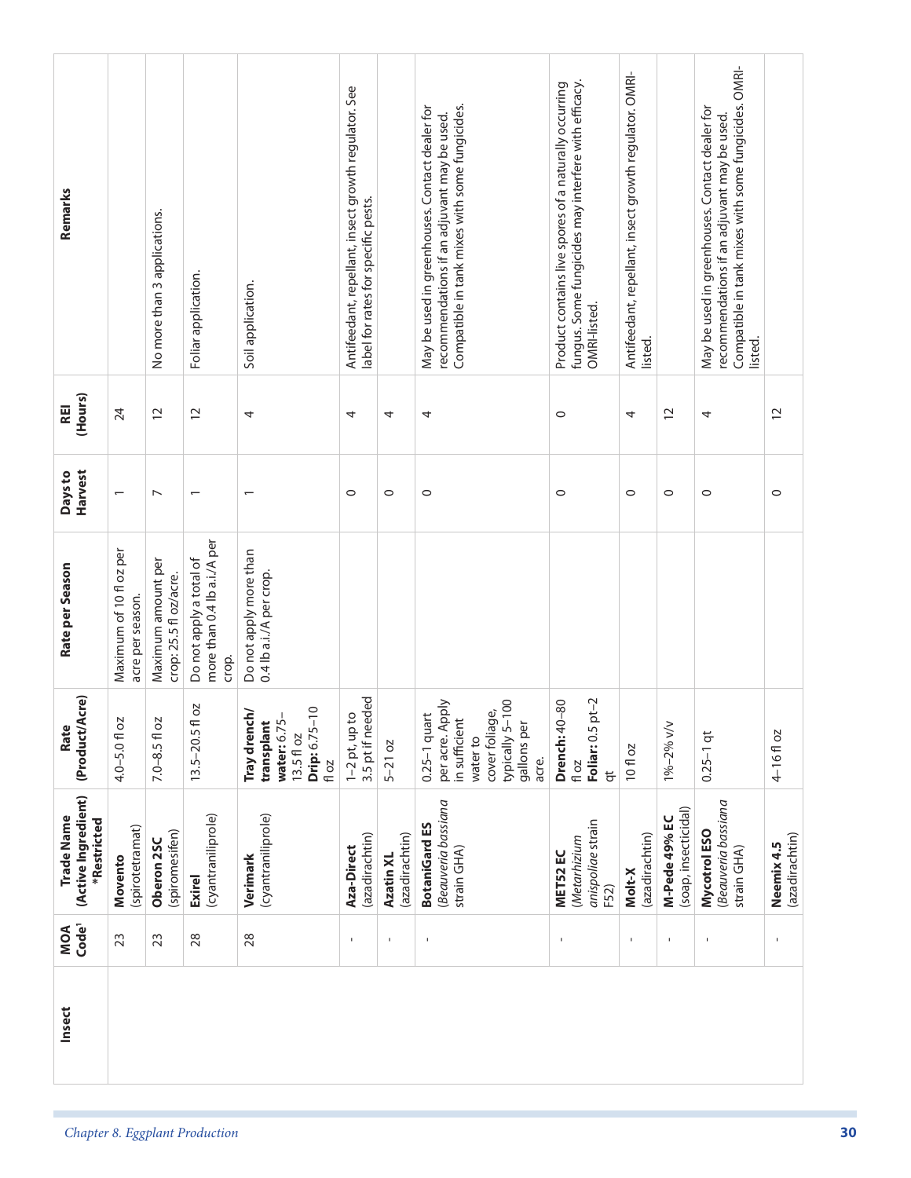| Insect | MOA Code[1] | Trade Name (Active Ingredient) *Restricted | Rate (Product/Acre) | Rate per Season | Days to Harvest | REI (Hours) | Remarks |
|---|---|---|---|---|---|---|---|
| | 23 | **Movento** (spirotetramat) | 4.0–5.0 fl oz | Maximum of 10 fl oz per acre per season. | 1 | 24 | |
| | 23 | **Oberon 2SC** (spiromesifen) | 7.0–8.5 fl oz | Maximum amount per crop: 25.5 fl oz/acre. | 7 | 12 | No more than 3 applications. |
| | 28 | **Exirel** (cyantraniliprole) | 13.5–20.5 fl oz | Do not apply a total of more than 0.4 lb a.i./A per crop. | 1 | 12 | Foliar application. |
| | 28 | **Verimark** (cyantraniliprole) | **Tray drench/ transplant water:** 6.75–13.5 fl oz **Drip:** 6.75–10 fl oz | Do not apply more than 0.4 lb a.i./A per crop. | 1 | 4 | Soil application. |
| | - | **Aza-Direct** (azadirachtin) | 1–2 pt, up to 3.5 pt if needed | | 0 | 4 | Antifeedant, repellant, insect growth regulator. See label for rates for specific pests. |
| | - | **Azatin XL** (azadirachtin) | 5–21 oz | | 0 | 4 | |
| | - | **BotaniGard ES** (*Beauveria bassiana* strain GHA) | 0.25–1 quart per acre. Apply in sufficient water to cover foliage, typically 5–100 gallons per acre. | | 0 | 4 | May be used in greenhouses. Contact dealer for recommendations if an adjuvant may be used. Compatible in tank mixes with some fungicides. |
| | - | **MET52 EC** (*Metarhizium anispoliae* strain F52) | **Drench:** 40–80 fl oz **Foliar:** 0.5 pt–2 qt | | 0 | 0 | Product contains live spores of a naturally occurring fungus. Some fungicides may interfere with efficacy. OMRI-listed. |
| | - | **Molt-X** (azadirachtin) | 10 fl oz | | 0 | 4 | Antifeedant, repellant, insect growth regulator. OMRI-listed. |
| | - | **M-Pede 49% EC** (soap, insecticidal) | 1%–2% v/v | | 0 | 12 | |
| | - | **Mycotrol ESO** (*Beauveria bassiana* strain GHA) | 0.25–1 qt | | 0 | 4 | May be used in greenhouses. Contact dealer for recommendations if an adjuvant may be used. Compatible in tank mixes with some fungicides. OMRI-listed. |
| | - | **Neemix 4.5** (azadirachtin) | 4–16 fl oz | | 0 | 12 | |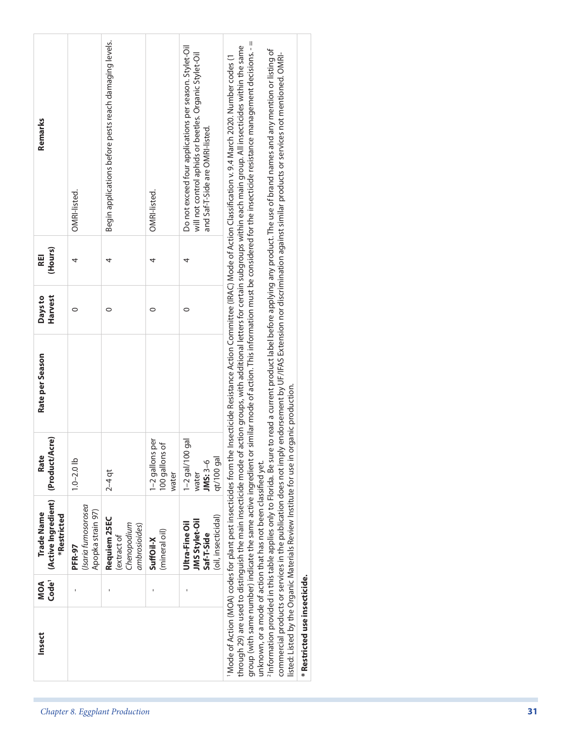| Insect | MOA Code[1] | Trade Name (Active Ingredient) *Restricted | Rate (Product/Acre) | Rate per Season | Days to Harvest | REI (Hours) | Remarks |
|---|---|---|---|---|---|---|---|
| | - | **PFR-97** (*Isaria fumosorosea* Apopka strain 97) | 1.0–2.0 lb | | 0 | 4 | OMRI-listed. |
| | - | **Requiem 25EC** (extract of *Chenopodium ambrosioides*) | 2–4 qt | | 0 | 4 | Begin applications before pests reach damaging levels. |
| | - | **SuffOil-X** (mineral oil) | 1–2 gallons per 100 gallons of water | | 0 | 4 | OMRI-listed. |
| | - | **Ultra-Fine Oil** **JMS Stylet-Oil** **Saf-T-Side** (oil, insecticidal) | 1–2 gal/100 gal water **JMS:** 3–6 qt/100 gal | | 0 | 4 | Do not exceed four applications per season. Stylet-Oil will not control aphids or beetles. Organic Stylet-Oil and Saf-T-Side are OMRI-listed. |

[1]Mode of Action (MOA) codes for plant pest insecticides from the Insecticide Resistance Action Committee (IRAC) Mode of Action Classification v. 9.4 March 2020. Number codes (1 through 29) are used to distinguish the main insecticide mode of action groups, with additional letters for certain subgroups within each main group. All insecticides within the same group (with same number) indicate the same active ingredient or similar mode of action. This information must be considered for the insecticide resistance management decisions. - = unknown, or a mode of action that has not been classified yet.

[2]Information provided in this table applies only to Florida. Be sure to read a current product label before applying any product. The use of brand names and any mention or listing of commercial products or services in the publication does not imply endorsement by UF/IFAS Extension nor discrimination against similar products or services not mentioned. OMRI-listed: Listed by the Organic Materials Review Institute for use in organic production.

**\* Restricted use insecticide.**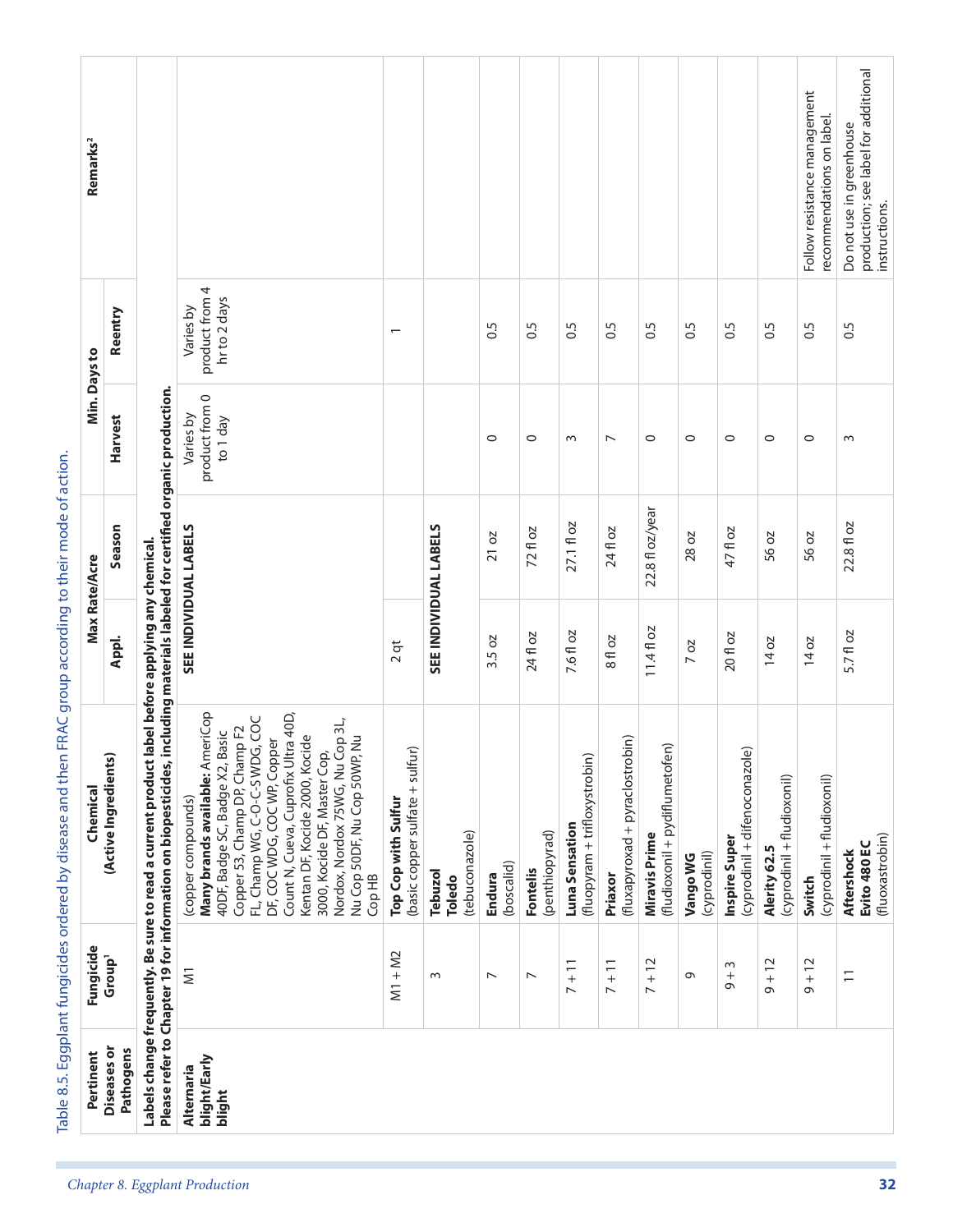Table 8.5. Eggplant fungicides ordered by disease and then FRAC group according to their mode of action.

| Pertinent Diseases or Pathogens | Fungicide Group[1] | Chemical (Active Ingredients) | Max Rate/Acre | | Min. Days to | | Remarks[2] |
|---|---|---|---|---|---|---|---|
| | | | Appl. | Season | Harvest | Reentry | |
| **Labels change frequently. Be sure to read a current product label before applying any chemical. Please refer to Chapter 19 for information on biopesticides, including materials labeled for certified organic production.** | | | | | | | |
| **Alternaria blight/Early blight** | M1 | (copper compounds) **Many brands available:** AmeriCop 40DF, Badge SC, Badge X2, Basic Copper 53, Champ DP, Champ F2 FL, Champ WG, C-O-C-S WDG, COC DF, COC WDG, COC WP, Copper Count N, Cueva, Cuprofix Ultra 40D, Kentan DF, Kocide 2000, Kocide 3000, Kocide DF, Master Cop, Nordox, Nordox 75WG, Nu Cop 3L, Nu Cop 50DF, Nu Cop 50WP, Nu Cop HB | **SEE INDIVIDUAL LABELS** | | Varies by product from 0 to 1 day | Varies by product from 4 hr to 2 days | |
| | M1 + M2 | **Top Cop with Sulfur** (basic copper sulfate + sulfur) | 2 qt | | | 1 | |
| | 3 | **Tebuzol** **Toledo** (tebuconazole) | **SEE INDIVIDUAL LABELS** | | | | |
| | 7 | **Endura** (boscalid) | 3.5 oz | 21 oz | 0 | 0.5 | |
| | 7 | **Fontelis** (penthiopyrad) | 24 fl oz | 72 fl oz | 0 | 0.5 | |
| | 7 + 11 | **Luna Sensation** (fluopyram + trifloxystrobin) | 7.6 fl oz | 27.1 fl oz | 3 | 0.5 | |
| | 7 + 11 | **Priaxor** (fluxapyroxad + pyraclostrobin) | 8 fl oz | 24 fl oz | 7 | 0.5 | |
| | 7 + 12 | **Miravis Prime** (fludioxonil + pydiflumetofen) | 11.4 fl oz | 22.8 fl oz/year | 0 | 0.5 | |
| | 9 | **Vango WG** (cyprodinil) | 7 oz | 28 oz | 0 | 0.5 | |
| | 9 + 3 | **Inspire Super** (cyprodinil + difenoconazole) | 20 fl oz | 47 fl oz | 0 | 0.5 | |
| | 9 + 12 | **Alerity 62.5** (cyprodinil + fludioxonil) | 14 oz | 56 oz | 0 | 0.5 | |
| | 9 + 12 | **Switch** (cyprodinil + fludioxonil) | 14 oz | 56 oz | 0 | 0.5 | Follow resistance management recommendations on label. |
| | 11 | **Aftershock** **Evito 480 EC** (fluoxastrobin) | 5.7 fl oz | 22.8 fl oz | 3 | 0.5 | Do not use in greenhouse production; see label for additional instructions. |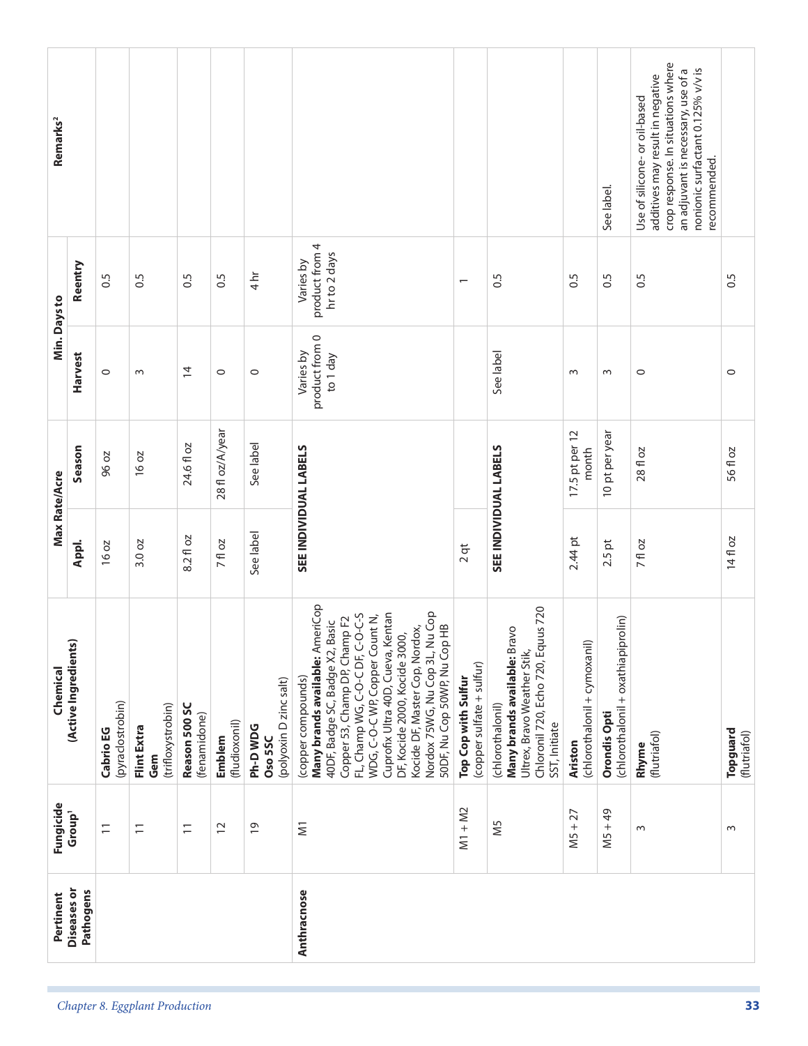| Pertinent Diseases or Pathogens | Fungicide Group[1] | Chemical (Active Ingredients) | Max Rate/Acre | | Min. Days to | | Remarks[2] |
|---|---|---|---|---|---|---|---|
| | | | Appl. | Season | Harvest | Reentry | |
| | 11 | **Cabrio EG** (pyraclostrobin) | 16 oz | 96 oz | 0 | 0.5 | |
| | 11 | **Flint Extra** **Gem** (trifloxystrobin) | 3.0 oz | 16 oz | 3 | 0.5 | |
| | 11 | **Reason 500 SC** (fenamidone) | 8.2 fl oz | 24.6 fl oz | 14 | 0.5 | |
| | 12 | **Emblem** (fludioxonil) | 7 fl oz | 28 fl oz/A/year | 0 | 0.5 | |
| | 19 | **Ph-D WDG** **Oso 5SC** (polyoxin D zinc salt) | See label | See label | 0 | 4 hr | |
| **Anthracnose** | M1 | (copper compounds) **Many brands available:** AmeriCop 40DF, Badge SC, Badge X2, Basic Copper 53, Champ DP, Champ F2 FL, Champ WG, C-O-C DF, C-O-C-S WDG, C-O-C WP, Copper Count N, Cuprofix Ultra 40D, Cueva, Kentan DF, Kocide 2000, Kocide 3000, Kocide DF, Master Cop, Nordox, Nordox 75WG, Nu Cop 3L, Nu Cop 50DF, Nu Cop 50WP, Nu Cop HB | SEE INDIVIDUAL LABELS | | Varies by product from 0 to 1 day | Varies by product from 4 hr to 2 days | |
| | M1 + M2 | **Top Cop with Sulfur** (copper sulfate + sulfur) | 2 qt | | | 1 | |
| | M5 | (chlorothalonil) **Many brands available:** Bravo Ultrex, Bravo Weather Stik, Chloronil 720, Echo 720, Equus 720 SST, Initiate | SEE INDIVIDUAL LABELS | | See label | 0.5 | |
| | M5 + 27 | **Ariston** (chlorothalonil + cymoxanil) | 2.44 pt | 17.5 pt per 12 month | 3 | 0.5 | |
| | M5 + 49 | **Orondis Opti** (chlorothalonil + oxathiapiprolin) | 2.5 pt | 10 pt per year | 3 | 0.5 | See label. |
| | 3 | **Rhyme** (flutriafol) | 7 fl oz | 28 fl oz | 0 | 0.5 | Use of silicone- or oil-based additives may result in negative crop response. In situations where an adjuvant is necessary, use of a nonionic surfactant 0.125% v/v is recommended. |
| | 3 | **Topguard** (flutriafol) | 14 fl oz | 56 fl oz | 0 | 0.5 | |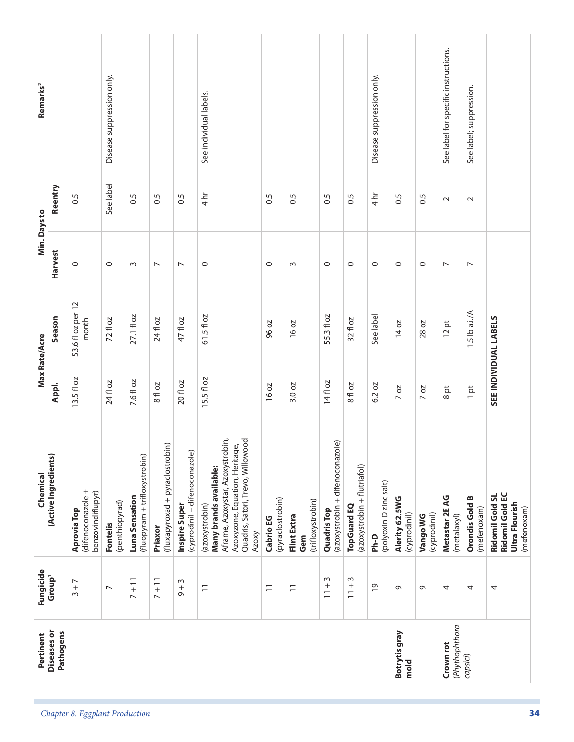| Pertinent Diseases or Pathogens | Fungicide Group[1] | Chemical (Active Ingredients) | Max Rate/Acre | | Min. Days to | | Remarks[2] |
|---|---|---|---|---|---|---|---|
| | | | Appl. | Season | Harvest | Reentry | |
| | 3 + 7 | **Aprovia Top** (difenoconazole + benzovindiflupyr) | 13.5 fl oz | 53.6 fl oz per 12 month | 0 | 0.5 | |
| | 7 | **Fontelis** (penthiopyrad) | 24 fl oz | 72 fl oz | 0 | See label | Disease suppression only. |
| | 7 + 11 | **Luna Sensation** (fluopyram + trifloxystrobin) | 7.6 fl oz | 27.1 fl oz | 3 | 0.5 | |
| | 7 + 11 | **Priaxor** (fluxapyroxad + pyraclostrobin) | 8 fl oz | 24 fl oz | 7 | 0.5 | |
| | 9 + 3 | **Inspire Super** (cyprodinil + difenoconazole) | 20 fl oz | 47 fl oz | 7 | 0.5 | |
| | 11 | (azoxystrobin) **Many brands available:** Aframe, Azoxystar, Azoxystrobin, Azoxyzone, Equation, Heritage, Quadris, Satori, Trevo, Willowood Azoxy | 15.5 fl oz | 61.5 fl oz | 0 | 4 hr | See individual labels. |
| | 11 | **Cabrio EG** (pyraclostrobin) | 16 oz | 96 oz | 0 | 0.5 | |
| | 11 | **Flint Extra** **Gem** (trifloxystrobin) | 3.0 oz | 16 oz | 3 | 0.5 | |
| | 11 + 3 | **Quadris Top** (azoxystrobin + difenoconazole) | 14 fl oz | 55.3 fl oz | 0 | 0.5 | |
| | 11 + 3 | **TopGuard EQ** (azoxystrobin + flutriafol) | 8 fl oz | 32 fl oz | 0 | 0.5 | |
| | 19 | **Ph-D** (polyoxin D zinc salt) | 6.2 oz | See label | 0 | 4 hr | Disease suppression only. |
| **Botrytis gray mold** | 9 | **Alerity 62.5WG** (cyprodinil) | 7 oz | 14 oz | 0 | 0.5 | |
| | 9 | **Vango WG** (cyprodinil) | 7 oz | 28 oz | 0 | 0.5 | |
| **Crown rot** (*Phythophthora capsici*) | 4 | **Metastar 2E AG** (metalaxyl) | 8 pt | 12 pt | 7 | 2 | See label for specific instructions. |
| | 4 | **Orondis Gold B** (mefenoxam) | 1 pt | 1.5 lb a.i./A | 7 | 2 | See label; suppression. |
| | 4 | **Ridomil Gold SL** **Ridomil Gold EC** **Ultra Flourish** (mefenoxam) | **SEE INDIVIDUAL LABELS** | | | | |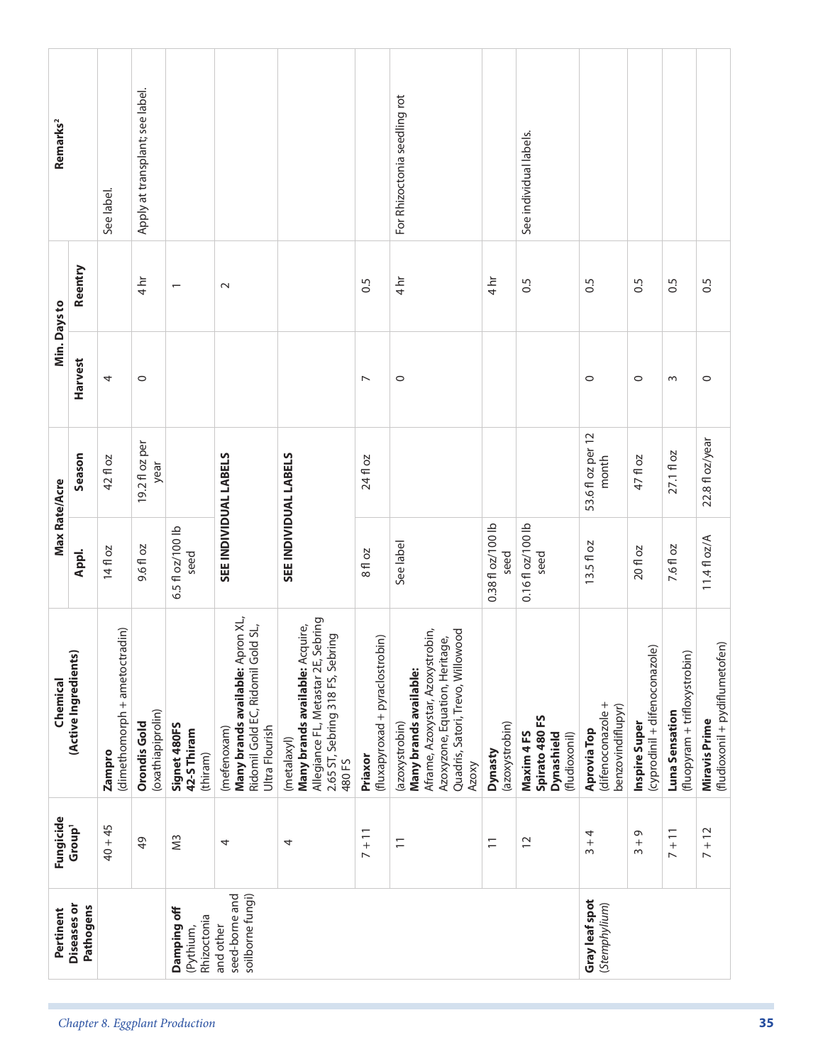| Pertinent Diseases or Pathogens | Fungicide Group[1] | Chemical (Active Ingredients) | Max Rate/Acre | | Min. Days to | | Remarks[2] |
|---|---|---|---|---|---|---|---|
| | | | Appl. | Season | Harvest | Reentry | |
| | 40 + 45 | **Zampro** (dimethomorph + ametoctradin) | 14 fl oz | 42 fl oz | 4 | | See label. |
| | 49 | **Orondis Gold** (oxathiapiprolin) | 9.6 fl oz | 19.2 fl oz per year | 0 | 4 hr | Apply at transplant; see label. |
| **Damping off** (Pythium, Rhizoctonia and other seed-borne and soilborne fungi) | M3 | **Signet 480FS** **42-S Thiram** (thiram) | 6.5 fl oz/100 lb seed | | | 1 | |
| | 4 | (mefenoxam) **Many brands available:** Apron XL, Ridomil Gold EC, Ridomil Gold SL, Ultra Flourish | **SEE INDIVIDUAL LABELS** | | | 2 | |
| | 4 | (metalaxyl) **Many brands available:** Acquire, Allegiance FL, Metastar 2E, Sebring 2.65 ST, Sebring 318 FS, Sebring 480 FS | **SEE INDIVIDUAL LABELS** | | | | |
| | 7 + 11 | **Priaxor** (fluxapyroxad + pyraclostrobin) | 8 fl oz | 24 fl oz | 7 | 0.5 | |
| | 11 | (azoxystrobin) **Many brands available:** Aframe, Azoxystar, Azoxystrobin, Azoxyzone, Equation, Heritage, Quadris, Satori, Trevo, Willowood Azoxy | See label | | 0 | 4 hr | For Rhizoctonia seedling rot |
| | 11 | **Dynasty** (azoxystrobin) | 0.38 fl oz/100 lb seed | | | 4 hr | |
| | 12 | **Maxim 4 FS** **Spirato 480 FS** **Dynashield** (fludioxonil) | 0.16 fl oz/100 lb seed | | | 0.5 | See individual labels. |
| **Gray leaf spot** (*Stemphylium*) | 3 + 4 | **Aprovia Top** (difenoconazole + benzovindiflupyr) | 13.5 fl oz | 53.6 fl oz per 12 month | 0 | 0.5 | |
| | 3 + 9 | **Inspire Super** (cyprodinil + difenoconazole) | 20 fl oz | 47 fl oz | 0 | 0.5 | |
| | 7 + 11 | **Luna Sensation** (fluopyram + trifloxystrobin) | 7.6 fl oz | 27.1 fl oz | 3 | 0.5 | |
| | 7 + 12 | **Miravis Prime** (fludioxonil + pydiflumetofen) | 11.4 fl oz/A | 22.8 fl oz/year | 0 | 0.5 | |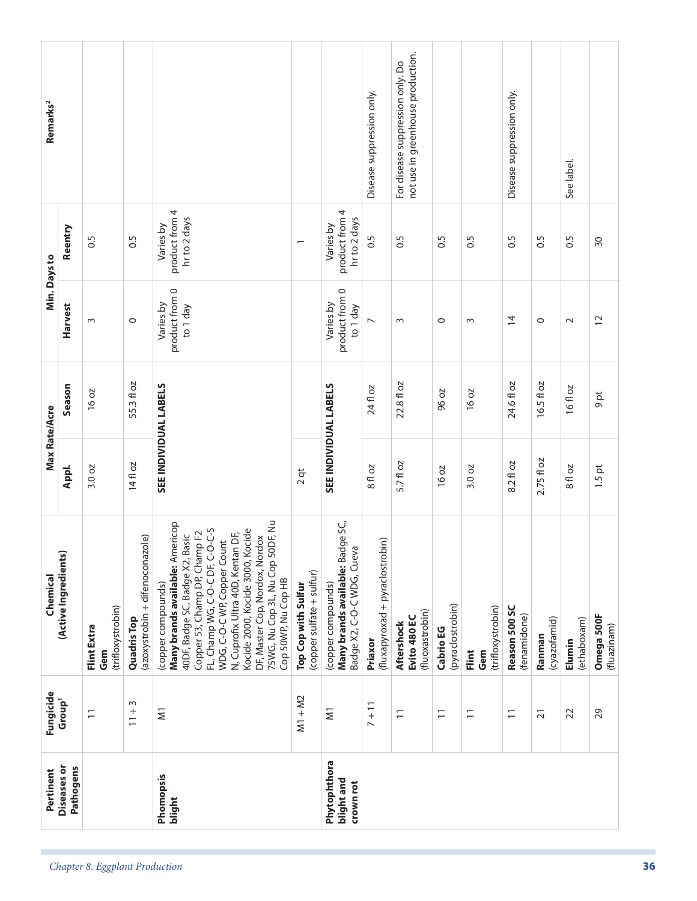| Pertinent Diseases or Pathogens | Fungicide Group[1] | Chemical (Active Ingredients) | Max Rate/Acre | | Min. Days to | | Remarks[2] |
|---|---|---|---|---|---|---|---|
| | | | Appl. | Season | Harvest | Reentry | |
| | 11 | **Flint Extra** **Gem** (trifloxystrobin) | 3.0 oz | 16 oz | 3 | 0.5 | |
| | 11 + 3 | **Quadris Top** (azoxystrobin + difenoconazole) | 14 fl oz | 55.3 fl oz | 0 | 0.5 | |
| Phomopsis blight | M1 | (copper compounds) **Many brands available:** Americop 40DF, Badge SC, Badge X2, Basic Copper 53, Champ DP, Champ F2 FL, Champ WG, C-O-C DF, C-O-C-S WDG, C-O-C WP, Copper Count N, Cuprofix Ultra 40D, Kentan DF, Kocide 2000, Kocide 3000, Kocide DF, Master Cop, Nordox, Nordox 75WG, Nu Cop 3L, Nu Cop 50DF, Nu Cop 50WP, Nu Cop HB | **SEE INDIVIDUAL LABELS** | | Varies by product from 0 to 1 day | Varies by product from 4 hr to 2 days | |
| | M1 + M2 | **Top Cop with Sulfur** (copper sulfate + sulfur) | 2 qt | | | 1 | |
| Phytophthora blight and crown rot | M1 | (copper compounds) **Many brands available:** Badge SC, Badge X2, C-O-C WDG, Cueva | **SEE INDIVIDUAL LABELS** | | Varies by product from 0 to 1 day | Varies by product from 4 hr to 2 days | |
| | 7 + 11 | **Priaxor** (fluxapyroxad + pyraclostrobin) | 8 fl oz | 24 fl oz | 7 | 0.5 | Disease suppression only. |
| | 11 | **Aftershock** **Evito 480 EC** (fluoxastrobin) | 5.7 fl oz | 22.8 fl oz | 3 | 0.5 | For disease suppression only. Do not use in greenhouse production. |
| | 11 | **Cabrio EG** (pyraclostrobin) | 16 oz | 96 oz | 0 | 0.5 | |
| | 11 | **Flint** **Gem** (trifloxystrobin) | 3.0 oz | 16 oz | 3 | 0.5 | |
| | 11 | **Reason 500 SC** (fenamidone) | 8.2 fl oz | 24.6 fl oz | 14 | 0.5 | Disease suppression only. |
| | 21 | **Ranman** (cyazofamid) | 2.75 fl oz | 16.5 fl oz | 0 | 0.5 | |
| | 22 | **Elumin** (ethaboxam) | 8 fl oz | 16 fl oz | 2 | 0.5 | See label. |
| | 29 | **Omega 500F** (fluazinam) | 1.5 pt | 9 pt | 12 | 30 | |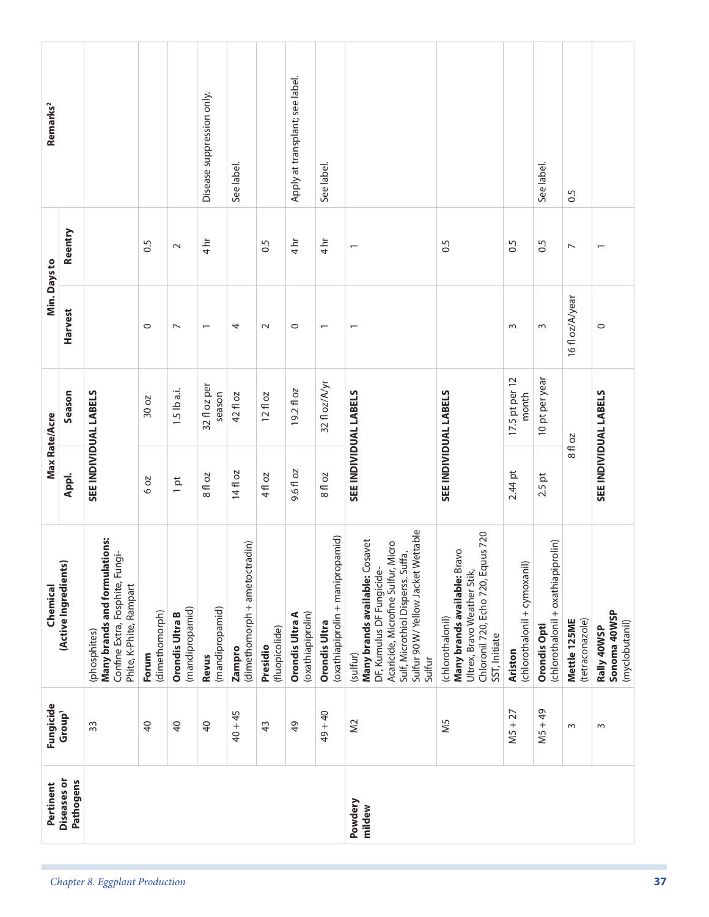| Pertinent Diseases or Pathogens | Fungicide Group[1] | Chemical (Active Ingredients) | Max Rate/Acre | | Min. Days to | | Remarks[2] |
|---|---|---|---|---|---|---|---|
| | | | **Appl.** | **Season** | **Harvest** | **Reentry** | |
| | 33 | (phosphites) **Many brands and formulations:** Confine Extra, Fosphite, Fungi-Phite, K-Phite, Rampart | **SEE INDIVIDUAL LABELS** | | | | |
| | 40 | **Forum** (dimethomorph) | 6 oz | 30 oz | 0 | 0.5 | |
| | 40 | **Orondis Ultra B** (mandipropamid) | 1 pt | 1.5 lb a.i. | 7 | 2 | |
| | 40 | **Revus** (mandipropamid) | 8 fl oz | 32 fl oz per season | 1 | 4 hr | Disease suppression only. |
| | 40 + 45 | **Zampro** (dimethomorph + ametoctradin) | 14 fl oz | 42 fl oz | 4 | | See label. |
| | 43 | **Presidio** (fluopicolide) | 4 fl oz | 12 fl oz | 2 | 0.5 | |
| | 49 | **Orondis Ultra A** (oxathiapiprolin) | 9.6 fl oz | 19.2 fl oz | 0 | 4 hr | Apply at transplant; see label. |
| | 49 + 40 | **Orondis Ultra** (oxathiapiprolin + manipropamid) | 8 fl oz | 32 fl oz/A/yr | 1 | 4 hr | See label. |
| **Powdery mildew** | M2 | (sulfur) **Many brands available:** Cosavet DF, Kumulus DF Fungicide-Acaricide, Microfine Sulfur, Micro Sulf, Microthiol Disperss, Suffa, Sulfur 90W/ Yellow Jacket Wettable Sulfur | **SEE INDIVIDUAL LABELS** | | 1 | 1 | |
| | M5 | (chlorothalonil) **Many brands available:** Bravo Ultrex, Bravo Weather Stik, Chloronil 720, Echo 720, Equus 720 SST, Initiate | **SEE INDIVIDUAL LABELS** | | | 0.5 | |
| | M5 + 27 | **Ariston** (chlorothalonil + cymoxanil) | 2.44 pt | 17.5 pt per 12 month | 3 | 0.5 | |
| | M5 + 49 | **Orondis Opti** (chlorothalonil + oxathiapiprolin) | 2.5 pt | 10 pt per year | 3 | 0.5 | See label. |
| | 3 | **Mettle 125ME** (tetraconazole) | 8 fl oz | | 16 fl oz/A/year | 7 | 0.5 |
| | 3 | **Rally 40WSP Sonoma 40WSP** (myclobutanil) | **SEE INDIVIDUAL LABELS** | | 0 | 1 | |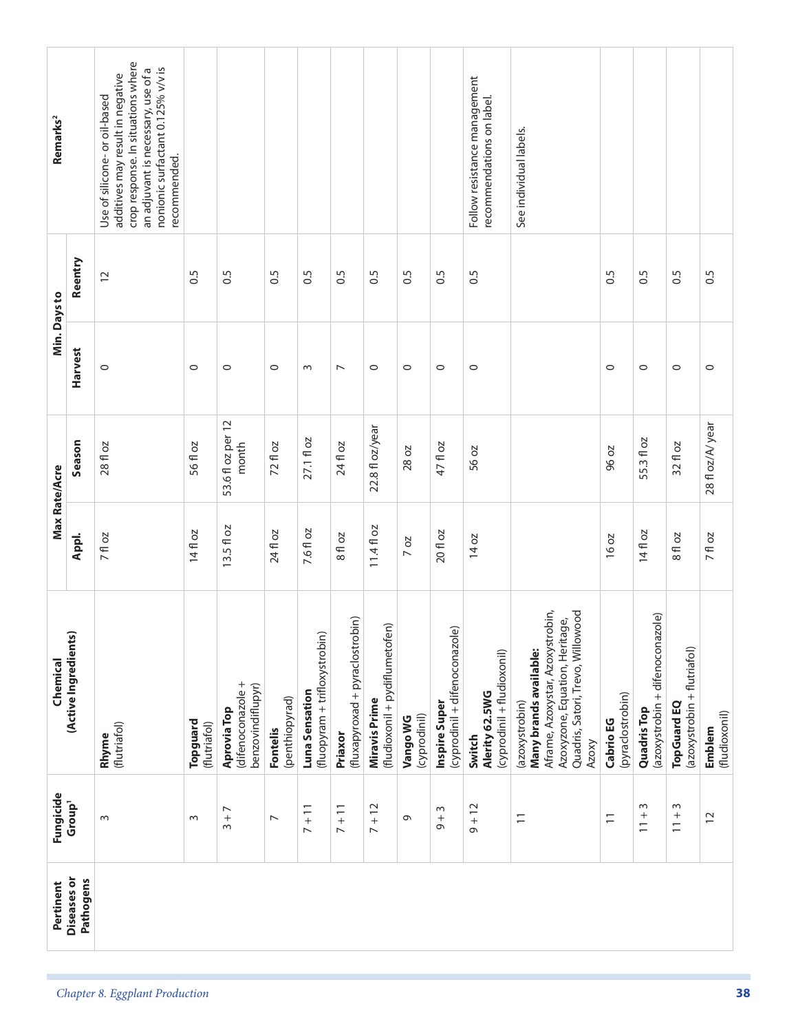| Pertinent Diseases or Pathogens | Fungicide Group[1] | Chemical (Active Ingredients) | Max Rate/Acre | | Min. Days to | | Remarks[2] |
|---|---|---|---|---|---|---|---|
| | | | Appl. | Season | Harvest | Reentry | |
| | 3 | **Rhyme** (flutriafol) | 7 fl oz | 28 fl oz | 0 | 12 | Use of silicone- or oil-based additives may result in negative crop response. In situations where an adjuvant is necessary, use of a nonionic surfactant 0.125% v/v is recommended. |
| | 3 | **Topguard** (flutriafol) | 14 fl oz | 56 fl oz | 0 | 0.5 | |
| | 3 + 7 | **Aprovia Top** (difenoconazole + benzovindiflupyr) | 13.5 fl oz | 53.6 fl oz per 12 month | 0 | 0.5 | |
| | 7 | **Fontelis** (penthiopyrad) | 24 fl oz | 72 fl oz | 0 | 0.5 | |
| | 7 + 11 | **Luna Sensation** (fluopyram + trifloxystrobin) | 7.6 fl oz | 27.1 fl oz | 3 | 0.5 | |
| | 7 + 11 | **Priaxor** (fluxapyroxad + pyraclostrobin) | 8 fl oz | 24 fl oz | 7 | 0.5 | |
| | 7 + 12 | **Miravis Prime** (fludioxonil + pydiflumetofen) | 11.4 fl oz | 22.8 fl oz/year | 0 | 0.5 | |
| | 9 | **Vango WG** (cyprodinil) | 7 oz | 28 oz | 0 | 0.5 | |
| | 9 + 3 | **Inspire Super** (cyprodinil + difenoconazole) | 20 fl oz | 47 fl oz | 0 | 0.5 | |
| | 9 + 12 | **Switch** **Alerity 62.5WG** (cyprodinil + fludioxonil) | 14 oz | 56 oz | 0 | 0.5 | Follow resistance management recommendations on label. |
| | 11 | (azoxystrobin) **Many brands available:** Aframe, Azoxystar, Azoxystrobin, Azoxyzone, Equation, Heritage, Quadris, Satori, Trevo, Willowood Azoxy | | | | | See individual labels. |
| | 11 | **Cabrio EG** (pyraclostrobin) | 16 oz | 96 oz | 0 | 0.5 | |
| | 11 + 3 | **Quadris Top** (azoxystrobin + difenoconazole) | 14 fl oz | 55.3 fl oz | 0 | 0.5 | |
| | 11 + 3 | **TopGuard EQ** (azoxystrobin + flutriafol) | 8 fl oz | 32 fl oz | 0 | 0.5 | |
| | 12 | **Emblem** (fludioxonil) | 7 fl oz | 28 fl oz/A/year | 0 | 0.5 | |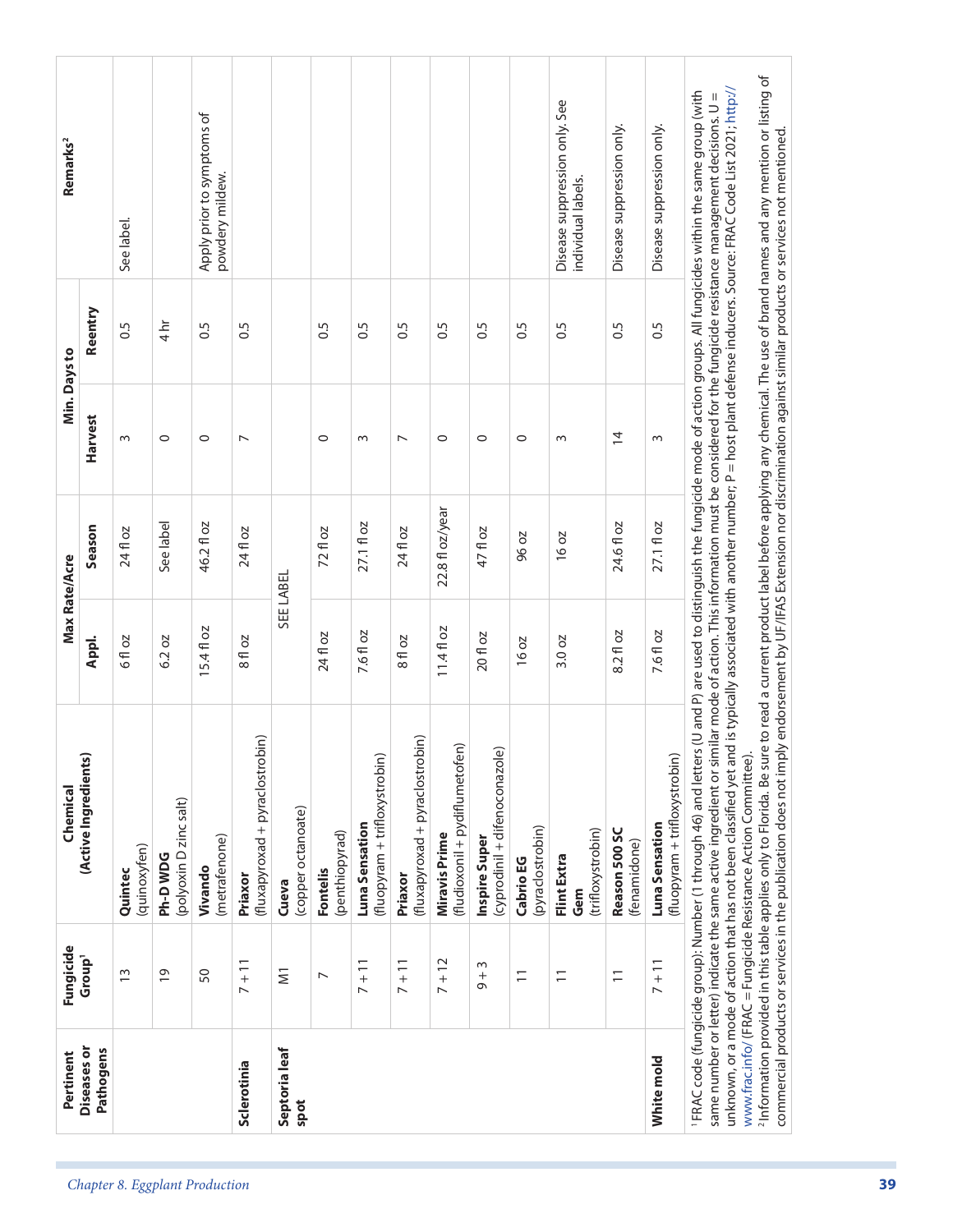| Pertinent Diseases or Pathogens | Fungicide Group[1] | Chemical (Active Ingredients) | Max Rate/Acre | | Min. Days to | | Remarks[2] |
|---|---|---|---|---|---|---|---|
| | | | Appl. | Season | Harvest | Reentry | |
| | 13 | **Quintec** (quinoxyfen) | 6 fl oz | 24 fl oz | 3 | 0.5 | See label. |
| | 19 | **Ph-D WDG** (polyoxin D zinc salt) | 6.2 oz | See label | 0 | 4 hr | |
| | 50 | **Vivando** (metrafenone) | 15.4 fl oz | 46.2 fl oz | 0 | 0.5 | Apply prior to symptoms of powdery mildew. |
| **Sclerotinia** | 7 + 11 | **Priaxor** (fluxapyroxad + pyraclostrobin) | 8 fl oz | 24 fl oz | 7 | 0.5 | |
| **Septoria leaf spot** | M1 | **Cueva** (copper octanoate) | SEE LABEL | | | | |
| | 7 | **Fontelis** (penthiopyrad) | 24 fl oz | 72 fl oz | 0 | 0.5 | |
| | 7 + 11 | **Luna Sensation** (fluopyram + trifloxystrobin) | 7.6 fl oz | 27.1 fl oz | 3 | 0.5 | |
| | 7 + 11 | **Priaxor** (fluxapyroxad + pyraclostrobin) | 8 fl oz | 24 fl oz | 7 | 0.5 | |
| | 7 + 12 | **Miravis Prime** (fludioxonil + pydiflumetofen) | 11.4 fl oz | 22.8 fl oz/year | 0 | 0.5 | |
| | 9 + 3 | **Inspire Super** (cyprodinil + difenoconazole) | 20 fl oz | 47 fl oz | 0 | 0.5 | |
| | 11 | **Cabrio EG** (pyraclostrobin) | 16 oz | 96 oz | 0 | 0.5 | |
| | 11 | **Flint Extra Gem** (trifloxystrobin) | 3.0 oz | 16 oz | 3 | 0.5 | Disease suppression only. See individual labels. |
| | 11 | **Reason 500 SC** (fenamidone) | 8.2 fl oz | 24.6 fl oz | 14 | 0.5 | Disease suppression only. |
| **White mold** | 7 + 11 | **Luna Sensation** (fluopyram + trifloxystrobin) | 7.6 fl oz | 27.1 fl oz | 3 | 0.5 | Disease suppression only. |

[1] FRAC code (fungicide group): Number (1 through 46) and letters (U and P) are used to distinguish the fungicide mode of action groups. All fungicides within the same group (with same number or letter) indicate the same active ingredient or similar mode of action. This information must be considered for the fungicide resistance management decisions. U = unknown, or a mode of action that has not been classified yet and is typically associated with another number; P = host plant defense inducers. Source: FRAC Code List 2021; http://www.frac.info/ (FRAC = Fungicide Resistance Action Committee).

[2] Information provided in this table applies only to Florida. Be sure to read a current product label before applying any chemical. The use of brand names and any mention or listing of commercial products or services in the publication does not imply endorsement by UF/IFAS Extension nor discrimination against similar products or services not mentioned.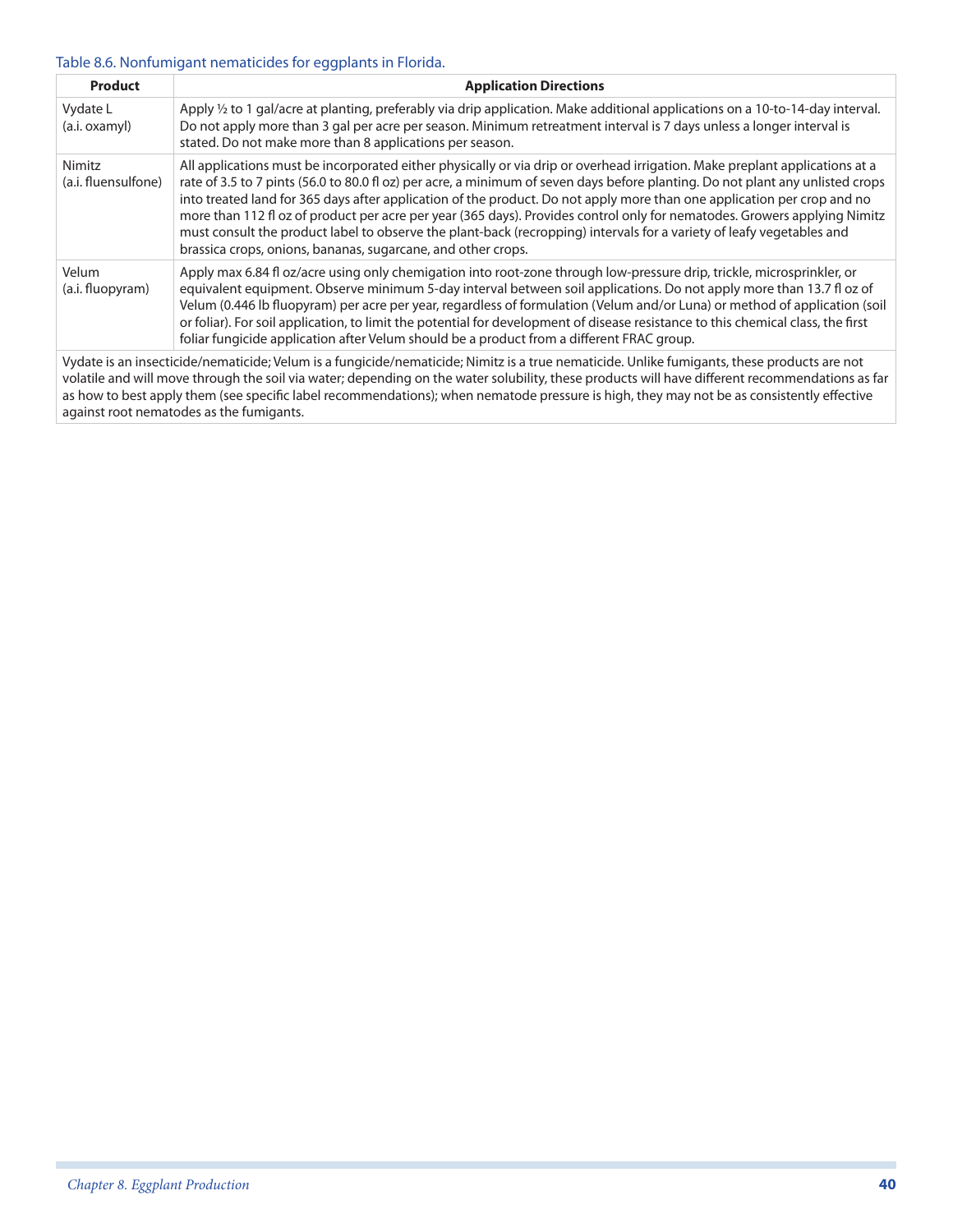Table 8.6. Nonfumigant nematicides for eggplants in Florida.

| Product | Application Directions |
|---|---|
| Vydate L (a.i. oxamyl) | Apply ½ to 1 gal/acre at planting, preferably via drip application. Make additional applications on a 10-to-14-day interval. Do not apply more than 3 gal per acre per season. Minimum retreatment interval is 7 days unless a longer interval is stated. Do not make more than 8 applications per season. |
| Nimitz (a.i. fluensulfone) | All applications must be incorporated either physically or via drip or overhead irrigation. Make preplant applications at a rate of 3.5 to 7 pints (56.0 to 80.0 fl oz) per acre, a minimum of seven days before planting. Do not plant any unlisted crops into treated land for 365 days after application of the product. Do not apply more than one application per crop and no more than 112 fl oz of product per acre per year (365 days). Provides control only for nematodes. Growers applying Nimitz must consult the product label to observe the plant-back (recropping) intervals for a variety of leafy vegetables and brassica crops, onions, bananas, sugarcane, and other crops. |
| Velum (a.i. fluopyram) | Apply max 6.84 fl oz/acre using only chemigation into root-zone through low-pressure drip, trickle, microsprinkler, or equivalent equipment. Observe minimum 5-day interval between soil applications. Do not apply more than 13.7 fl oz of Velum (0.446 lb fluopyram) per acre per year, regardless of formulation (Velum and/or Luna) or method of application (soil or foliar). For soil application, to limit the potential for development of disease resistance to this chemical class, the first foliar fungicide application after Velum should be a product from a different FRAC group. |
| Vydate is an insecticide/nematicide; Velum is a fungicide/nematicide; Nimitz is a true nematicide. Unlike fumigants, these products are not volatile and will move through the soil via water; depending on the water solubility, these products will have different recommendations as far as how to best apply them (see specific label recommendations); when nematode pressure is high, they may not be as consistently effective against root nematodes as the fumigants. | |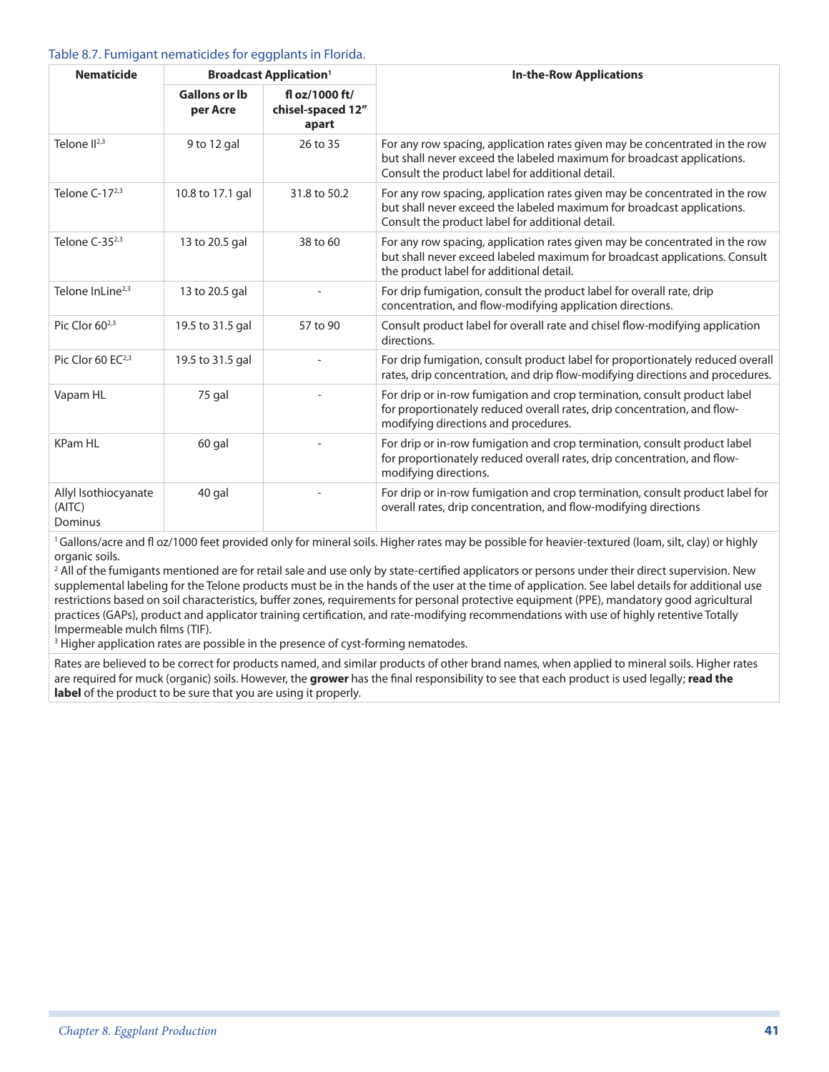Table 8.7. Fumigant nematicides for eggplants in Florida.

| Nematicide | Broadcast Application[1] | | In-the-Row Applications |
|---|---|---|---|
| | Gallons or lb per Acre | fl oz/1000 ft/ chisel-spaced 12" apart | |
| Telone II[2,3] | 9 to 12 gal | 26 to 35 | For any row spacing, application rates given may be concentrated in the row but shall never exceed the labeled maximum for broadcast applications. Consult the product label for additional detail. |
| Telone C-17[2,3] | 10.8 to 17.1 gal | 31.8 to 50.2 | For any row spacing, application rates given may be concentrated in the row but shall never exceed the labeled maximum for broadcast applications. Consult the product label for additional detail. |
| Telone C-35[2,3] | 13 to 20.5 gal | 38 to 60 | For any row spacing, application rates given may be concentrated in the row but shall never exceed labeled maximum for broadcast applications. Consult the product label for additional detail. |
| Telone InLine[2,3] | 13 to 20.5 gal | - | For drip fumigation, consult the product label for overall rate, drip concentration, and flow-modifying application directions. |
| Pic Clor 60[2,3] | 19.5 to 31.5 gal | 57 to 90 | Consult product label for overall rate and chisel flow-modifying application directions. |
| Pic Clor 60 EC[2,3] | 19.5 to 31.5 gal | - | For drip fumigation, consult product label for proportionately reduced overall rates, drip concentration, and drip flow-modifying directions and procedures. |
| Vapam HL | 75 gal | - | For drip or in-row fumigation and crop termination, consult product label for proportionately reduced overall rates, drip concentration, and flow-modifying directions and procedures. |
| KPam HL | 60 gal | - | For drip or in-row fumigation and crop termination, consult product label for proportionately reduced overall rates, drip concentration, and flow-modifying directions. |
| Allyl Isothiocyanate (AITC) Dominus | 40 gal | - | For drip or in-row fumigation and crop termination, consult product label for overall rates, drip concentration, and flow-modifying directions |

[1] Gallons/acre and fl oz/1000 feet provided only for mineral soils. Higher rates may be possible for heavier-textured (loam, silt, clay) or highly organic soils.

[2] All of the fumigants mentioned are for retail sale and use only by state-certified applicators or persons under their direct supervision. New supplemental labeling for the Telone products must be in the hands of the user at the time of application. See label details for additional use restrictions based on soil characteristics, buffer zones, requirements for personal protective equipment (PPE), mandatory good agricultural practices (GAPs), product and applicator training certification, and rate-modifying recommendations with use of highly retentive Totally Impermeable mulch films (TIF).

[3] Higher application rates are possible in the presence of cyst-forming nematodes.

Rates are believed to be correct for products named, and similar products of other brand names, when applied to mineral soils. Higher rates are required for muck (organic) soils. However, the **grower** has the final responsibility to see that each product is used legally; **read the label** of the product to be sure that you are using it properly.